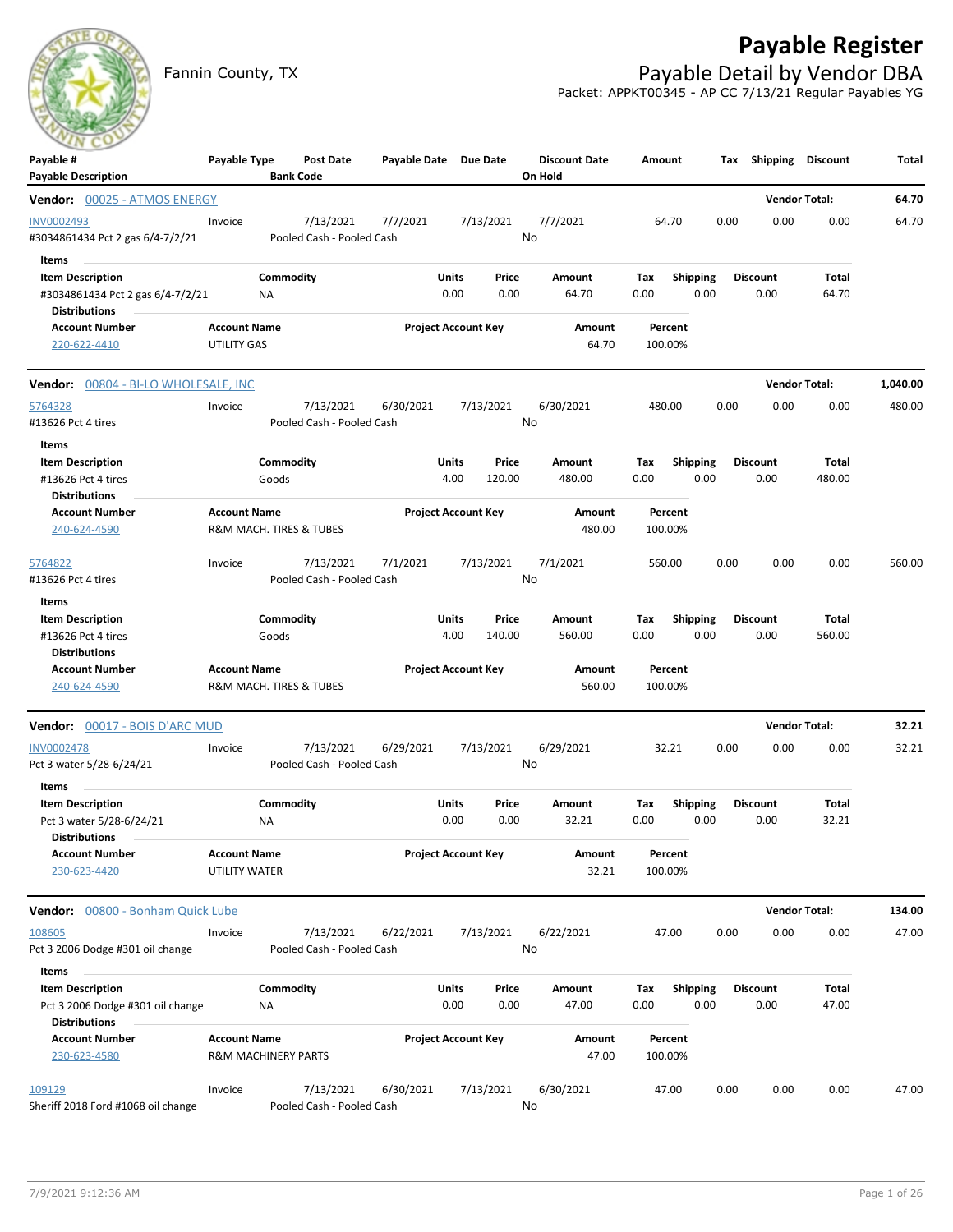# Payable Register

Fannin County, TX

## Payable Detail by Vendor DBA

Packet: APPKT00345 - AP CC 7/13/21 Regular Payables YG

| Payable # / Payable Description | Payable Type | Post Date / Bank Code | Payable Date | Due Date | Discount Date / On Hold | Amount | Tax | Shipping | Discount | Total |
|---|---|---|---|---|---|---|---|---|---|---|

**Vendor: 00025 - ATMOS ENERGY** — Vendor Total: **64.70**

| Payable # | Payable Type | Post Date | Payable Date | Due Date | Discount Date | Amount | Tax | Shipping | Discount | Total |
|---|---|---|---|---|---|---|---|---|---|---|
| INV0002493 | Invoice | 7/13/2021 | 7/7/2021 | 7/13/2021 | 7/7/2021 | 64.70 | 0.00 | 0.00 | 0.00 | 64.70 |
| #3034861434 Pct 2 gas 6/4-7/2/21 | | Pooled Cash - Pooled Cash | | | No | | | | | |

Items

| Item Description | Commodity | Units | Price | Amount | Tax | Shipping | Discount | Total |
|---|---|---|---|---|---|---|---|---|
| #3034861434 Pct 2 gas 6/4-7/2/21 | NA | 0.00 | 0.00 | 64.70 | 0.00 | 0.00 | 0.00 | 64.70 |

Distributions

| Account Number | Account Name | Project Account Key | Amount | Percent |
|---|---|---|---|---|
| 220-622-4410 | UTILITY GAS | | 64.70 | 100.00% |

**Vendor: 00804 - BI-LO WHOLESALE, INC** — Vendor Total: **1,040.00**

| Payable # | Payable Type | Post Date | Payable Date | Due Date | Discount Date | Amount | Tax | Shipping | Discount | Total |
|---|---|---|---|---|---|---|---|---|---|---|
| 5764328 | Invoice | 7/13/2021 | 6/30/2021 | 7/13/2021 | 6/30/2021 | 480.00 | 0.00 | 0.00 | 0.00 | 480.00 |
| #13626 Pct 4 tires | | Pooled Cash - Pooled Cash | | | No | | | | | |

Items

| Item Description | Commodity | Units | Price | Amount | Tax | Shipping | Discount | Total |
|---|---|---|---|---|---|---|---|---|
| #13626 Pct 4 tires | Goods | 4.00 | 120.00 | 480.00 | 0.00 | 0.00 | 0.00 | 480.00 |

Distributions

| Account Number | Account Name | Project Account Key | Amount | Percent |
|---|---|---|---|---|
| 240-624-4590 | R&M MACH. TIRES & TUBES | | 480.00 | 100.00% |

| Payable # | Payable Type | Post Date | Payable Date | Due Date | Discount Date | Amount | Tax | Shipping | Discount | Total |
|---|---|---|---|---|---|---|---|---|---|---|
| 5764822 | Invoice | 7/13/2021 | 7/1/2021 | 7/13/2021 | 7/1/2021 | 560.00 | 0.00 | 0.00 | 0.00 | 560.00 |
| #13626 Pct 4 tires | | Pooled Cash - Pooled Cash | | | No | | | | | |

Items

| Item Description | Commodity | Units | Price | Amount | Tax | Shipping | Discount | Total |
|---|---|---|---|---|---|---|---|---|
| #13626 Pct 4 tires | Goods | 4.00 | 140.00 | 560.00 | 0.00 | 0.00 | 0.00 | 560.00 |

Distributions

| Account Number | Account Name | Project Account Key | Amount | Percent |
|---|---|---|---|---|
| 240-624-4590 | R&M MACH. TIRES & TUBES | | 560.00 | 100.00% |

**Vendor: 00017 - BOIS D'ARC MUD** — Vendor Total: **32.21**

| Payable # | Payable Type | Post Date | Payable Date | Due Date | Discount Date | Amount | Tax | Shipping | Discount | Total |
|---|---|---|---|---|---|---|---|---|---|---|
| INV0002478 | Invoice | 7/13/2021 | 6/29/2021 | 7/13/2021 | 6/29/2021 | 32.21 | 0.00 | 0.00 | 0.00 | 32.21 |
| Pct 3 water 5/28-6/24/21 | | Pooled Cash - Pooled Cash | | | No | | | | | |

Items

| Item Description | Commodity | Units | Price | Amount | Tax | Shipping | Discount | Total |
|---|---|---|---|---|---|---|---|---|
| Pct 3 water 5/28-6/24/21 | NA | 0.00 | 0.00 | 32.21 | 0.00 | 0.00 | 0.00 | 32.21 |

Distributions

| Account Number | Account Name | Project Account Key | Amount | Percent |
|---|---|---|---|---|
| 230-623-4420 | UTILITY WATER | | 32.21 | 100.00% |

**Vendor: 00800 - Bonham Quick Lube** — Vendor Total: **134.00**

| Payable # | Payable Type | Post Date | Payable Date | Due Date | Discount Date | Amount | Tax | Shipping | Discount | Total |
|---|---|---|---|---|---|---|---|---|---|---|
| 108605 | Invoice | 7/13/2021 | 6/22/2021 | 7/13/2021 | 6/22/2021 | 47.00 | 0.00 | 0.00 | 0.00 | 47.00 |
| Pct 3 2006 Dodge #301 oil change | | Pooled Cash - Pooled Cash | | | No | | | | | |

Items

| Item Description | Commodity | Units | Price | Amount | Tax | Shipping | Discount | Total |
|---|---|---|---|---|---|---|---|---|
| Pct 3 2006 Dodge #301 oil change | NA | 0.00 | 0.00 | 47.00 | 0.00 | 0.00 | 0.00 | 47.00 |

Distributions

| Account Number | Account Name | Project Account Key | Amount | Percent |
|---|---|---|---|---|
| 230-623-4580 | R&M MACHINERY PARTS | | 47.00 | 100.00% |

| Payable # | Payable Type | Post Date | Payable Date | Due Date | Discount Date | Amount | Tax | Shipping | Discount | Total |
|---|---|---|---|---|---|---|---|---|---|---|
| 109129 | Invoice | 7/13/2021 | 6/30/2021 | 7/13/2021 | 6/30/2021 | 47.00 | 0.00 | 0.00 | 0.00 | 47.00 |
| Sheriff 2018 Ford #1068 oil change | | Pooled Cash - Pooled Cash | | | No | | | | | |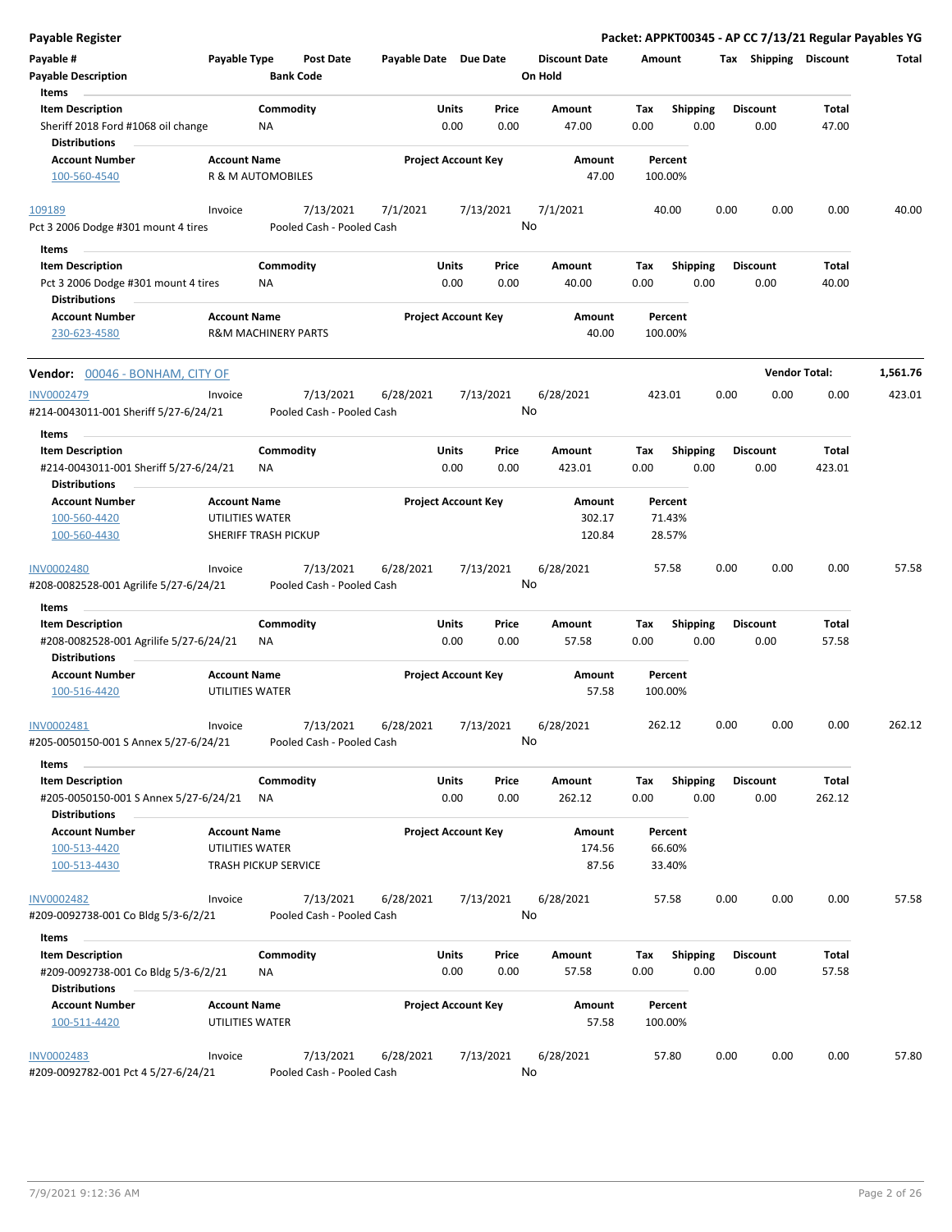**Payable Register** — **Packet: APPKT00345 - AP CC 7/13/21 Regular Payables YG**

| Payable # | Payable Type | Post Date | Payable Date | Due Date | Discount Date | Amount | Tax | Shipping | Discount | Total |
|---|---|---|---|---|---|---|---|---|---|---|
| **Payable Description** | | **Bank Code** | | | **On Hold** | | | | | |

**Items**

| Item Description | Commodity | Units | Price | Amount | Tax | Shipping | Discount | Total |
|---|---|---|---|---|---|---|---|---|
| Sheriff 2018 Ford #1068 oil change | NA | 0.00 | 0.00 | 47.00 | 0.00 | 0.00 | 0.00 | 47.00 |

**Distributions**

| Account Number | Account Name | Project Account Key | Amount | Percent |
|---|---|---|---|---|
| 100-560-4540 | R & M AUTOMOBILES | | 47.00 | 100.00% |

| Payable # | Payable Type | Post Date | Payable Date | Due Date | Discount Date | Amount | Tax | Shipping | Discount | Total |
|---|---|---|---|---|---|---|---|---|---|---|
| 109189 | Invoice | 7/13/2021 | 7/1/2021 | 7/13/2021 | 7/1/2021 | 40.00 | 0.00 | 0.00 | 0.00 | 40.00 |

Pct 3 2006 Dodge #301 mount 4 tires — Pooled Cash - Pooled Cash — On Hold: No

**Items**

| Item Description | Commodity | Units | Price | Amount | Tax | Shipping | Discount | Total |
|---|---|---|---|---|---|---|---|---|
| Pct 3 2006 Dodge #301 mount 4 tires | NA | 0.00 | 0.00 | 40.00 | 0.00 | 0.00 | 0.00 | 40.00 |

**Distributions**

| Account Number | Account Name | Project Account Key | Amount | Percent |
|---|---|---|---|---|
| 230-623-4580 | R&M MACHINERY PARTS | | 40.00 | 100.00% |

## Vendor: 00046 - BONHAM, CITY OF — Vendor Total: 1,561.76

| Payable # | Payable Type | Post Date | Payable Date | Due Date | Discount Date | Amount | Tax | Shipping | Discount | Total |
|---|---|---|---|---|---|---|---|---|---|---|
| INV0002479 | Invoice | 7/13/2021 | 6/28/2021 | 7/13/2021 | 6/28/2021 | 423.01 | 0.00 | 0.00 | 0.00 | 423.01 |

#214-0043011-001 Sheriff 5/27-6/24/21 — Pooled Cash - Pooled Cash — On Hold: No

**Items**

| Item Description | Commodity | Units | Price | Amount | Tax | Shipping | Discount | Total |
|---|---|---|---|---|---|---|---|---|
| #214-0043011-001 Sheriff 5/27-6/24/21 | NA | 0.00 | 0.00 | 423.01 | 0.00 | 0.00 | 0.00 | 423.01 |

**Distributions**

| Account Number | Account Name | Project Account Key | Amount | Percent |
|---|---|---|---|---|
| 100-560-4420 | UTILITIES WATER | | 302.17 | 71.43% |
| 100-560-4430 | SHERIFF TRASH PICKUP | | 120.84 | 28.57% |

| Payable # | Payable Type | Post Date | Payable Date | Due Date | Discount Date | Amount | Tax | Shipping | Discount | Total |
|---|---|---|---|---|---|---|---|---|---|---|
| INV0002480 | Invoice | 7/13/2021 | 6/28/2021 | 7/13/2021 | 6/28/2021 | 57.58 | 0.00 | 0.00 | 0.00 | 57.58 |

#208-0082528-001 Agrilife 5/27-6/24/21 — Pooled Cash - Pooled Cash — On Hold: No

**Items**

| Item Description | Commodity | Units | Price | Amount | Tax | Shipping | Discount | Total |
|---|---|---|---|---|---|---|---|---|
| #208-0082528-001 Agrilife 5/27-6/24/21 | NA | 0.00 | 0.00 | 57.58 | 0.00 | 0.00 | 0.00 | 57.58 |

**Distributions**

| Account Number | Account Name | Project Account Key | Amount | Percent |
|---|---|---|---|---|
| 100-516-4420 | UTILITIES WATER | | 57.58 | 100.00% |

| Payable # | Payable Type | Post Date | Payable Date | Due Date | Discount Date | Amount | Tax | Shipping | Discount | Total |
|---|---|---|---|---|---|---|---|---|---|---|
| INV0002481 | Invoice | 7/13/2021 | 6/28/2021 | 7/13/2021 | 6/28/2021 | 262.12 | 0.00 | 0.00 | 0.00 | 262.12 |

#205-0050150-001 S Annex 5/27-6/24/21 — Pooled Cash - Pooled Cash — On Hold: No

**Items**

| Item Description | Commodity | Units | Price | Amount | Tax | Shipping | Discount | Total |
|---|---|---|---|---|---|---|---|---|
| #205-0050150-001 S Annex 5/27-6/24/21 | NA | 0.00 | 0.00 | 262.12 | 0.00 | 0.00 | 0.00 | 262.12 |

**Distributions**

| Account Number | Account Name | Project Account Key | Amount | Percent |
|---|---|---|---|---|
| 100-513-4420 | UTILITIES WATER | | 174.56 | 66.60% |
| 100-513-4430 | TRASH PICKUP SERVICE | | 87.56 | 33.40% |

| Payable # | Payable Type | Post Date | Payable Date | Due Date | Discount Date | Amount | Tax | Shipping | Discount | Total |
|---|---|---|---|---|---|---|---|---|---|---|
| INV0002482 | Invoice | 7/13/2021 | 6/28/2021 | 7/13/2021 | 6/28/2021 | 57.58 | 0.00 | 0.00 | 0.00 | 57.58 |

#209-0092738-001 Co Bldg 5/3-6/2/21 — Pooled Cash - Pooled Cash — On Hold: No

**Items**

| Item Description | Commodity | Units | Price | Amount | Tax | Shipping | Discount | Total |
|---|---|---|---|---|---|---|---|---|
| #209-0092738-001 Co Bldg 5/3-6/2/21 | NA | 0.00 | 0.00 | 57.58 | 0.00 | 0.00 | 0.00 | 57.58 |

**Distributions**

| Account Number | Account Name | Project Account Key | Amount | Percent |
|---|---|---|---|---|
| 100-511-4420 | UTILITIES WATER | | 57.58 | 100.00% |

| Payable # | Payable Type | Post Date | Payable Date | Due Date | Discount Date | Amount | Tax | Shipping | Discount | Total |
|---|---|---|---|---|---|---|---|---|---|---|
| INV0002483 | Invoice | 7/13/2021 | 6/28/2021 | 7/13/2021 | 6/28/2021 | 57.80 | 0.00 | 0.00 | 0.00 | 57.80 |

#209-0092782-001 Pct 4 5/27-6/24/21 — Pooled Cash - Pooled Cash — On Hold: No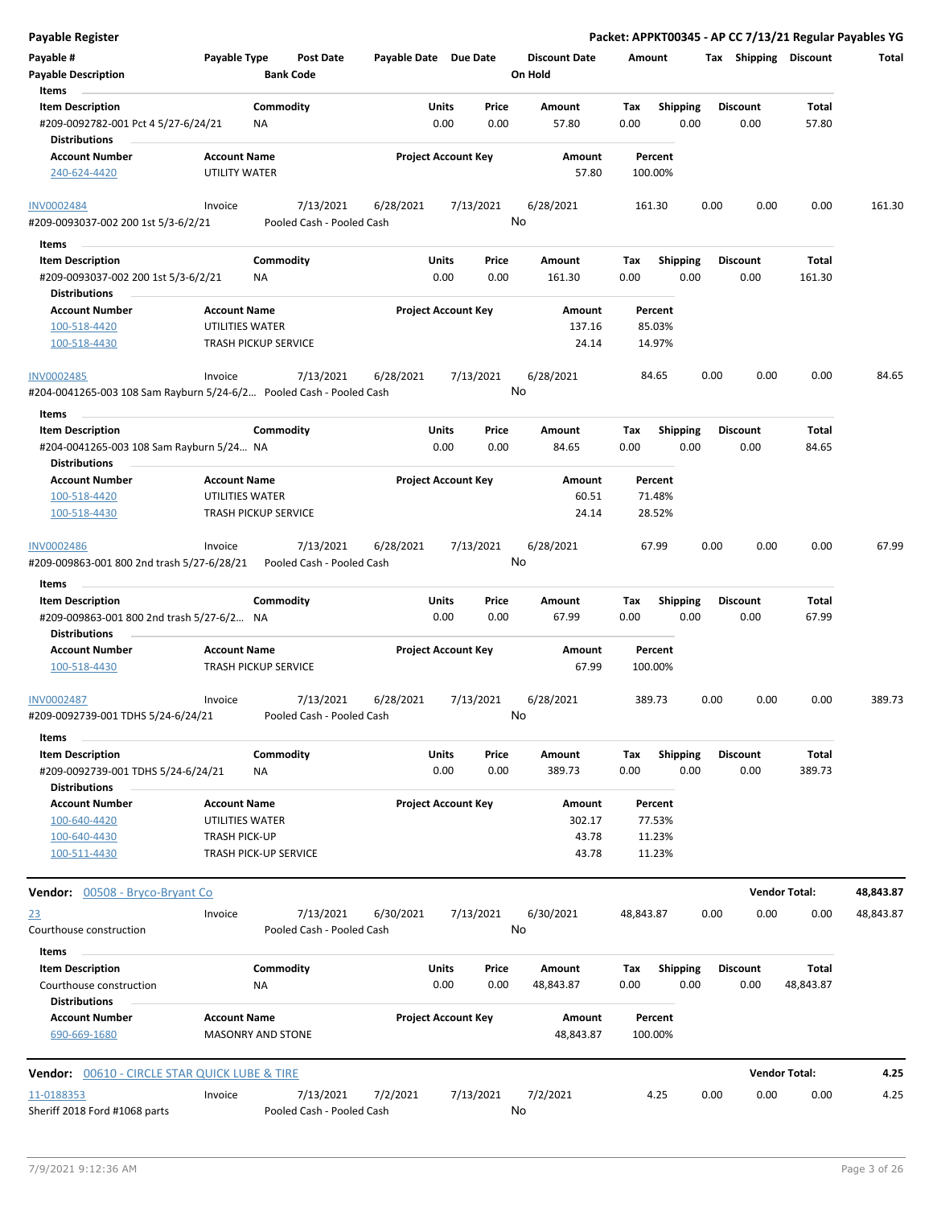**Payable Register** — **Packet: APPKT00345 - AP CC 7/13/21 Regular Payables YG**

| Payable # | Payable Type | Post Date | Payable Date | Due Date | Discount Date | Amount | Tax | Shipping | Discount | Total |
|---|---|---|---|---|---|---|---|---|---|---|
| Payable Description | | Bank Code | | | On Hold | | | | | |

**Items**

| Item Description | Commodity | Units | Price | Amount | Tax | Shipping | Discount | Total |
|---|---|---|---|---|---|---|---|---|
| #209-0092782-001 Pct 4 5/27-6/24/21 | NA | 0.00 | 0.00 | 57.80 | 0.00 | 0.00 | 0.00 | 57.80 |

**Distributions**

| Account Number | Account Name | Project Account Key | Amount | Percent |
|---|---|---|---|---|
| 240-624-4420 | UTILITY WATER | | 57.80 | 100.00% |

| Payable # | Payable Type | Post Date | Payable Date | Due Date | Discount Date | Amount | Tax | Shipping | Discount | Total |
|---|---|---|---|---|---|---|---|---|---|---|
| INV0002484 | Invoice | 7/13/2021 | 6/28/2021 | 7/13/2021 | 6/28/2021 | 161.30 | 0.00 | 0.00 | 0.00 | 161.30 |
| #209-0093037-002 200 1st 5/3-6/2/21 | | Pooled Cash - Pooled Cash | | | No | | | | | |

**Items**

| Item Description | Commodity | Units | Price | Amount | Tax | Shipping | Discount | Total |
|---|---|---|---|---|---|---|---|---|
| #209-0093037-002 200 1st 5/3-6/2/21 | NA | 0.00 | 0.00 | 161.30 | 0.00 | 0.00 | 0.00 | 161.30 |

**Distributions**

| Account Number | Account Name | Project Account Key | Amount | Percent |
|---|---|---|---|---|
| 100-518-4420 | UTILITIES WATER | | 137.16 | 85.03% |
| 100-518-4430 | TRASH PICKUP SERVICE | | 24.14 | 14.97% |

| Payable # | Payable Type | Post Date | Payable Date | Due Date | Discount Date | Amount | Tax | Shipping | Discount | Total |
|---|---|---|---|---|---|---|---|---|---|---|
| INV0002485 | Invoice | 7/13/2021 | 6/28/2021 | 7/13/2021 | 6/28/2021 | 84.65 | 0.00 | 0.00 | 0.00 | 84.65 |
| #204-0041265-003 108 Sam Rayburn 5/24-6/2... | | Pooled Cash - Pooled Cash | | | No | | | | | |

**Items**

| Item Description | Commodity | Units | Price | Amount | Tax | Shipping | Discount | Total |
|---|---|---|---|---|---|---|---|---|
| #204-0041265-003 108 Sam Rayburn 5/24... | NA | 0.00 | 0.00 | 84.65 | 0.00 | 0.00 | 0.00 | 84.65 |

**Distributions**

| Account Number | Account Name | Project Account Key | Amount | Percent |
|---|---|---|---|---|
| 100-518-4420 | UTILITIES WATER | | 60.51 | 71.48% |
| 100-518-4430 | TRASH PICKUP SERVICE | | 24.14 | 28.52% |

| Payable # | Payable Type | Post Date | Payable Date | Due Date | Discount Date | Amount | Tax | Shipping | Discount | Total |
|---|---|---|---|---|---|---|---|---|---|---|
| INV0002486 | Invoice | 7/13/2021 | 6/28/2021 | 7/13/2021 | 6/28/2021 | 67.99 | 0.00 | 0.00 | 0.00 | 67.99 |
| #209-009863-001 800 2nd trash 5/27-6/28/21 | | Pooled Cash - Pooled Cash | | | No | | | | | |

**Items**

| Item Description | Commodity | Units | Price | Amount | Tax | Shipping | Discount | Total |
|---|---|---|---|---|---|---|---|---|
| #209-009863-001 800 2nd trash 5/27-6/2... | NA | 0.00 | 0.00 | 67.99 | 0.00 | 0.00 | 0.00 | 67.99 |

**Distributions**

| Account Number | Account Name | Project Account Key | Amount | Percent |
|---|---|---|---|---|
| 100-518-4430 | TRASH PICKUP SERVICE | | 67.99 | 100.00% |

| Payable # | Payable Type | Post Date | Payable Date | Due Date | Discount Date | Amount | Tax | Shipping | Discount | Total |
|---|---|---|---|---|---|---|---|---|---|---|
| INV0002487 | Invoice | 7/13/2021 | 6/28/2021 | 7/13/2021 | 6/28/2021 | 389.73 | 0.00 | 0.00 | 0.00 | 389.73 |
| #209-0092739-001 TDHS 5/24-6/24/21 | | Pooled Cash - Pooled Cash | | | No | | | | | |

**Items**

| Item Description | Commodity | Units | Price | Amount | Tax | Shipping | Discount | Total |
|---|---|---|---|---|---|---|---|---|
| #209-0092739-001 TDHS 5/24-6/24/21 | NA | 0.00 | 0.00 | 389.73 | 0.00 | 0.00 | 0.00 | 389.73 |

**Distributions**

| Account Number | Account Name | Project Account Key | Amount | Percent |
|---|---|---|---|---|
| 100-640-4420 | UTILITIES WATER | | 302.17 | 77.53% |
| 100-640-4430 | TRASH PICK-UP | | 43.78 | 11.23% |
| 100-511-4430 | TRASH PICK-UP SERVICE | | 43.78 | 11.23% |

**Vendor: 00508 - Bryco-Bryant Co** — **Vendor Total: 48,843.87**

| Payable # | Payable Type | Post Date | Payable Date | Due Date | Discount Date | Amount | Tax | Shipping | Discount | Total |
|---|---|---|---|---|---|---|---|---|---|---|
| 23 | Invoice | 7/13/2021 | 6/30/2021 | 7/13/2021 | 6/30/2021 | 48,843.87 | 0.00 | 0.00 | 0.00 | 48,843.87 |
| Courthouse construction | | Pooled Cash - Pooled Cash | | | No | | | | | |

**Items**

| Item Description | Commodity | Units | Price | Amount | Tax | Shipping | Discount | Total |
|---|---|---|---|---|---|---|---|---|
| Courthouse construction | NA | 0.00 | 0.00 | 48,843.87 | 0.00 | 0.00 | 0.00 | 48,843.87 |

**Distributions**

| Account Number | Account Name | Project Account Key | Amount | Percent |
|---|---|---|---|---|
| 690-669-1680 | MASONRY AND STONE | | 48,843.87 | 100.00% |

**Vendor: 00610 - CIRCLE STAR QUICK LUBE & TIRE** — **Vendor Total: 4.25**

| Payable # | Payable Type | Post Date | Payable Date | Due Date | Discount Date | Amount | Tax | Shipping | Discount | Total |
|---|---|---|---|---|---|---|---|---|---|---|
| 11-0188353 | Invoice | 7/13/2021 | 7/2/2021 | 7/13/2021 | 7/2/2021 | 4.25 | 0.00 | 0.00 | 0.00 | 4.25 |
| Sheriff 2018 Ford #1068 parts | | Pooled Cash - Pooled Cash | | | No | | | | | |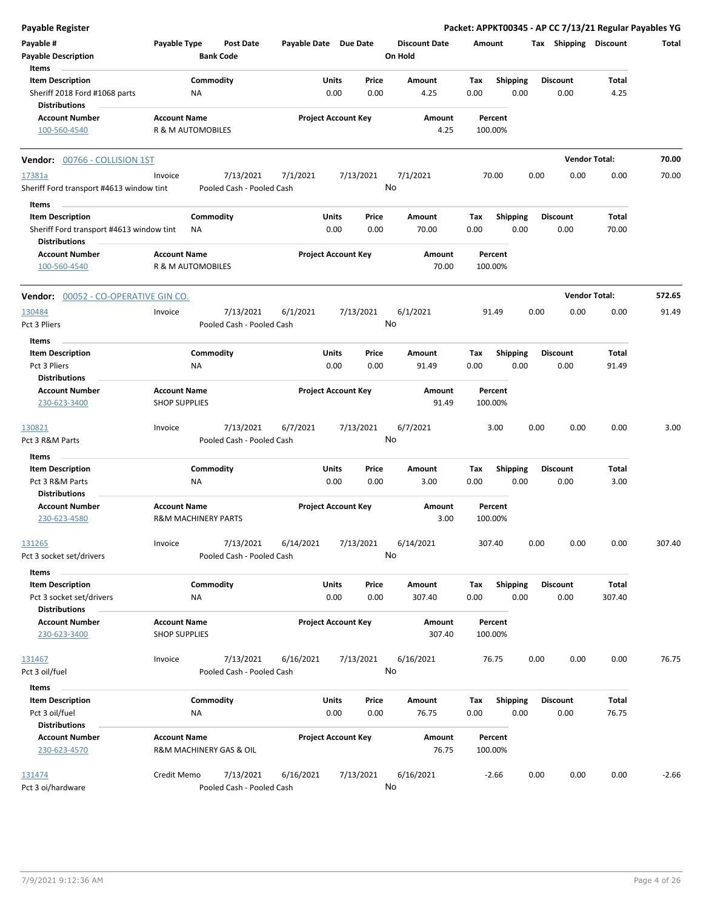## Payable Register

**Packet: APPKT00345 - AP CC 7/13/21 Regular Payables YG**

| Payable # | Payable Type | Post Date | Payable Date | Due Date | Discount Date | Amount | Tax | Shipping | Discount | Total |
|---|---|---|---|---|---|---|---|---|---|---|
| Payable Description | | Bank Code | | | On Hold | | | | | |

**Items**

| Item Description | Commodity | Units | Price | Amount | Tax | Shipping | Discount | Total |
|---|---|---|---|---|---|---|---|---|
| Sheriff 2018 Ford #1068 parts | NA | 0.00 | 0.00 | 4.25 | 0.00 | 0.00 | 0.00 | 4.25 |

**Distributions**

| Account Number | Account Name | Project Account Key | Amount | Percent |
|---|---|---|---|---|
| 100-560-4540 | R & M AUTOMOBILES | | 4.25 | 100.00% |

---

### Vendor: 00766 - COLLISION 1ST

**Vendor Total: 70.00**

| Payable # | Payable Type | Post Date | Payable Date | Due Date | Discount Date | Amount | Tax | Shipping | Discount | Total |
|---|---|---|---|---|---|---|---|---|---|---|
| 17381a | Invoice | 7/13/2021 | 7/1/2021 | 7/13/2021 | 7/1/2021 | 70.00 | 0.00 | 0.00 | 0.00 | 70.00 |
| Sheriff Ford transport #4613 window tint | | Pooled Cash - Pooled Cash | | | No | | | | | |

**Items**

| Item Description | Commodity | Units | Price | Amount | Tax | Shipping | Discount | Total |
|---|---|---|---|---|---|---|---|---|
| Sheriff Ford transport #4613 window tint | NA | 0.00 | 0.00 | 70.00 | 0.00 | 0.00 | 0.00 | 70.00 |

**Distributions**

| Account Number | Account Name | Project Account Key | Amount | Percent |
|---|---|---|---|---|
| 100-560-4540 | R & M AUTOMOBILES | | 70.00 | 100.00% |

---

### Vendor: 00052 - CO-OPERATIVE GIN CO.

**Vendor Total: 572.65**

| Payable # | Payable Type | Post Date | Payable Date | Due Date | Discount Date | Amount | Tax | Shipping | Discount | Total |
|---|---|---|---|---|---|---|---|---|---|---|
| 130484 | Invoice | 7/13/2021 | 6/1/2021 | 7/13/2021 | 6/1/2021 | 91.49 | 0.00 | 0.00 | 0.00 | 91.49 |
| Pct 3 Pliers | | Pooled Cash - Pooled Cash | | | No | | | | | |

**Items**

| Item Description | Commodity | Units | Price | Amount | Tax | Shipping | Discount | Total |
|---|---|---|---|---|---|---|---|---|
| Pct 3 Pliers | NA | 0.00 | 0.00 | 91.49 | 0.00 | 0.00 | 0.00 | 91.49 |

**Distributions**

| Account Number | Account Name | Project Account Key | Amount | Percent |
|---|---|---|---|---|
| 230-623-3400 | SHOP SUPPLIES | | 91.49 | 100.00% |

| Payable # | Payable Type | Post Date | Payable Date | Due Date | Discount Date | Amount | Tax | Shipping | Discount | Total |
|---|---|---|---|---|---|---|---|---|---|---|
| 130821 | Invoice | 7/13/2021 | 6/7/2021 | 7/13/2021 | 6/7/2021 | 3.00 | 0.00 | 0.00 | 0.00 | 3.00 |
| Pct 3 R&M Parts | | Pooled Cash - Pooled Cash | | | No | | | | | |

**Items**

| Item Description | Commodity | Units | Price | Amount | Tax | Shipping | Discount | Total |
|---|---|---|---|---|---|---|---|---|
| Pct 3 R&M Parts | NA | 0.00 | 0.00 | 3.00 | 0.00 | 0.00 | 0.00 | 3.00 |

**Distributions**

| Account Number | Account Name | Project Account Key | Amount | Percent |
|---|---|---|---|---|
| 230-623-4580 | R&M MACHINERY PARTS | | 3.00 | 100.00% |

| Payable # | Payable Type | Post Date | Payable Date | Due Date | Discount Date | Amount | Tax | Shipping | Discount | Total |
|---|---|---|---|---|---|---|---|---|---|---|
| 131265 | Invoice | 7/13/2021 | 6/14/2021 | 7/13/2021 | 6/14/2021 | 307.40 | 0.00 | 0.00 | 0.00 | 307.40 |
| Pct 3 socket set/drivers | | Pooled Cash - Pooled Cash | | | No | | | | | |

**Items**

| Item Description | Commodity | Units | Price | Amount | Tax | Shipping | Discount | Total |
|---|---|---|---|---|---|---|---|---|
| Pct 3 socket set/drivers | NA | 0.00 | 0.00 | 307.40 | 0.00 | 0.00 | 0.00 | 307.40 |

**Distributions**

| Account Number | Account Name | Project Account Key | Amount | Percent |
|---|---|---|---|---|
| 230-623-3400 | SHOP SUPPLIES | | 307.40 | 100.00% |

| Payable # | Payable Type | Post Date | Payable Date | Due Date | Discount Date | Amount | Tax | Shipping | Discount | Total |
|---|---|---|---|---|---|---|---|---|---|---|
| 131467 | Invoice | 7/13/2021 | 6/16/2021 | 7/13/2021 | 6/16/2021 | 76.75 | 0.00 | 0.00 | 0.00 | 76.75 |
| Pct 3 oil/fuel | | Pooled Cash - Pooled Cash | | | No | | | | | |

**Items**

| Item Description | Commodity | Units | Price | Amount | Tax | Shipping | Discount | Total |
|---|---|---|---|---|---|---|---|---|
| Pct 3 oil/fuel | NA | 0.00 | 0.00 | 76.75 | 0.00 | 0.00 | 0.00 | 76.75 |

**Distributions**

| Account Number | Account Name | Project Account Key | Amount | Percent |
|---|---|---|---|---|
| 230-623-4570 | R&M MACHINERY GAS & OIL | | 76.75 | 100.00% |

| Payable # | Payable Type | Post Date | Payable Date | Due Date | Discount Date | Amount | Tax | Shipping | Discount | Total |
|---|---|---|---|---|---|---|---|---|---|---|
| 131474 | Credit Memo | 7/13/2021 | 6/16/2021 | 7/13/2021 | 6/16/2021 | -2.66 | 0.00 | 0.00 | 0.00 | -2.66 |
| Pct 3 oi/hardware | | Pooled Cash - Pooled Cash | | | No | | | | | |

7/9/2021 9:12:36 AM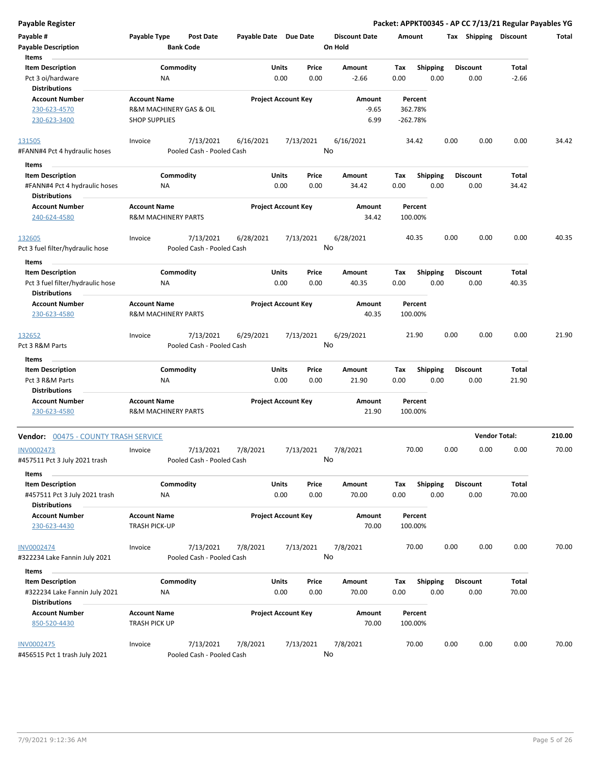**Payable Register** — **Packet: APPKT00345 - AP CC 7/13/21 Regular Payables YG**

| Payable # | Payable Type | Post Date | Payable Date | Due Date | Discount Date | Amount | Tax | Shipping | Discount | Total |
|---|---|---|---|---|---|---|---|---|---|---|
| **Payable Description** | | **Bank Code** | | | **On Hold** | | | | | |

**Items**

| Item Description | Commodity | Units | Price | Amount | Tax | Shipping | Discount | Total |
|---|---|---|---|---|---|---|---|---|
| Pct 3 oi/hardware | NA | 0.00 | 0.00 | -2.66 | 0.00 | 0.00 | 0.00 | -2.66 |

**Distributions**

| Account Number | Account Name | Project Account Key | Amount | Percent |
|---|---|---|---|---|
| 230-623-4570 | R&M MACHINERY GAS & OIL | | -9.65 | 362.78% |
| 230-623-3400 | SHOP SUPPLIES | | 6.99 | -262.78% |

| Payable # | Payable Type | Post Date | Payable Date | Due Date | Discount Date | Amount | Tax | Shipping | Discount | Total |
|---|---|---|---|---|---|---|---|---|---|---|
| 131505 | Invoice | 7/13/2021 | 6/16/2021 | 7/13/2021 | 6/16/2021 | 34.42 | 0.00 | 0.00 | 0.00 | 34.42 |
| #FANN#4 Pct 4 hydraulic hoses | | Pooled Cash - Pooled Cash | | | No | | | | | |

**Items**

| Item Description | Commodity | Units | Price | Amount | Tax | Shipping | Discount | Total |
|---|---|---|---|---|---|---|---|---|
| #FANN#4 Pct 4 hydraulic hoses | NA | 0.00 | 0.00 | 34.42 | 0.00 | 0.00 | 0.00 | 34.42 |

**Distributions**

| Account Number | Account Name | Project Account Key | Amount | Percent |
|---|---|---|---|---|
| 240-624-4580 | R&M MACHINERY PARTS | | 34.42 | 100.00% |

| Payable # | Payable Type | Post Date | Payable Date | Due Date | Discount Date | Amount | Tax | Shipping | Discount | Total |
|---|---|---|---|---|---|---|---|---|---|---|
| 132605 | Invoice | 7/13/2021 | 6/28/2021 | 7/13/2021 | 6/28/2021 | 40.35 | 0.00 | 0.00 | 0.00 | 40.35 |
| Pct 3 fuel filter/hydraulic hose | | Pooled Cash - Pooled Cash | | | No | | | | | |

**Items**

| Item Description | Commodity | Units | Price | Amount | Tax | Shipping | Discount | Total |
|---|---|---|---|---|---|---|---|---|
| Pct 3 fuel filter/hydraulic hose | NA | 0.00 | 0.00 | 40.35 | 0.00 | 0.00 | 0.00 | 40.35 |

**Distributions**

| Account Number | Account Name | Project Account Key | Amount | Percent |
|---|---|---|---|---|
| 230-623-4580 | R&M MACHINERY PARTS | | 40.35 | 100.00% |

| Payable # | Payable Type | Post Date | Payable Date | Due Date | Discount Date | Amount | Tax | Shipping | Discount | Total |
|---|---|---|---|---|---|---|---|---|---|---|
| 132652 | Invoice | 7/13/2021 | 6/29/2021 | 7/13/2021 | 6/29/2021 | 21.90 | 0.00 | 0.00 | 0.00 | 21.90 |
| Pct 3 R&M Parts | | Pooled Cash - Pooled Cash | | | No | | | | | |

**Items**

| Item Description | Commodity | Units | Price | Amount | Tax | Shipping | Discount | Total |
|---|---|---|---|---|---|---|---|---|
| Pct 3 R&M Parts | NA | 0.00 | 0.00 | 21.90 | 0.00 | 0.00 | 0.00 | 21.90 |

**Distributions**

| Account Number | Account Name | Project Account Key | Amount | Percent |
|---|---|---|---|---|
| 230-623-4580 | R&M MACHINERY PARTS | | 21.90 | 100.00% |

**Vendor:** 00475 - COUNTY TRASH SERVICE — **Vendor Total: 210.00**

| Payable # | Payable Type | Post Date | Payable Date | Due Date | Discount Date | Amount | Tax | Shipping | Discount | Total |
|---|---|---|---|---|---|---|---|---|---|---|
| INV0002473 | Invoice | 7/13/2021 | 7/8/2021 | 7/13/2021 | 7/8/2021 | 70.00 | 0.00 | 0.00 | 0.00 | 70.00 |
| #457511 Pct 3 July 2021 trash | | Pooled Cash - Pooled Cash | | | No | | | | | |

**Items**

| Item Description | Commodity | Units | Price | Amount | Tax | Shipping | Discount | Total |
|---|---|---|---|---|---|---|---|---|
| #457511 Pct 3 July 2021 trash | NA | 0.00 | 0.00 | 70.00 | 0.00 | 0.00 | 0.00 | 70.00 |

**Distributions**

| Account Number | Account Name | Project Account Key | Amount | Percent |
|---|---|---|---|---|
| 230-623-4430 | TRASH PICK-UP | | 70.00 | 100.00% |

| Payable # | Payable Type | Post Date | Payable Date | Due Date | Discount Date | Amount | Tax | Shipping | Discount | Total |
|---|---|---|---|---|---|---|---|---|---|---|
| INV0002474 | Invoice | 7/13/2021 | 7/8/2021 | 7/13/2021 | 7/8/2021 | 70.00 | 0.00 | 0.00 | 0.00 | 70.00 |
| #322234 Lake Fannin July 2021 | | Pooled Cash - Pooled Cash | | | No | | | | | |

**Items**

| Item Description | Commodity | Units | Price | Amount | Tax | Shipping | Discount | Total |
|---|---|---|---|---|---|---|---|---|
| #322234 Lake Fannin July 2021 | NA | 0.00 | 0.00 | 70.00 | 0.00 | 0.00 | 0.00 | 70.00 |

**Distributions**

| Account Number | Account Name | Project Account Key | Amount | Percent |
|---|---|---|---|---|
| 850-520-4430 | TRASH PICK UP | | 70.00 | 100.00% |

| Payable # | Payable Type | Post Date | Payable Date | Due Date | Discount Date | Amount | Tax | Shipping | Discount | Total |
|---|---|---|---|---|---|---|---|---|---|---|
| INV0002475 | Invoice | 7/13/2021 | 7/8/2021 | 7/13/2021 | 7/8/2021 | 70.00 | 0.00 | 0.00 | 0.00 | 70.00 |
| #456515 Pct 1 trash July 2021 | | Pooled Cash - Pooled Cash | | | No | | | | | |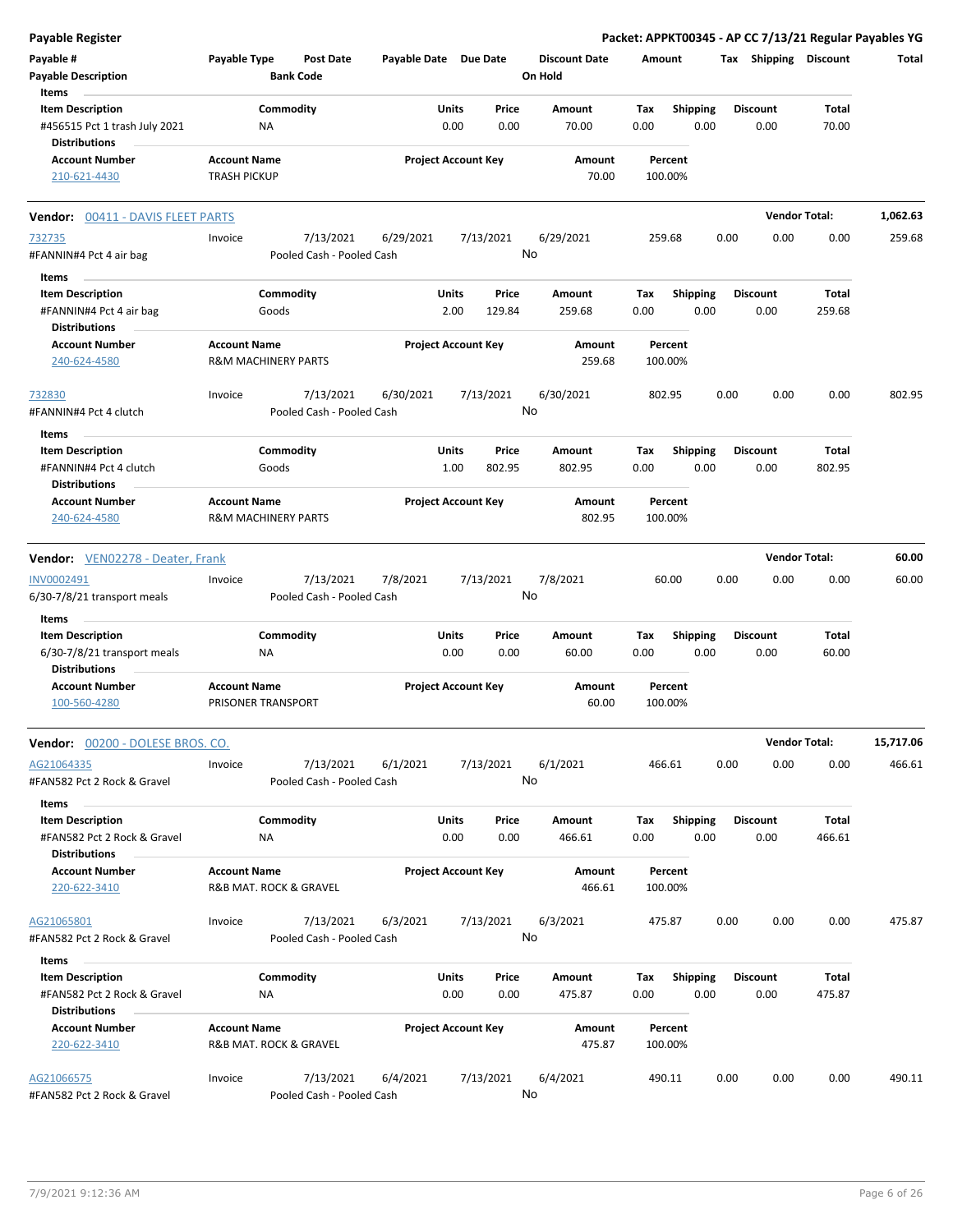**Payable Register** — **Packet: APPKT00345 - AP CC 7/13/21 Regular Payables YG**

| Payable # / Payable Description | Payable Type | Post Date / Bank Code | Payable Date | Due Date | Discount Date / On Hold | Amount | Tax | Shipping | Discount | Total |
|---|---|---|---|---|---|---|---|---|---|---|

Items

| Item Description | Commodity | Units | Price | Amount | Tax | Shipping | Discount | Total |
|---|---|---|---|---|---|---|---|---|
| #456515 Pct 1 trash July 2021 | NA | 0.00 | 0.00 | 70.00 | 0.00 | 0.00 | 0.00 | 70.00 |

Distributions

| Account Number | Account Name | Project Account Key | Amount | Percent |
|---|---|---|---|---|
| 210-621-4430 | TRASH PICKUP | | 70.00 | 100.00% |

## Vendor: 00411 - DAVIS FLEET PARTS — Vendor Total: 1,062.63

| Payable # | Payable Type | Post Date | Payable Date | Due Date | Discount Date | Amount | Tax | Shipping | Discount | Total |
|---|---|---|---|---|---|---|---|---|---|---|
| 732735 | Invoice | 7/13/2021 | 6/29/2021 | 7/13/2021 | 6/29/2021 | 259.68 | 0.00 | 0.00 | 0.00 | 259.68 |

#FANNIN#4 Pct 4 air bag — Pooled Cash - Pooled Cash — On Hold: No

Items

| Item Description | Commodity | Units | Price | Amount | Tax | Shipping | Discount | Total |
|---|---|---|---|---|---|---|---|---|
| #FANNIN#4 Pct 4 air bag | Goods | 2.00 | 129.84 | 259.68 | 0.00 | 0.00 | 0.00 | 259.68 |

Distributions

| Account Number | Account Name | Project Account Key | Amount | Percent |
|---|---|---|---|---|
| 240-624-4580 | R&M MACHINERY PARTS | | 259.68 | 100.00% |

| Payable # | Payable Type | Post Date | Payable Date | Due Date | Discount Date | Amount | Tax | Shipping | Discount | Total |
|---|---|---|---|---|---|---|---|---|---|---|
| 732830 | Invoice | 7/13/2021 | 6/30/2021 | 7/13/2021 | 6/30/2021 | 802.95 | 0.00 | 0.00 | 0.00 | 802.95 |

#FANNIN#4 Pct 4 clutch — Pooled Cash - Pooled Cash — On Hold: No

Items

| Item Description | Commodity | Units | Price | Amount | Tax | Shipping | Discount | Total |
|---|---|---|---|---|---|---|---|---|
| #FANNIN#4 Pct 4 clutch | Goods | 1.00 | 802.95 | 802.95 | 0.00 | 0.00 | 0.00 | 802.95 |

Distributions

| Account Number | Account Name | Project Account Key | Amount | Percent |
|---|---|---|---|---|
| 240-624-4580 | R&M MACHINERY PARTS | | 802.95 | 100.00% |

## Vendor: VEN02278 - Deater, Frank — Vendor Total: 60.00

| Payable # | Payable Type | Post Date | Payable Date | Due Date | Discount Date | Amount | Tax | Shipping | Discount | Total |
|---|---|---|---|---|---|---|---|---|---|---|
| INV0002491 | Invoice | 7/13/2021 | 7/8/2021 | 7/13/2021 | 7/8/2021 | 60.00 | 0.00 | 0.00 | 0.00 | 60.00 |

6/30-7/8/21 transport meals — Pooled Cash - Pooled Cash — On Hold: No

Items

| Item Description | Commodity | Units | Price | Amount | Tax | Shipping | Discount | Total |
|---|---|---|---|---|---|---|---|---|
| 6/30-7/8/21 transport meals | NA | 0.00 | 0.00 | 60.00 | 0.00 | 0.00 | 0.00 | 60.00 |

Distributions

| Account Number | Account Name | Project Account Key | Amount | Percent |
|---|---|---|---|---|
| 100-560-4280 | PRISONER TRANSPORT | | 60.00 | 100.00% |

## Vendor: 00200 - DOLESE BROS. CO. — Vendor Total: 15,717.06

| Payable # | Payable Type | Post Date | Payable Date | Due Date | Discount Date | Amount | Tax | Shipping | Discount | Total |
|---|---|---|---|---|---|---|---|---|---|---|
| AG21064335 | Invoice | 7/13/2021 | 6/1/2021 | 7/13/2021 | 6/1/2021 | 466.61 | 0.00 | 0.00 | 0.00 | 466.61 |

#FAN582 Pct 2 Rock & Gravel — Pooled Cash - Pooled Cash — On Hold: No

Items

| Item Description | Commodity | Units | Price | Amount | Tax | Shipping | Discount | Total |
|---|---|---|---|---|---|---|---|---|
| #FAN582 Pct 2 Rock & Gravel | NA | 0.00 | 0.00 | 466.61 | 0.00 | 0.00 | 0.00 | 466.61 |

Distributions

| Account Number | Account Name | Project Account Key | Amount | Percent |
|---|---|---|---|---|
| 220-622-3410 | R&B MAT. ROCK & GRAVEL | | 466.61 | 100.00% |

| Payable # | Payable Type | Post Date | Payable Date | Due Date | Discount Date | Amount | Tax | Shipping | Discount | Total |
|---|---|---|---|---|---|---|---|---|---|---|
| AG21065801 | Invoice | 7/13/2021 | 6/3/2021 | 7/13/2021 | 6/3/2021 | 475.87 | 0.00 | 0.00 | 0.00 | 475.87 |

#FAN582 Pct 2 Rock & Gravel — Pooled Cash - Pooled Cash — On Hold: No

Items

| Item Description | Commodity | Units | Price | Amount | Tax | Shipping | Discount | Total |
|---|---|---|---|---|---|---|---|---|
| #FAN582 Pct 2 Rock & Gravel | NA | 0.00 | 0.00 | 475.87 | 0.00 | 0.00 | 0.00 | 475.87 |

Distributions

| Account Number | Account Name | Project Account Key | Amount | Percent |
|---|---|---|---|---|
| 220-622-3410 | R&B MAT. ROCK & GRAVEL | | 475.87 | 100.00% |

| Payable # | Payable Type | Post Date | Payable Date | Due Date | Discount Date | Amount | Tax | Shipping | Discount | Total |
|---|---|---|---|---|---|---|---|---|---|---|
| AG21066575 | Invoice | 7/13/2021 | 6/4/2021 | 7/13/2021 | 6/4/2021 | 490.11 | 0.00 | 0.00 | 0.00 | 490.11 |

#FAN582 Pct 2 Rock & Gravel — Pooled Cash - Pooled Cash — On Hold: No

7/9/2021 9:12:36 AM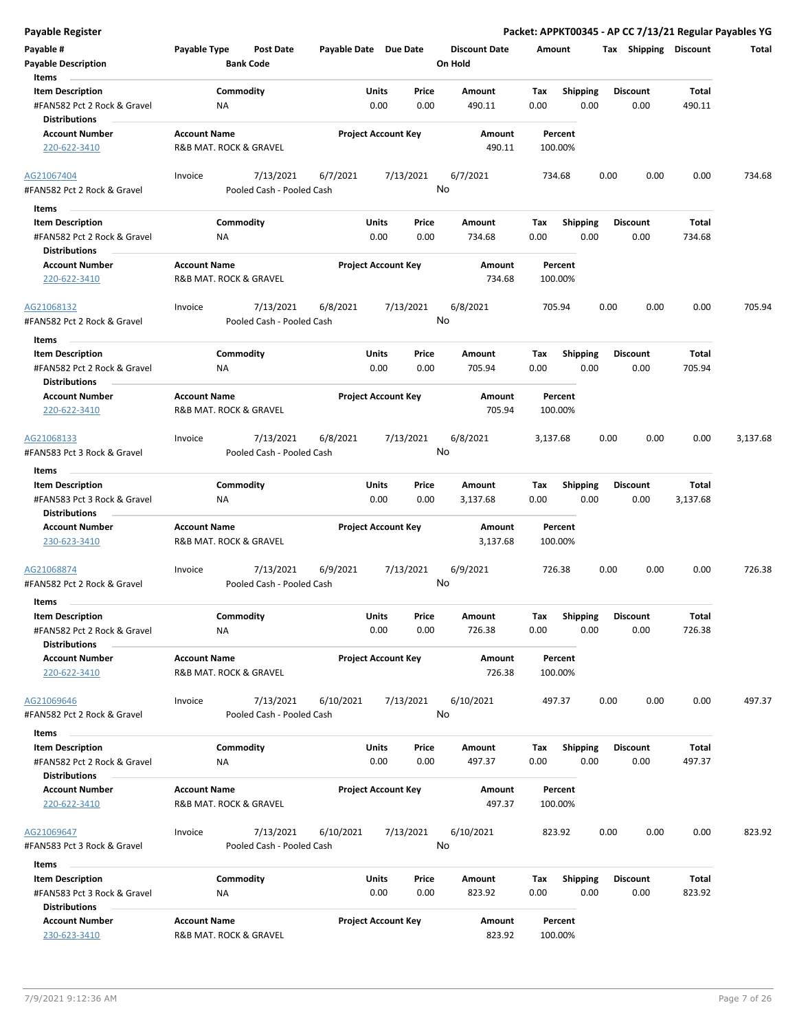**Payable Register** — **Packet: APPKT00345 - AP CC 7/13/21 Regular Payables YG**

| Payable # | Payable Type | Post Date | Payable Date | Due Date | Discount Date | Amount | Tax | Shipping | Discount | Total |
|---|---|---|---|---|---|---|---|---|---|---|
| Payable Description | | Bank Code | | | On Hold | | | | | |

**Items**

| Item Description | Commodity | Units | Price | Amount | Tax | Shipping | Discount | Total |
|---|---|---|---|---|---|---|---|---|
| #FAN582 Pct 2 Rock & Gravel | NA | 0.00 | 0.00 | 490.11 | 0.00 | 0.00 | 0.00 | 490.11 |

**Distributions**

| Account Number | Account Name | Project Account Key | Amount | Percent |
|---|---|---|---|---|
| 220-622-3410 | R&B MAT. ROCK & GRAVEL | | 490.11 | 100.00% |

| Payable # | Payable Type | Post Date | Payable Date | Due Date | Discount Date | Amount | Tax | Shipping | Discount | Total |
|---|---|---|---|---|---|---|---|---|---|---|
| AG21067404 | Invoice | 7/13/2021 | 6/7/2021 | 7/13/2021 | 6/7/2021 | 734.68 | 0.00 | 0.00 | 0.00 | 734.68 |
| #FAN582 Pct 2 Rock & Gravel | | Pooled Cash - Pooled Cash | | | No | | | | | |

**Items**

| Item Description | Commodity | Units | Price | Amount | Tax | Shipping | Discount | Total |
|---|---|---|---|---|---|---|---|---|
| #FAN582 Pct 2 Rock & Gravel | NA | 0.00 | 0.00 | 734.68 | 0.00 | 0.00 | 0.00 | 734.68 |

**Distributions**

| Account Number | Account Name | Project Account Key | Amount | Percent |
|---|---|---|---|---|
| 220-622-3410 | R&B MAT. ROCK & GRAVEL | | 734.68 | 100.00% |

| Payable # | Payable Type | Post Date | Payable Date | Due Date | Discount Date | Amount | Tax | Shipping | Discount | Total |
|---|---|---|---|---|---|---|---|---|---|---|
| AG21068132 | Invoice | 7/13/2021 | 6/8/2021 | 7/13/2021 | 6/8/2021 | 705.94 | 0.00 | 0.00 | 0.00 | 705.94 |
| #FAN582 Pct 2 Rock & Gravel | | Pooled Cash - Pooled Cash | | | No | | | | | |

**Items**

| Item Description | Commodity | Units | Price | Amount | Tax | Shipping | Discount | Total |
|---|---|---|---|---|---|---|---|---|
| #FAN582 Pct 2 Rock & Gravel | NA | 0.00 | 0.00 | 705.94 | 0.00 | 0.00 | 0.00 | 705.94 |

**Distributions**

| Account Number | Account Name | Project Account Key | Amount | Percent |
|---|---|---|---|---|
| 220-622-3410 | R&B MAT. ROCK & GRAVEL | | 705.94 | 100.00% |

| Payable # | Payable Type | Post Date | Payable Date | Due Date | Discount Date | Amount | Tax | Shipping | Discount | Total |
|---|---|---|---|---|---|---|---|---|---|---|
| AG21068133 | Invoice | 7/13/2021 | 6/8/2021 | 7/13/2021 | 6/8/2021 | 3,137.68 | 0.00 | 0.00 | 0.00 | 3,137.68 |
| #FAN583 Pct 3 Rock & Gravel | | Pooled Cash - Pooled Cash | | | No | | | | | |

**Items**

| Item Description | Commodity | Units | Price | Amount | Tax | Shipping | Discount | Total |
|---|---|---|---|---|---|---|---|---|
| #FAN583 Pct 3 Rock & Gravel | NA | 0.00 | 0.00 | 3,137.68 | 0.00 | 0.00 | 0.00 | 3,137.68 |

**Distributions**

| Account Number | Account Name | Project Account Key | Amount | Percent |
|---|---|---|---|---|
| 230-623-3410 | R&B MAT. ROCK & GRAVEL | | 3,137.68 | 100.00% |

| Payable # | Payable Type | Post Date | Payable Date | Due Date | Discount Date | Amount | Tax | Shipping | Discount | Total |
|---|---|---|---|---|---|---|---|---|---|---|
| AG21068874 | Invoice | 7/13/2021 | 6/9/2021 | 7/13/2021 | 6/9/2021 | 726.38 | 0.00 | 0.00 | 0.00 | 726.38 |
| #FAN582 Pct 2 Rock & Gravel | | Pooled Cash - Pooled Cash | | | No | | | | | |

**Items**

| Item Description | Commodity | Units | Price | Amount | Tax | Shipping | Discount | Total |
|---|---|---|---|---|---|---|---|---|
| #FAN582 Pct 2 Rock & Gravel | NA | 0.00 | 0.00 | 726.38 | 0.00 | 0.00 | 0.00 | 726.38 |

**Distributions**

| Account Number | Account Name | Project Account Key | Amount | Percent |
|---|---|---|---|---|
| 220-622-3410 | R&B MAT. ROCK & GRAVEL | | 726.38 | 100.00% |

| Payable # | Payable Type | Post Date | Payable Date | Due Date | Discount Date | Amount | Tax | Shipping | Discount | Total |
|---|---|---|---|---|---|---|---|---|---|---|
| AG21069646 | Invoice | 7/13/2021 | 6/10/2021 | 7/13/2021 | 6/10/2021 | 497.37 | 0.00 | 0.00 | 0.00 | 497.37 |
| #FAN582 Pct 2 Rock & Gravel | | Pooled Cash - Pooled Cash | | | No | | | | | |

**Items**

| Item Description | Commodity | Units | Price | Amount | Tax | Shipping | Discount | Total |
|---|---|---|---|---|---|---|---|---|
| #FAN582 Pct 2 Rock & Gravel | NA | 0.00 | 0.00 | 497.37 | 0.00 | 0.00 | 0.00 | 497.37 |

**Distributions**

| Account Number | Account Name | Project Account Key | Amount | Percent |
|---|---|---|---|---|
| 220-622-3410 | R&B MAT. ROCK & GRAVEL | | 497.37 | 100.00% |

| Payable # | Payable Type | Post Date | Payable Date | Due Date | Discount Date | Amount | Tax | Shipping | Discount | Total |
|---|---|---|---|---|---|---|---|---|---|---|
| AG21069647 | Invoice | 7/13/2021 | 6/10/2021 | 7/13/2021 | 6/10/2021 | 823.92 | 0.00 | 0.00 | 0.00 | 823.92 |
| #FAN583 Pct 3 Rock & Gravel | | Pooled Cash - Pooled Cash | | | No | | | | | |

**Items**

| Item Description | Commodity | Units | Price | Amount | Tax | Shipping | Discount | Total |
|---|---|---|---|---|---|---|---|---|
| #FAN583 Pct 3 Rock & Gravel | NA | 0.00 | 0.00 | 823.92 | 0.00 | 0.00 | 0.00 | 823.92 |

**Distributions**

| Account Number | Account Name | Project Account Key | Amount | Percent |
|---|---|---|---|---|
| 230-623-3410 | R&B MAT. ROCK & GRAVEL | | 823.92 | 100.00% |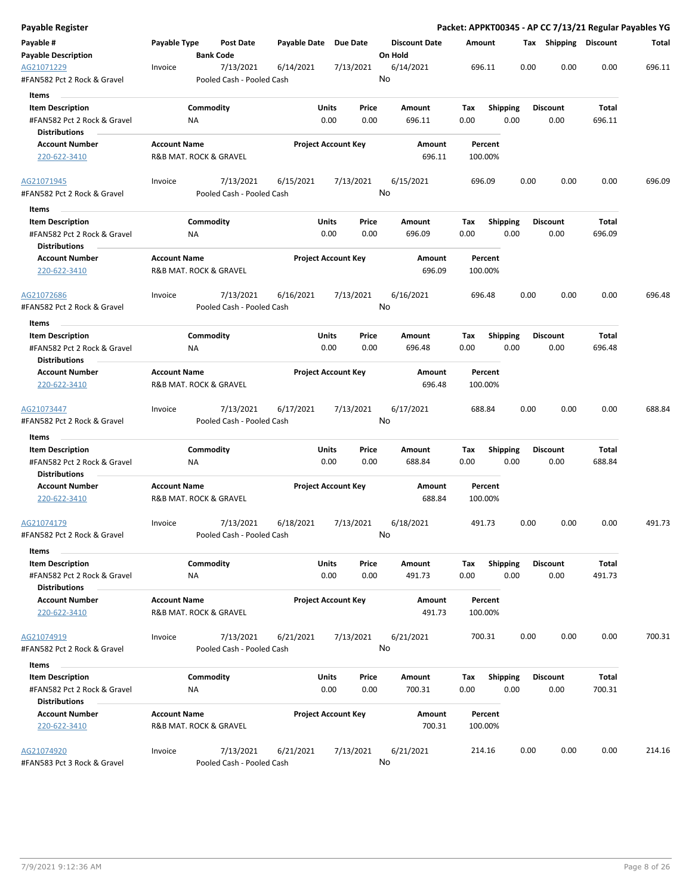# Payable Register

**Packet: APPKT00345 - AP CC 7/13/21 Regular Payables YG**

| Payable # | Payable Type | Post Date | Payable Date | Due Date | Discount Date | Amount | Tax | Shipping | Discount | Total |
|---|---|---|---|---|---|---|---|---|---|---|
| **Payable Description** | | **Bank Code** | | | **On Hold** | | | | | |
| AG21071229 | Invoice | 7/13/2021 | 6/14/2021 | 7/13/2021 | 6/14/2021 | 696.11 | 0.00 | 0.00 | 0.00 | 696.11 |
| #FAN582 Pct 2 Rock & Gravel | | Pooled Cash - Pooled Cash | | | No | | | | | |

**Items**

| Item Description | Commodity | Units | Price | Amount | Tax | Shipping | Discount | Total |
|---|---|---|---|---|---|---|---|---|
| #FAN582 Pct 2 Rock & Gravel | NA | 0.00 | 0.00 | 696.11 | 0.00 | 0.00 | 0.00 | 696.11 |

**Distributions**

| Account Number | Account Name | Project Account Key | Amount | Percent |
|---|---|---|---|---|
| 220-622-3410 | R&B MAT. ROCK & GRAVEL | | 696.11 | 100.00% |

| Payable # | Payable Type | Post Date | Payable Date | Due Date | Discount Date | Amount | Tax | Shipping | Discount | Total |
|---|---|---|---|---|---|---|---|---|---|---|
| AG21071945 | Invoice | 7/13/2021 | 6/15/2021 | 7/13/2021 | 6/15/2021 | 696.09 | 0.00 | 0.00 | 0.00 | 696.09 |
| #FAN582 Pct 2 Rock & Gravel | | Pooled Cash - Pooled Cash | | | No | | | | | |

**Items**

| Item Description | Commodity | Units | Price | Amount | Tax | Shipping | Discount | Total |
|---|---|---|---|---|---|---|---|---|
| #FAN582 Pct 2 Rock & Gravel | NA | 0.00 | 0.00 | 696.09 | 0.00 | 0.00 | 0.00 | 696.09 |

**Distributions**

| Account Number | Account Name | Project Account Key | Amount | Percent |
|---|---|---|---|---|
| 220-622-3410 | R&B MAT. ROCK & GRAVEL | | 696.09 | 100.00% |

| Payable # | Payable Type | Post Date | Payable Date | Due Date | Discount Date | Amount | Tax | Shipping | Discount | Total |
|---|---|---|---|---|---|---|---|---|---|---|
| AG21072686 | Invoice | 7/13/2021 | 6/16/2021 | 7/13/2021 | 6/16/2021 | 696.48 | 0.00 | 0.00 | 0.00 | 696.48 |
| #FAN582 Pct 2 Rock & Gravel | | Pooled Cash - Pooled Cash | | | No | | | | | |

**Items**

| Item Description | Commodity | Units | Price | Amount | Tax | Shipping | Discount | Total |
|---|---|---|---|---|---|---|---|---|
| #FAN582 Pct 2 Rock & Gravel | NA | 0.00 | 0.00 | 696.48 | 0.00 | 0.00 | 0.00 | 696.48 |

**Distributions**

| Account Number | Account Name | Project Account Key | Amount | Percent |
|---|---|---|---|---|
| 220-622-3410 | R&B MAT. ROCK & GRAVEL | | 696.48 | 100.00% |

| Payable # | Payable Type | Post Date | Payable Date | Due Date | Discount Date | Amount | Tax | Shipping | Discount | Total |
|---|---|---|---|---|---|---|---|---|---|---|
| AG21073447 | Invoice | 7/13/2021 | 6/17/2021 | 7/13/2021 | 6/17/2021 | 688.84 | 0.00 | 0.00 | 0.00 | 688.84 |
| #FAN582 Pct 2 Rock & Gravel | | Pooled Cash - Pooled Cash | | | No | | | | | |

**Items**

| Item Description | Commodity | Units | Price | Amount | Tax | Shipping | Discount | Total |
|---|---|---|---|---|---|---|---|---|
| #FAN582 Pct 2 Rock & Gravel | NA | 0.00 | 0.00 | 688.84 | 0.00 | 0.00 | 0.00 | 688.84 |

**Distributions**

| Account Number | Account Name | Project Account Key | Amount | Percent |
|---|---|---|---|---|
| 220-622-3410 | R&B MAT. ROCK & GRAVEL | | 688.84 | 100.00% |

| Payable # | Payable Type | Post Date | Payable Date | Due Date | Discount Date | Amount | Tax | Shipping | Discount | Total |
|---|---|---|---|---|---|---|---|---|---|---|
| AG21074179 | Invoice | 7/13/2021 | 6/18/2021 | 7/13/2021 | 6/18/2021 | 491.73 | 0.00 | 0.00 | 0.00 | 491.73 |
| #FAN582 Pct 2 Rock & Gravel | | Pooled Cash - Pooled Cash | | | No | | | | | |

**Items**

| Item Description | Commodity | Units | Price | Amount | Tax | Shipping | Discount | Total |
|---|---|---|---|---|---|---|---|---|
| #FAN582 Pct 2 Rock & Gravel | NA | 0.00 | 0.00 | 491.73 | 0.00 | 0.00 | 0.00 | 491.73 |

**Distributions**

| Account Number | Account Name | Project Account Key | Amount | Percent |
|---|---|---|---|---|
| 220-622-3410 | R&B MAT. ROCK & GRAVEL | | 491.73 | 100.00% |

| Payable # | Payable Type | Post Date | Payable Date | Due Date | Discount Date | Amount | Tax | Shipping | Discount | Total |
|---|---|---|---|---|---|---|---|---|---|---|
| AG21074919 | Invoice | 7/13/2021 | 6/21/2021 | 7/13/2021 | 6/21/2021 | 700.31 | 0.00 | 0.00 | 0.00 | 700.31 |
| #FAN582 Pct 2 Rock & Gravel | | Pooled Cash - Pooled Cash | | | No | | | | | |

**Items**

| Item Description | Commodity | Units | Price | Amount | Tax | Shipping | Discount | Total |
|---|---|---|---|---|---|---|---|---|
| #FAN582 Pct 2 Rock & Gravel | NA | 0.00 | 0.00 | 700.31 | 0.00 | 0.00 | 0.00 | 700.31 |

**Distributions**

| Account Number | Account Name | Project Account Key | Amount | Percent |
|---|---|---|---|---|
| 220-622-3410 | R&B MAT. ROCK & GRAVEL | | 700.31 | 100.00% |

| Payable # | Payable Type | Post Date | Payable Date | Due Date | Discount Date | Amount | Tax | Shipping | Discount | Total |
|---|---|---|---|---|---|---|---|---|---|---|
| AG21074920 | Invoice | 7/13/2021 | 6/21/2021 | 7/13/2021 | 6/21/2021 | 214.16 | 0.00 | 0.00 | 0.00 | 214.16 |
| #FAN583 Pct 3 Rock & Gravel | | Pooled Cash - Pooled Cash | | | No | | | | | |

7/9/2021 9:12:36 AM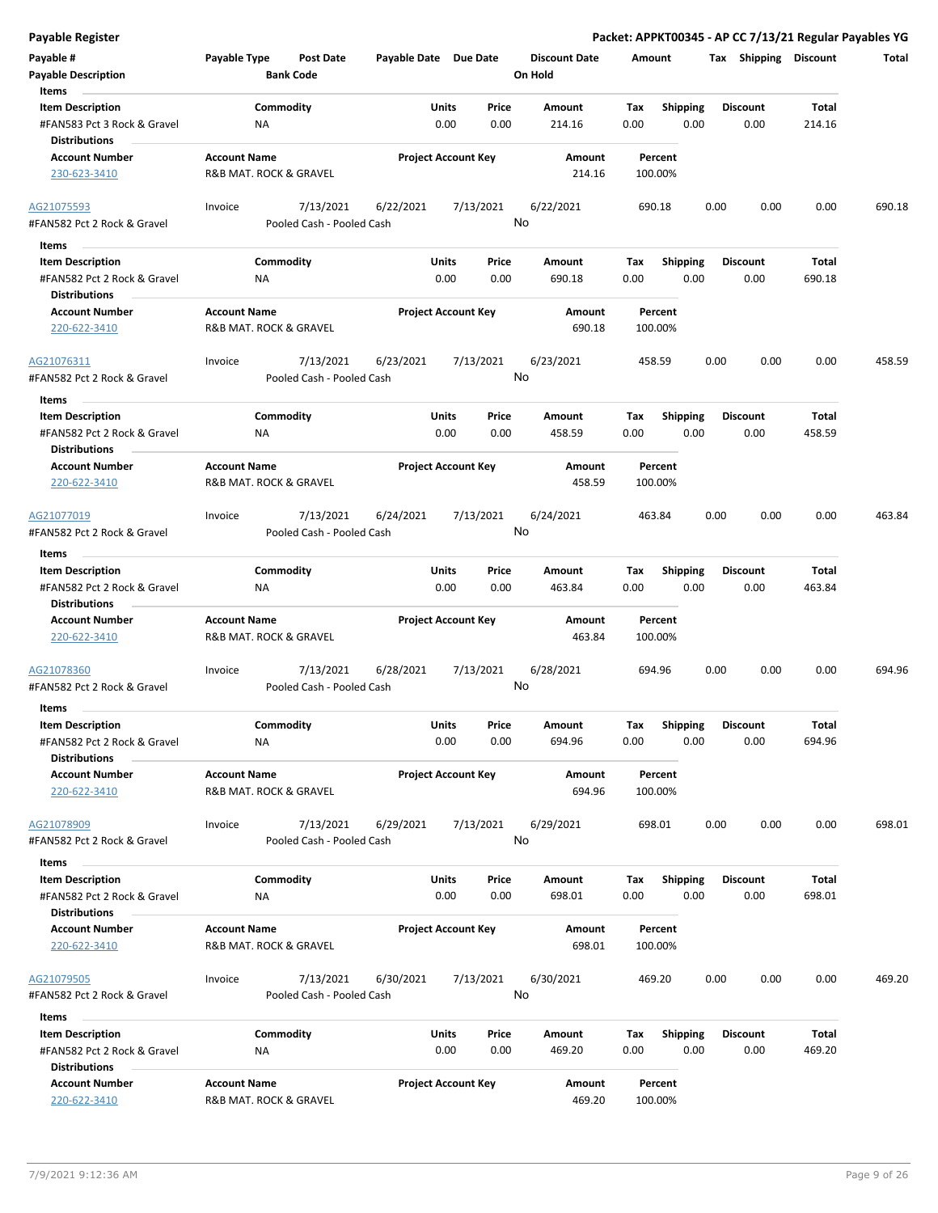# Payable Register

**Packet: APPKT00345 - AP CC 7/13/21 Regular Payables YG**

| Payable # | Payable Type | Post Date | Payable Date | Due Date | Discount Date | Amount | Tax | Shipping | Discount | Total |
|---|---|---|---|---|---|---|---|---|---|---|
| **Payable Description** | | **Bank Code** | | | **On Hold** | | | | | |

**Items**

| Item Description | Commodity | Units | Price | Amount | Tax | Shipping | Discount | Total |
|---|---|---|---|---|---|---|---|---|
| #FAN583 Pct 3 Rock & Gravel | NA | 0.00 | 0.00 | 214.16 | 0.00 | 0.00 | 0.00 | 214.16 |

**Distributions**

| Account Number | Account Name | Project Account Key | Amount | Percent |
|---|---|---|---|---|
| 230-623-3410 | R&B MAT. ROCK & GRAVEL | | 214.16 | 100.00% |

---

| Payable # | Payable Type | Post Date | Payable Date | Due Date | Discount Date | Amount | Tax | Shipping | Discount | Total |
|---|---|---|---|---|---|---|---|---|---|---|
| AG21075593 | Invoice | 7/13/2021 | 6/22/2021 | 7/13/2021 | 6/22/2021 | 690.18 | 0.00 | 0.00 | 0.00 | 690.18 |
| #FAN582 Pct 2 Rock & Gravel | | Pooled Cash - Pooled Cash | | | No | | | | | |

**Items**

| Item Description | Commodity | Units | Price | Amount | Tax | Shipping | Discount | Total |
|---|---|---|---|---|---|---|---|---|
| #FAN582 Pct 2 Rock & Gravel | NA | 0.00 | 0.00 | 690.18 | 0.00 | 0.00 | 0.00 | 690.18 |

**Distributions**

| Account Number | Account Name | Project Account Key | Amount | Percent |
|---|---|---|---|---|
| 220-622-3410 | R&B MAT. ROCK & GRAVEL | | 690.18 | 100.00% |

---

| Payable # | Payable Type | Post Date | Payable Date | Due Date | Discount Date | Amount | Tax | Shipping | Discount | Total |
|---|---|---|---|---|---|---|---|---|---|---|
| AG21076311 | Invoice | 7/13/2021 | 6/23/2021 | 7/13/2021 | 6/23/2021 | 458.59 | 0.00 | 0.00 | 0.00 | 458.59 |
| #FAN582 Pct 2 Rock & Gravel | | Pooled Cash - Pooled Cash | | | No | | | | | |

**Items**

| Item Description | Commodity | Units | Price | Amount | Tax | Shipping | Discount | Total |
|---|---|---|---|---|---|---|---|---|
| #FAN582 Pct 2 Rock & Gravel | NA | 0.00 | 0.00 | 458.59 | 0.00 | 0.00 | 0.00 | 458.59 |

**Distributions**

| Account Number | Account Name | Project Account Key | Amount | Percent |
|---|---|---|---|---|
| 220-622-3410 | R&B MAT. ROCK & GRAVEL | | 458.59 | 100.00% |

---

| Payable # | Payable Type | Post Date | Payable Date | Due Date | Discount Date | Amount | Tax | Shipping | Discount | Total |
|---|---|---|---|---|---|---|---|---|---|---|
| AG21077019 | Invoice | 7/13/2021 | 6/24/2021 | 7/13/2021 | 6/24/2021 | 463.84 | 0.00 | 0.00 | 0.00 | 463.84 |
| #FAN582 Pct 2 Rock & Gravel | | Pooled Cash - Pooled Cash | | | No | | | | | |

**Items**

| Item Description | Commodity | Units | Price | Amount | Tax | Shipping | Discount | Total |
|---|---|---|---|---|---|---|---|---|
| #FAN582 Pct 2 Rock & Gravel | NA | 0.00 | 0.00 | 463.84 | 0.00 | 0.00 | 0.00 | 463.84 |

**Distributions**

| Account Number | Account Name | Project Account Key | Amount | Percent |
|---|---|---|---|---|
| 220-622-3410 | R&B MAT. ROCK & GRAVEL | | 463.84 | 100.00% |

---

| Payable # | Payable Type | Post Date | Payable Date | Due Date | Discount Date | Amount | Tax | Shipping | Discount | Total |
|---|---|---|---|---|---|---|---|---|---|---|
| AG21078360 | Invoice | 7/13/2021 | 6/28/2021 | 7/13/2021 | 6/28/2021 | 694.96 | 0.00 | 0.00 | 0.00 | 694.96 |
| #FAN582 Pct 2 Rock & Gravel | | Pooled Cash - Pooled Cash | | | No | | | | | |

**Items**

| Item Description | Commodity | Units | Price | Amount | Tax | Shipping | Discount | Total |
|---|---|---|---|---|---|---|---|---|
| #FAN582 Pct 2 Rock & Gravel | NA | 0.00 | 0.00 | 694.96 | 0.00 | 0.00 | 0.00 | 694.96 |

**Distributions**

| Account Number | Account Name | Project Account Key | Amount | Percent |
|---|---|---|---|---|
| 220-622-3410 | R&B MAT. ROCK & GRAVEL | | 694.96 | 100.00% |

---

| Payable # | Payable Type | Post Date | Payable Date | Due Date | Discount Date | Amount | Tax | Shipping | Discount | Total |
|---|---|---|---|---|---|---|---|---|---|---|
| AG21078909 | Invoice | 7/13/2021 | 6/29/2021 | 7/13/2021 | 6/29/2021 | 698.01 | 0.00 | 0.00 | 0.00 | 698.01 |
| #FAN582 Pct 2 Rock & Gravel | | Pooled Cash - Pooled Cash | | | No | | | | | |

**Items**

| Item Description | Commodity | Units | Price | Amount | Tax | Shipping | Discount | Total |
|---|---|---|---|---|---|---|---|---|
| #FAN582 Pct 2 Rock & Gravel | NA | 0.00 | 0.00 | 698.01 | 0.00 | 0.00 | 0.00 | 698.01 |

**Distributions**

| Account Number | Account Name | Project Account Key | Amount | Percent |
|---|---|---|---|---|
| 220-622-3410 | R&B MAT. ROCK & GRAVEL | | 698.01 | 100.00% |

---

| Payable # | Payable Type | Post Date | Payable Date | Due Date | Discount Date | Amount | Tax | Shipping | Discount | Total |
|---|---|---|---|---|---|---|---|---|---|---|
| AG21079505 | Invoice | 7/13/2021 | 6/30/2021 | 7/13/2021 | 6/30/2021 | 469.20 | 0.00 | 0.00 | 0.00 | 469.20 |
| #FAN582 Pct 2 Rock & Gravel | | Pooled Cash - Pooled Cash | | | No | | | | | |

**Items**

| Item Description | Commodity | Units | Price | Amount | Tax | Shipping | Discount | Total |
|---|---|---|---|---|---|---|---|---|
| #FAN582 Pct 2 Rock & Gravel | NA | 0.00 | 0.00 | 469.20 | 0.00 | 0.00 | 0.00 | 469.20 |

**Distributions**

| Account Number | Account Name | Project Account Key | Amount | Percent |
|---|---|---|---|---|
| 220-622-3410 | R&B MAT. ROCK & GRAVEL | | 469.20 | 100.00% |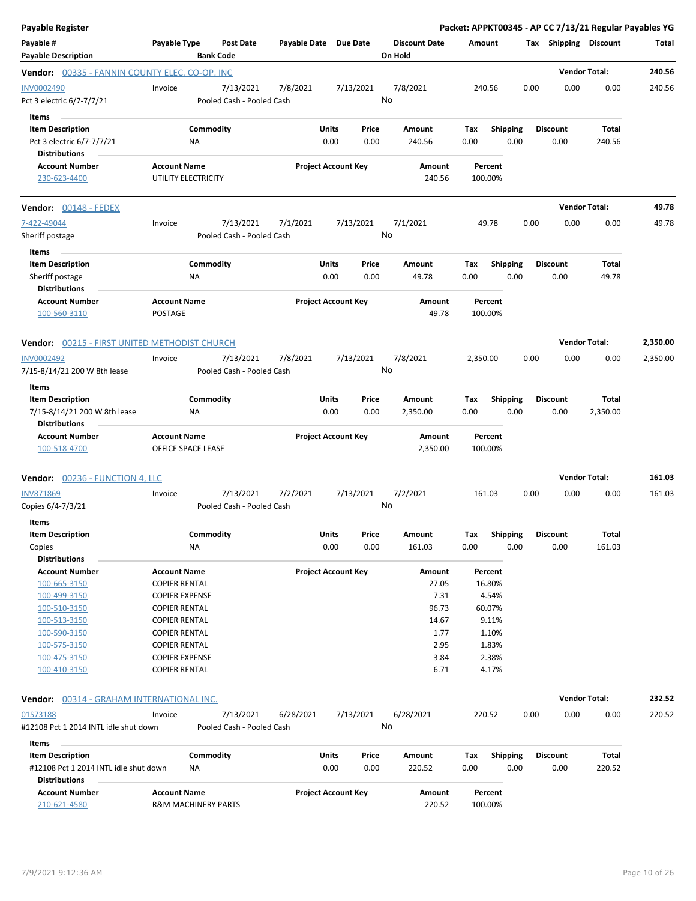**Payable Register** — **Packet: APPKT00345 - AP CC 7/13/21 Regular Payables YG**

| Payable # | Payable Type | Post Date | Payable Date | Due Date | Discount Date | Amount | Tax | Shipping | Discount | Total |
|---|---|---|---|---|---|---|---|---|---|---|
| **Payable Description** | | **Bank Code** | | | **On Hold** | | | | | |

**Vendor: 00335 - FANNIN COUNTY ELEC. CO-OP, INC** — **Vendor Total: 240.56**

| Payable # | Payable Type | Post Date | Payable Date | Due Date | Discount Date | Amount | Tax | Shipping | Discount | Total |
|---|---|---|---|---|---|---|---|---|---|---|
| INV0002490 | Invoice | 7/13/2021 | 7/8/2021 | 7/13/2021 | 7/8/2021 | 240.56 | 0.00 | 0.00 | 0.00 | 240.56 |
| Pct 3 electric 6/7-7/7/21 | | Pooled Cash - Pooled Cash | | | No | | | | | |

**Items**

| Item Description | Commodity | Units | Price | Amount | Tax | Shipping | Discount | Total |
|---|---|---|---|---|---|---|---|---|
| Pct 3 electric 6/7-7/7/21 | NA | 0.00 | 0.00 | 240.56 | 0.00 | 0.00 | 0.00 | 240.56 |

**Distributions**

| Account Number | Account Name | Project Account Key | Amount | Percent |
|---|---|---|---|---|
| 230-623-4400 | UTILITY ELECTRICITY | | 240.56 | 100.00% |

**Vendor: 00148 - FEDEX** — **Vendor Total: 49.78**

| Payable # | Payable Type | Post Date | Payable Date | Due Date | Discount Date | Amount | Tax | Shipping | Discount | Total |
|---|---|---|---|---|---|---|---|---|---|---|
| 7-422-49044 | Invoice | 7/13/2021 | 7/1/2021 | 7/13/2021 | 7/1/2021 | 49.78 | 0.00 | 0.00 | 0.00 | 49.78 |
| Sheriff postage | | Pooled Cash - Pooled Cash | | | No | | | | | |

**Items**

| Item Description | Commodity | Units | Price | Amount | Tax | Shipping | Discount | Total |
|---|---|---|---|---|---|---|---|---|
| Sheriff postage | NA | 0.00 | 0.00 | 49.78 | 0.00 | 0.00 | 0.00 | 49.78 |

**Distributions**

| Account Number | Account Name | Project Account Key | Amount | Percent |
|---|---|---|---|---|
| 100-560-3110 | POSTAGE | | 49.78 | 100.00% |

**Vendor: 00215 - FIRST UNITED METHODIST CHURCH** — **Vendor Total: 2,350.00**

| Payable # | Payable Type | Post Date | Payable Date | Due Date | Discount Date | Amount | Tax | Shipping | Discount | Total |
|---|---|---|---|---|---|---|---|---|---|---|
| INV0002492 | Invoice | 7/13/2021 | 7/8/2021 | 7/13/2021 | 7/8/2021 | 2,350.00 | 0.00 | 0.00 | 0.00 | 2,350.00 |
| 7/15-8/14/21 200 W 8th lease | | Pooled Cash - Pooled Cash | | | No | | | | | |

**Items**

| Item Description | Commodity | Units | Price | Amount | Tax | Shipping | Discount | Total |
|---|---|---|---|---|---|---|---|---|
| 7/15-8/14/21 200 W 8th lease | NA | 0.00 | 0.00 | 2,350.00 | 0.00 | 0.00 | 0.00 | 2,350.00 |

**Distributions**

| Account Number | Account Name | Project Account Key | Amount | Percent |
|---|---|---|---|---|
| 100-518-4700 | OFFICE SPACE LEASE | | 2,350.00 | 100.00% |

**Vendor: 00236 - FUNCTION 4, LLC** — **Vendor Total: 161.03**

| Payable # | Payable Type | Post Date | Payable Date | Due Date | Discount Date | Amount | Tax | Shipping | Discount | Total |
|---|---|---|---|---|---|---|---|---|---|---|
| INV871869 | Invoice | 7/13/2021 | 7/2/2021 | 7/13/2021 | 7/2/2021 | 161.03 | 0.00 | 0.00 | 0.00 | 161.03 |
| Copies 6/4-7/3/21 | | Pooled Cash - Pooled Cash | | | No | | | | | |

**Items**

| Item Description | Commodity | Units | Price | Amount | Tax | Shipping | Discount | Total |
|---|---|---|---|---|---|---|---|---|
| Copies | NA | 0.00 | 0.00 | 161.03 | 0.00 | 0.00 | 0.00 | 161.03 |

**Distributions**

| Account Number | Account Name | Project Account Key | Amount | Percent |
|---|---|---|---|---|
| 100-665-3150 | COPIER RENTAL | | 27.05 | 16.80% |
| 100-499-3150 | COPIER EXPENSE | | 7.31 | 4.54% |
| 100-510-3150 | COPIER RENTAL | | 96.73 | 60.07% |
| 100-513-3150 | COPIER RENTAL | | 14.67 | 9.11% |
| 100-590-3150 | COPIER RENTAL | | 1.77 | 1.10% |
| 100-575-3150 | COPIER RENTAL | | 2.95 | 1.83% |
| 100-475-3150 | COPIER EXPENSE | | 3.84 | 2.38% |
| 100-410-3150 | COPIER RENTAL | | 6.71 | 4.17% |

**Vendor: 00314 - GRAHAM INTERNATIONAL INC.** — **Vendor Total: 232.52**

| Payable # | Payable Type | Post Date | Payable Date | Due Date | Discount Date | Amount | Tax | Shipping | Discount | Total |
|---|---|---|---|---|---|---|---|---|---|---|
| 01S73188 | Invoice | 7/13/2021 | 6/28/2021 | 7/13/2021 | 6/28/2021 | 220.52 | 0.00 | 0.00 | 0.00 | 220.52 |
| #12108 Pct 1 2014 INTL idle shut down | | Pooled Cash - Pooled Cash | | | No | | | | | |

**Items**

| Item Description | Commodity | Units | Price | Amount | Tax | Shipping | Discount | Total |
|---|---|---|---|---|---|---|---|---|
| #12108 Pct 1 2014 INTL idle shut down | NA | 0.00 | 0.00 | 220.52 | 0.00 | 0.00 | 0.00 | 220.52 |

**Distributions**

| Account Number | Account Name | Project Account Key | Amount | Percent |
|---|---|---|---|---|
| 210-621-4580 | R&M MACHINERY PARTS | | 220.52 | 100.00% |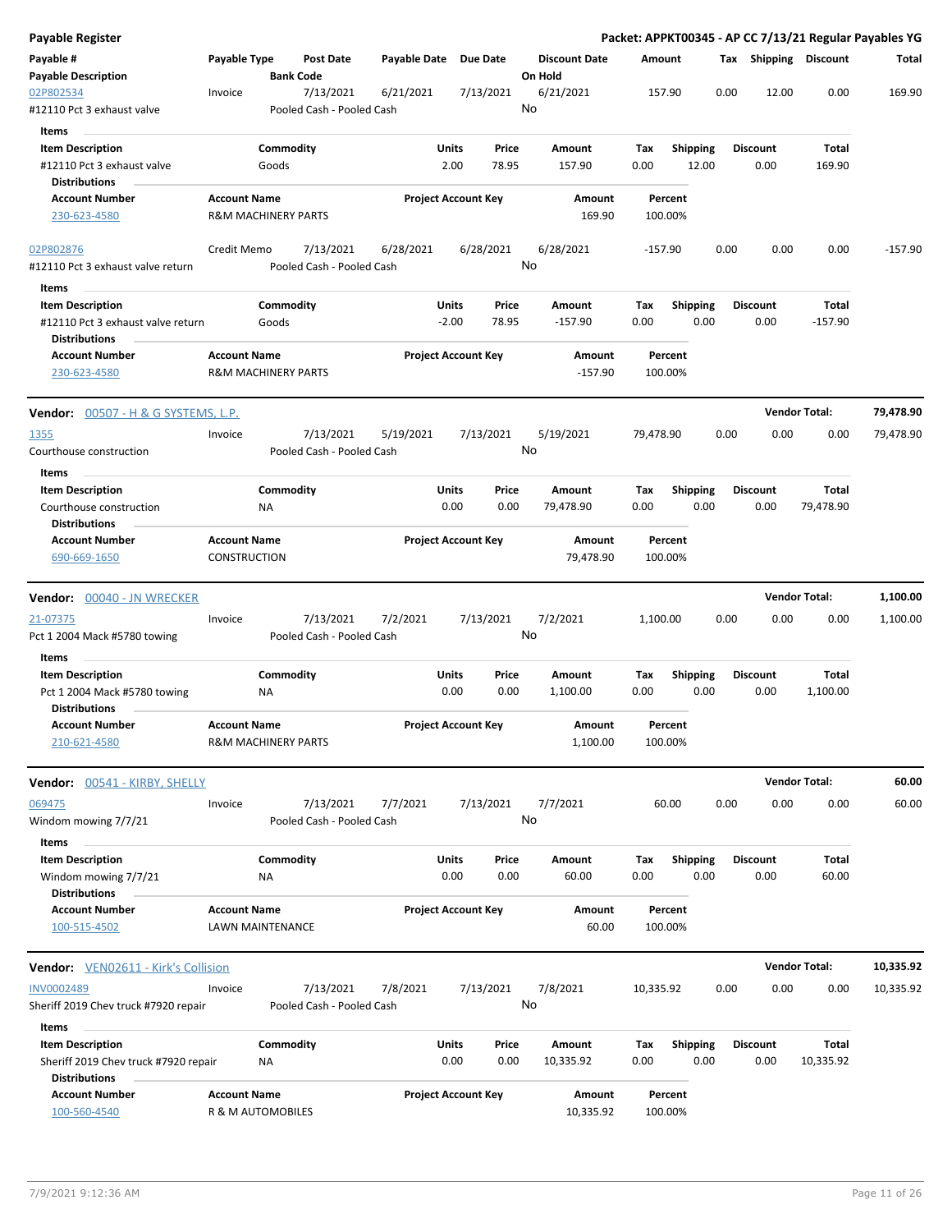# Payable Register

**Packet: APPKT00345 - AP CC 7/13/21 Regular Payables YG**

| Payable # / Payable Description | Payable Type | Post Date / Bank Code | Payable Date | Due Date | Discount Date / On Hold | Amount | Tax | Shipping | Discount | Total |
|---|---|---|---|---|---|---|---|---|---|---|
| 02P802534 | Invoice | 7/13/2021 | 6/21/2021 | 7/13/2021 | 6/21/2021 | 157.90 | 0.00 | 12.00 | 0.00 | 169.90 |
| #12110 Pct 3 exhaust valve | | Pooled Cash - Pooled Cash | | | No | | | | | |

**Items**

| Item Description | Commodity | Units | Price | Amount | Tax | Shipping | Discount | Total |
|---|---|---|---|---|---|---|---|---|
| #12110 Pct 3 exhaust valve | Goods | 2.00 | 78.95 | 157.90 | 0.00 | 12.00 | 0.00 | 169.90 |

**Distributions**

| Account Number | Account Name | Project Account Key | Amount | Percent |
|---|---|---|---|---|
| 230-623-4580 | R&M MACHINERY PARTS | | 169.90 | 100.00% |

| Payable # / Payable Description | Payable Type | Post Date / Bank Code | Payable Date | Due Date | Discount Date / On Hold | Amount | Tax | Shipping | Discount | Total |
|---|---|---|---|---|---|---|---|---|---|---|
| 02P802876 | Credit Memo | 7/13/2021 | 6/28/2021 | 6/28/2021 | 6/28/2021 | -157.90 | 0.00 | 0.00 | 0.00 | -157.90 |
| #12110 Pct 3 exhaust valve return | | Pooled Cash - Pooled Cash | | | No | | | | | |

**Items**

| Item Description | Commodity | Units | Price | Amount | Tax | Shipping | Discount | Total |
|---|---|---|---|---|---|---|---|---|
| #12110 Pct 3 exhaust valve return | Goods | -2.00 | 78.95 | -157.90 | 0.00 | 0.00 | 0.00 | -157.90 |

**Distributions**

| Account Number | Account Name | Project Account Key | Amount | Percent |
|---|---|---|---|---|
| 230-623-4580 | R&M MACHINERY PARTS | | -157.90 | 100.00% |

## Vendor: 00507 - H & G SYSTEMS, L.P. — Vendor Total: 79,478.90

| Payable # / Payable Description | Payable Type | Post Date / Bank Code | Payable Date | Due Date | Discount Date / On Hold | Amount | Tax | Shipping | Discount | Total |
|---|---|---|---|---|---|---|---|---|---|---|
| 1355 | Invoice | 7/13/2021 | 5/19/2021 | 7/13/2021 | 5/19/2021 | 79,478.90 | 0.00 | 0.00 | 0.00 | 79,478.90 |
| Courthouse construction | | Pooled Cash - Pooled Cash | | | No | | | | | |

**Items**

| Item Description | Commodity | Units | Price | Amount | Tax | Shipping | Discount | Total |
|---|---|---|---|---|---|---|---|---|
| Courthouse construction | NA | 0.00 | 0.00 | 79,478.90 | 0.00 | 0.00 | 0.00 | 79,478.90 |

**Distributions**

| Account Number | Account Name | Project Account Key | Amount | Percent |
|---|---|---|---|---|
| 690-669-1650 | CONSTRUCTION | | 79,478.90 | 100.00% |

## Vendor: 00040 - JN WRECKER — Vendor Total: 1,100.00

| Payable # / Payable Description | Payable Type | Post Date / Bank Code | Payable Date | Due Date | Discount Date / On Hold | Amount | Tax | Shipping | Discount | Total |
|---|---|---|---|---|---|---|---|---|---|---|
| 21-07375 | Invoice | 7/13/2021 | 7/2/2021 | 7/13/2021 | 7/2/2021 | 1,100.00 | 0.00 | 0.00 | 0.00 | 1,100.00 |
| Pct 1 2004 Mack #5780 towing | | Pooled Cash - Pooled Cash | | | No | | | | | |

**Items**

| Item Description | Commodity | Units | Price | Amount | Tax | Shipping | Discount | Total |
|---|---|---|---|---|---|---|---|---|
| Pct 1 2004 Mack #5780 towing | NA | 0.00 | 0.00 | 1,100.00 | 0.00 | 0.00 | 0.00 | 1,100.00 |

**Distributions**

| Account Number | Account Name | Project Account Key | Amount | Percent |
|---|---|---|---|---|
| 210-621-4580 | R&M MACHINERY PARTS | | 1,100.00 | 100.00% |

## Vendor: 00541 - KIRBY, SHELLY — Vendor Total: 60.00

| Payable # / Payable Description | Payable Type | Post Date / Bank Code | Payable Date | Due Date | Discount Date / On Hold | Amount | Tax | Shipping | Discount | Total |
|---|---|---|---|---|---|---|---|---|---|---|
| 069475 | Invoice | 7/13/2021 | 7/7/2021 | 7/13/2021 | 7/7/2021 | 60.00 | 0.00 | 0.00 | 0.00 | 60.00 |
| Windom mowing 7/7/21 | | Pooled Cash - Pooled Cash | | | No | | | | | |

**Items**

| Item Description | Commodity | Units | Price | Amount | Tax | Shipping | Discount | Total |
|---|---|---|---|---|---|---|---|---|
| Windom mowing 7/7/21 | NA | 0.00 | 0.00 | 60.00 | 0.00 | 0.00 | 0.00 | 60.00 |

**Distributions**

| Account Number | Account Name | Project Account Key | Amount | Percent |
|---|---|---|---|---|
| 100-515-4502 | LAWN MAINTENANCE | | 60.00 | 100.00% |

## Vendor: VEN02611 - Kirk's Collision — Vendor Total: 10,335.92

| Payable # / Payable Description | Payable Type | Post Date / Bank Code | Payable Date | Due Date | Discount Date / On Hold | Amount | Tax | Shipping | Discount | Total |
|---|---|---|---|---|---|---|---|---|---|---|
| INV0002489 | Invoice | 7/13/2021 | 7/8/2021 | 7/13/2021 | 7/8/2021 | 10,335.92 | 0.00 | 0.00 | 0.00 | 10,335.92 |
| Sheriff 2019 Chev truck #7920 repair | | Pooled Cash - Pooled Cash | | | No | | | | | |

**Items**

| Item Description | Commodity | Units | Price | Amount | Tax | Shipping | Discount | Total |
|---|---|---|---|---|---|---|---|---|
| Sheriff 2019 Chev truck #7920 repair | NA | 0.00 | 0.00 | 10,335.92 | 0.00 | 0.00 | 0.00 | 10,335.92 |

**Distributions**

| Account Number | Account Name | Project Account Key | Amount | Percent |
|---|---|---|---|---|
| 100-560-4540 | R & M AUTOMOBILES | | 10,335.92 | 100.00% |

7/9/2021 9:12:36 AM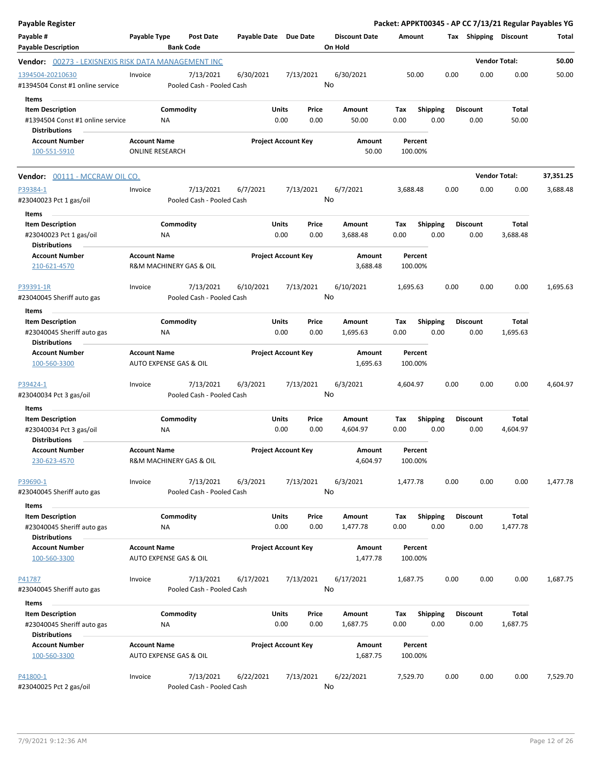# Payable Register

**Packet: APPKT00345 - AP CC 7/13/21 Regular Payables YG**

| Payable # / Payable Description | Payable Type | Post Date / Bank Code | Payable Date | Due Date | Discount Date / On Hold | Amount | Tax | Shipping | Discount | Total |
|---|---|---|---|---|---|---|---|---|---|---|

## Vendor: 00273 - LEXISNEXIS RISK DATA MANAGEMENT INC

**Vendor Total: 50.00**

| Payable # | Payable Type | Post Date | Payable Date | Due Date | Discount Date | Amount | Tax | Shipping | Discount | Total |
|---|---|---|---|---|---|---|---|---|---|---|
| 1394504-20210630 | Invoice | 7/13/2021 | 6/30/2021 | 7/13/2021 | 6/30/2021 | 50.00 | 0.00 | 0.00 | 0.00 | 50.00 |
| #1394504 Const #1 online service | | Pooled Cash - Pooled Cash | | | No | | | | | |

**Items**

| Item Description | Commodity | Units | Price | Amount | Tax | Shipping | Discount | Total |
|---|---|---|---|---|---|---|---|---|
| #1394504 Const #1 online service | NA | 0.00 | 0.00 | 50.00 | 0.00 | 0.00 | 0.00 | 50.00 |

**Distributions**

| Account Number | Account Name | Project Account Key | Amount | Percent |
|---|---|---|---|---|
| 100-551-5910 | ONLINE RESEARCH | | 50.00 | 100.00% |

## Vendor: 00111 - MCCRAW OIL CO.

**Vendor Total: 37,351.25**

| Payable # | Payable Type | Post Date | Payable Date | Due Date | Discount Date | Amount | Tax | Shipping | Discount | Total |
|---|---|---|---|---|---|---|---|---|---|---|
| P39384-1 | Invoice | 7/13/2021 | 6/7/2021 | 7/13/2021 | 6/7/2021 | 3,688.48 | 0.00 | 0.00 | 0.00 | 3,688.48 |
| #23040023 Pct 1 gas/oil | | Pooled Cash - Pooled Cash | | | No | | | | | |

**Items**

| Item Description | Commodity | Units | Price | Amount | Tax | Shipping | Discount | Total |
|---|---|---|---|---|---|---|---|---|
| #23040023 Pct 1 gas/oil | NA | 0.00 | 0.00 | 3,688.48 | 0.00 | 0.00 | 0.00 | 3,688.48 |

**Distributions**

| Account Number | Account Name | Project Account Key | Amount | Percent |
|---|---|---|---|---|
| 210-621-4570 | R&M MACHINERY GAS & OIL | | 3,688.48 | 100.00% |

| Payable # | Payable Type | Post Date | Payable Date | Due Date | Discount Date | Amount | Tax | Shipping | Discount | Total |
|---|---|---|---|---|---|---|---|---|---|---|
| P39391-1R | Invoice | 7/13/2021 | 6/10/2021 | 7/13/2021 | 6/10/2021 | 1,695.63 | 0.00 | 0.00 | 0.00 | 1,695.63 |
| #23040045 Sheriff auto gas | | Pooled Cash - Pooled Cash | | | No | | | | | |

**Items**

| Item Description | Commodity | Units | Price | Amount | Tax | Shipping | Discount | Total |
|---|---|---|---|---|---|---|---|---|
| #23040045 Sheriff auto gas | NA | 0.00 | 0.00 | 1,695.63 | 0.00 | 0.00 | 0.00 | 1,695.63 |

**Distributions**

| Account Number | Account Name | Project Account Key | Amount | Percent |
|---|---|---|---|---|
| 100-560-3300 | AUTO EXPENSE GAS & OIL | | 1,695.63 | 100.00% |

| Payable # | Payable Type | Post Date | Payable Date | Due Date | Discount Date | Amount | Tax | Shipping | Discount | Total |
|---|---|---|---|---|---|---|---|---|---|---|
| P39424-1 | Invoice | 7/13/2021 | 6/3/2021 | 7/13/2021 | 6/3/2021 | 4,604.97 | 0.00 | 0.00 | 0.00 | 4,604.97 |
| #23040034 Pct 3 gas/oil | | Pooled Cash - Pooled Cash | | | No | | | | | |

**Items**

| Item Description | Commodity | Units | Price | Amount | Tax | Shipping | Discount | Total |
|---|---|---|---|---|---|---|---|---|
| #23040034 Pct 3 gas/oil | NA | 0.00 | 0.00 | 4,604.97 | 0.00 | 0.00 | 0.00 | 4,604.97 |

**Distributions**

| Account Number | Account Name | Project Account Key | Amount | Percent |
|---|---|---|---|---|
| 230-623-4570 | R&M MACHINERY GAS & OIL | | 4,604.97 | 100.00% |

| Payable # | Payable Type | Post Date | Payable Date | Due Date | Discount Date | Amount | Tax | Shipping | Discount | Total |
|---|---|---|---|---|---|---|---|---|---|---|
| P39690-1 | Invoice | 7/13/2021 | 6/3/2021 | 7/13/2021 | 6/3/2021 | 1,477.78 | 0.00 | 0.00 | 0.00 | 1,477.78 |
| #23040045 Sheriff auto gas | | Pooled Cash - Pooled Cash | | | No | | | | | |

**Items**

| Item Description | Commodity | Units | Price | Amount | Tax | Shipping | Discount | Total |
|---|---|---|---|---|---|---|---|---|
| #23040045 Sheriff auto gas | NA | 0.00 | 0.00 | 1,477.78 | 0.00 | 0.00 | 0.00 | 1,477.78 |

**Distributions**

| Account Number | Account Name | Project Account Key | Amount | Percent |
|---|---|---|---|---|
| 100-560-3300 | AUTO EXPENSE GAS & OIL | | 1,477.78 | 100.00% |

| Payable # | Payable Type | Post Date | Payable Date | Due Date | Discount Date | Amount | Tax | Shipping | Discount | Total |
|---|---|---|---|---|---|---|---|---|---|---|
| P41787 | Invoice | 7/13/2021 | 6/17/2021 | 7/13/2021 | 6/17/2021 | 1,687.75 | 0.00 | 0.00 | 0.00 | 1,687.75 |
| #23040045 Sheriff auto gas | | Pooled Cash - Pooled Cash | | | No | | | | | |

**Items**

| Item Description | Commodity | Units | Price | Amount | Tax | Shipping | Discount | Total |
|---|---|---|---|---|---|---|---|---|
| #23040045 Sheriff auto gas | NA | 0.00 | 0.00 | 1,687.75 | 0.00 | 0.00 | 0.00 | 1,687.75 |

**Distributions**

| Account Number | Account Name | Project Account Key | Amount | Percent |
|---|---|---|---|---|
| 100-560-3300 | AUTO EXPENSE GAS & OIL | | 1,687.75 | 100.00% |

| Payable # | Payable Type | Post Date | Payable Date | Due Date | Discount Date | Amount | Tax | Shipping | Discount | Total |
|---|---|---|---|---|---|---|---|---|---|---|
| P41800-1 | Invoice | 7/13/2021 | 6/22/2021 | 7/13/2021 | 6/22/2021 | 7,529.70 | 0.00 | 0.00 | 0.00 | 7,529.70 |
| #23040025 Pct 2 gas/oil | | Pooled Cash - Pooled Cash | | | No | | | | | |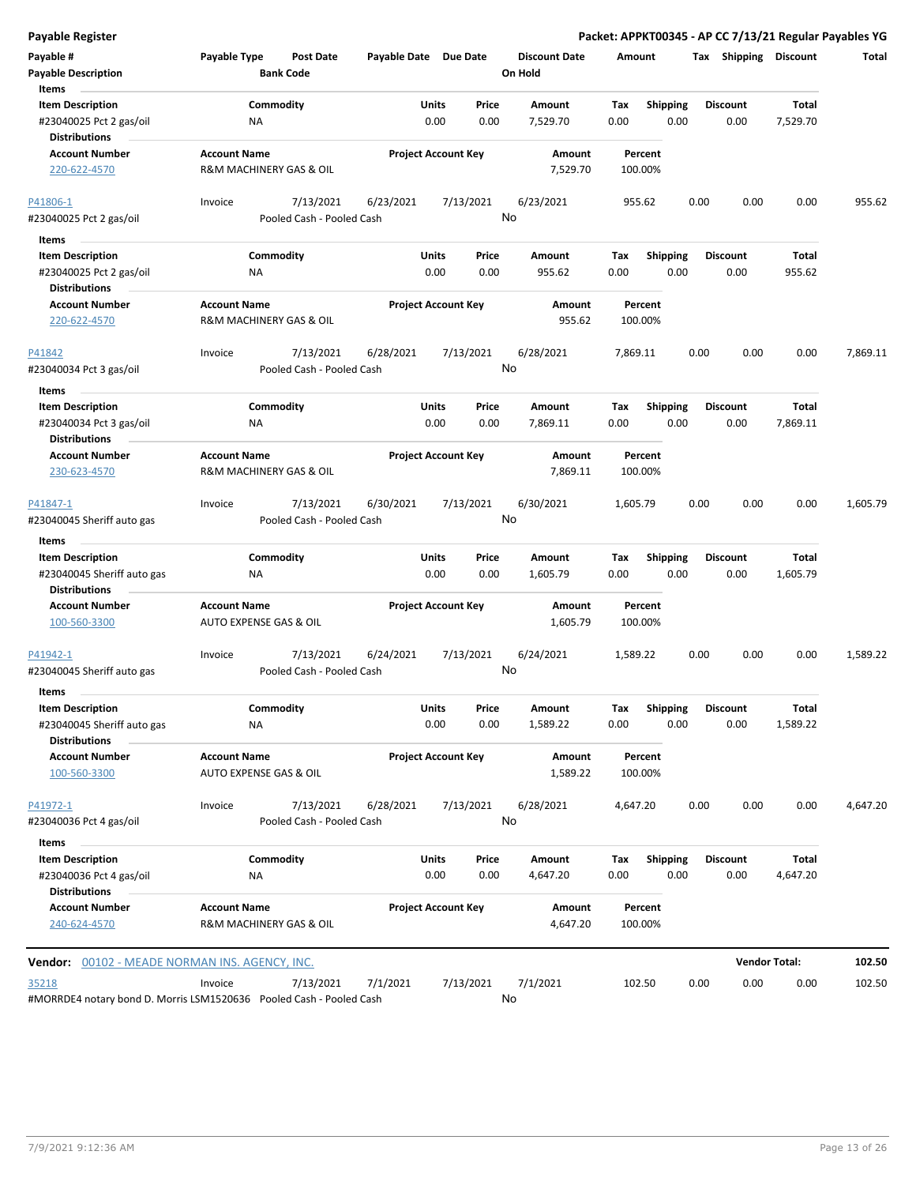**Payable Register** — **Packet: APPKT00345 - AP CC 7/13/21 Regular Payables YG**

| Payable # | Payable Type | Post Date | Payable Date | Due Date | Discount Date | Amount | Tax | Shipping | Discount | Total |
|---|---|---|---|---|---|---|---|---|---|---|
| Payable Description | | Bank Code | | | On Hold | | | | | |

**Items**

| Item Description | Commodity | Units | Price | Amount | Tax | Shipping | Discount | Total |
|---|---|---|---|---|---|---|---|---|
| #23040025 Pct 2 gas/oil | NA | 0.00 | 0.00 | 7,529.70 | 0.00 | 0.00 | 0.00 | 7,529.70 |

**Distributions**

| Account Number | Account Name | Project Account Key | Amount | Percent |
|---|---|---|---|---|
| 220-622-4570 | R&M MACHINERY GAS & OIL | | 7,529.70 | 100.00% |

| Payable # | Payable Type | Post Date | Payable Date | Due Date | Discount Date | Amount | Tax | Shipping | Discount | Total |
|---|---|---|---|---|---|---|---|---|---|---|
| P41806-1 | Invoice | 7/13/2021 | 6/23/2021 | 7/13/2021 | 6/23/2021 | 955.62 | 0.00 | 0.00 | 0.00 | 955.62 |
| #23040025 Pct 2 gas/oil | | Pooled Cash - Pooled Cash | | | No | | | | | |

**Items**

| Item Description | Commodity | Units | Price | Amount | Tax | Shipping | Discount | Total |
|---|---|---|---|---|---|---|---|---|
| #23040025 Pct 2 gas/oil | NA | 0.00 | 0.00 | 955.62 | 0.00 | 0.00 | 0.00 | 955.62 |

**Distributions**

| Account Number | Account Name | Project Account Key | Amount | Percent |
|---|---|---|---|---|
| 220-622-4570 | R&M MACHINERY GAS & OIL | | 955.62 | 100.00% |

| Payable # | Payable Type | Post Date | Payable Date | Due Date | Discount Date | Amount | Tax | Shipping | Discount | Total |
|---|---|---|---|---|---|---|---|---|---|---|
| P41842 | Invoice | 7/13/2021 | 6/28/2021 | 7/13/2021 | 6/28/2021 | 7,869.11 | 0.00 | 0.00 | 0.00 | 7,869.11 |
| #23040034 Pct 3 gas/oil | | Pooled Cash - Pooled Cash | | | No | | | | | |

**Items**

| Item Description | Commodity | Units | Price | Amount | Tax | Shipping | Discount | Total |
|---|---|---|---|---|---|---|---|---|
| #23040034 Pct 3 gas/oil | NA | 0.00 | 0.00 | 7,869.11 | 0.00 | 0.00 | 0.00 | 7,869.11 |

**Distributions**

| Account Number | Account Name | Project Account Key | Amount | Percent |
|---|---|---|---|---|
| 230-623-4570 | R&M MACHINERY GAS & OIL | | 7,869.11 | 100.00% |

| Payable # | Payable Type | Post Date | Payable Date | Due Date | Discount Date | Amount | Tax | Shipping | Discount | Total |
|---|---|---|---|---|---|---|---|---|---|---|
| P41847-1 | Invoice | 7/13/2021 | 6/30/2021 | 7/13/2021 | 6/30/2021 | 1,605.79 | 0.00 | 0.00 | 0.00 | 1,605.79 |
| #23040045 Sheriff auto gas | | Pooled Cash - Pooled Cash | | | No | | | | | |

**Items**

| Item Description | Commodity | Units | Price | Amount | Tax | Shipping | Discount | Total |
|---|---|---|---|---|---|---|---|---|
| #23040045 Sheriff auto gas | NA | 0.00 | 0.00 | 1,605.79 | 0.00 | 0.00 | 0.00 | 1,605.79 |

**Distributions**

| Account Number | Account Name | Project Account Key | Amount | Percent |
|---|---|---|---|---|
| 100-560-3300 | AUTO EXPENSE GAS & OIL | | 1,605.79 | 100.00% |

| Payable # | Payable Type | Post Date | Payable Date | Due Date | Discount Date | Amount | Tax | Shipping | Discount | Total |
|---|---|---|---|---|---|---|---|---|---|---|
| P41942-1 | Invoice | 7/13/2021 | 6/24/2021 | 7/13/2021 | 6/24/2021 | 1,589.22 | 0.00 | 0.00 | 0.00 | 1,589.22 |
| #23040045 Sheriff auto gas | | Pooled Cash - Pooled Cash | | | No | | | | | |

**Items**

| Item Description | Commodity | Units | Price | Amount | Tax | Shipping | Discount | Total |
|---|---|---|---|---|---|---|---|---|
| #23040045 Sheriff auto gas | NA | 0.00 | 0.00 | 1,589.22 | 0.00 | 0.00 | 0.00 | 1,589.22 |

**Distributions**

| Account Number | Account Name | Project Account Key | Amount | Percent |
|---|---|---|---|---|
| 100-560-3300 | AUTO EXPENSE GAS & OIL | | 1,589.22 | 100.00% |

| Payable # | Payable Type | Post Date | Payable Date | Due Date | Discount Date | Amount | Tax | Shipping | Discount | Total |
|---|---|---|---|---|---|---|---|---|---|---|
| P41972-1 | Invoice | 7/13/2021 | 6/28/2021 | 7/13/2021 | 6/28/2021 | 4,647.20 | 0.00 | 0.00 | 0.00 | 4,647.20 |
| #23040036 Pct 4 gas/oil | | Pooled Cash - Pooled Cash | | | No | | | | | |

**Items**

| Item Description | Commodity | Units | Price | Amount | Tax | Shipping | Discount | Total |
|---|---|---|---|---|---|---|---|---|
| #23040036 Pct 4 gas/oil | NA | 0.00 | 0.00 | 4,647.20 | 0.00 | 0.00 | 0.00 | 4,647.20 |

**Distributions**

| Account Number | Account Name | Project Account Key | Amount | Percent |
|---|---|---|---|---|
| 240-624-4570 | R&M MACHINERY GAS & OIL | | 4,647.20 | 100.00% |

**Vendor:** 00102 - MEADE NORMAN INS. AGENCY, INC. — **Vendor Total:** 102.50

| Payable # | Payable Type | Post Date | Payable Date | Due Date | Discount Date | Amount | Tax | Shipping | Discount | Total |
|---|---|---|---|---|---|---|---|---|---|---|
| 35218 | Invoice | 7/13/2021 | 7/1/2021 | 7/13/2021 | 7/1/2021 | 102.50 | 0.00 | 0.00 | 0.00 | 102.50 |
| #MORRDE4 notary bond D. Morris LSM1520636 | | Pooled Cash - Pooled Cash | | | No | | | | | |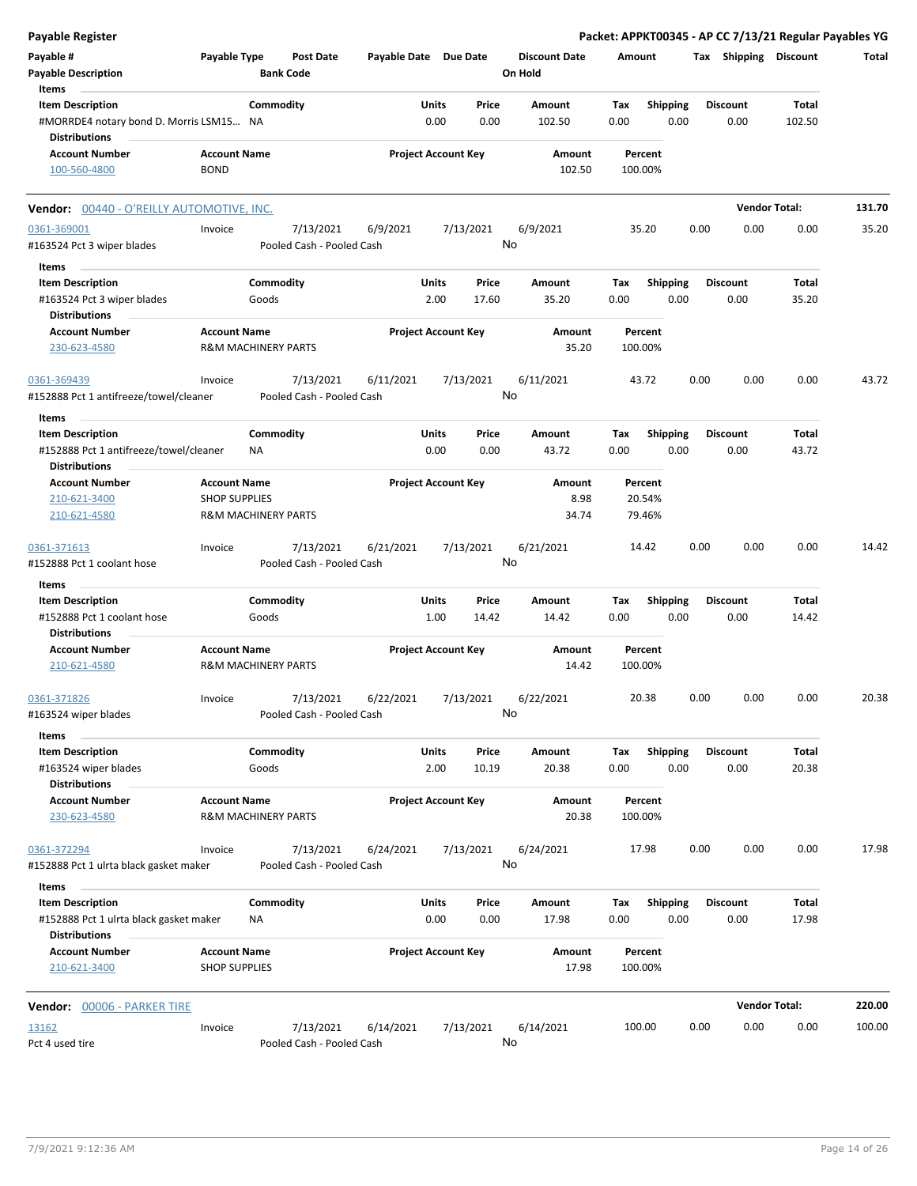**Payable Register**

**Packet: APPKT00345 - AP CC 7/13/21 Regular Payables YG**

| Payable # | Payable Type | Post Date | Payable Date | Due Date | Discount Date | Amount | Tax | Shipping | Discount | Total |
|---|---|---|---|---|---|---|---|---|---|---|
| **Payable Description** | | **Bank Code** | | | **On Hold** | | | | | |

**Items**

| Item Description | Commodity | Units | Price | Amount | Tax | Shipping | Discount | Total |
|---|---|---|---|---|---|---|---|---|
| #MORRDE4 notary bond D. Morris LSM15... | NA | 0.00 | 0.00 | 102.50 | 0.00 | 0.00 | 0.00 | 102.50 |

**Distributions**

| Account Number | Account Name | Project Account Key | Amount | Percent |
|---|---|---|---|---|
| 100-560-4800 | BOND | | 102.50 | 100.00% |

**Vendor:** 00440 - O'REILLY AUTOMOTIVE, INC. — **Vendor Total: 131.70**

| Payable # | Payable Type | Post Date | Payable Date | Due Date | Discount Date | Amount | Tax | Shipping | Discount | Total |
|---|---|---|---|---|---|---|---|---|---|---|
| 0361-369001 | Invoice | 7/13/2021 | 6/9/2021 | 7/13/2021 | 6/9/2021 | 35.20 | 0.00 | 0.00 | 0.00 | 35.20 |
| #163524 Pct 3 wiper blades | | Pooled Cash - Pooled Cash | | | No | | | | | |

**Items**

| Item Description | Commodity | Units | Price | Amount | Tax | Shipping | Discount | Total |
|---|---|---|---|---|---|---|---|---|
| #163524 Pct 3 wiper blades | Goods | 2.00 | 17.60 | 35.20 | 0.00 | 0.00 | 0.00 | 35.20 |

**Distributions**

| Account Number | Account Name | Project Account Key | Amount | Percent |
|---|---|---|---|---|
| 230-623-4580 | R&M MACHINERY PARTS | | 35.20 | 100.00% |

| Payable # | Payable Type | Post Date | Payable Date | Due Date | Discount Date | Amount | Tax | Shipping | Discount | Total |
|---|---|---|---|---|---|---|---|---|---|---|
| 0361-369439 | Invoice | 7/13/2021 | 6/11/2021 | 7/13/2021 | 6/11/2021 | 43.72 | 0.00 | 0.00 | 0.00 | 43.72 |
| #152888 Pct 1 antifreeze/towel/cleaner | | Pooled Cash - Pooled Cash | | | No | | | | | |

**Items**

| Item Description | Commodity | Units | Price | Amount | Tax | Shipping | Discount | Total |
|---|---|---|---|---|---|---|---|---|
| #152888 Pct 1 antifreeze/towel/cleaner | NA | 0.00 | 0.00 | 43.72 | 0.00 | 0.00 | 0.00 | 43.72 |

**Distributions**

| Account Number | Account Name | Project Account Key | Amount | Percent |
|---|---|---|---|---|
| 210-621-3400 | SHOP SUPPLIES | | 8.98 | 20.54% |
| 210-621-4580 | R&M MACHINERY PARTS | | 34.74 | 79.46% |

| Payable # | Payable Type | Post Date | Payable Date | Due Date | Discount Date | Amount | Tax | Shipping | Discount | Total |
|---|---|---|---|---|---|---|---|---|---|---|
| 0361-371613 | Invoice | 7/13/2021 | 6/21/2021 | 7/13/2021 | 6/21/2021 | 14.42 | 0.00 | 0.00 | 0.00 | 14.42 |
| #152888 Pct 1 coolant hose | | Pooled Cash - Pooled Cash | | | No | | | | | |

**Items**

| Item Description | Commodity | Units | Price | Amount | Tax | Shipping | Discount | Total |
|---|---|---|---|---|---|---|---|---|
| #152888 Pct 1 coolant hose | Goods | 1.00 | 14.42 | 14.42 | 0.00 | 0.00 | 0.00 | 14.42 |

**Distributions**

| Account Number | Account Name | Project Account Key | Amount | Percent |
|---|---|---|---|---|
| 210-621-4580 | R&M MACHINERY PARTS | | 14.42 | 100.00% |

| Payable # | Payable Type | Post Date | Payable Date | Due Date | Discount Date | Amount | Tax | Shipping | Discount | Total |
|---|---|---|---|---|---|---|---|---|---|---|
| 0361-371826 | Invoice | 7/13/2021 | 6/22/2021 | 7/13/2021 | 6/22/2021 | 20.38 | 0.00 | 0.00 | 0.00 | 20.38 |
| #163524 wiper blades | | Pooled Cash - Pooled Cash | | | No | | | | | |

**Items**

| Item Description | Commodity | Units | Price | Amount | Tax | Shipping | Discount | Total |
|---|---|---|---|---|---|---|---|---|
| #163524 wiper blades | Goods | 2.00 | 10.19 | 20.38 | 0.00 | 0.00 | 0.00 | 20.38 |

**Distributions**

| Account Number | Account Name | Project Account Key | Amount | Percent |
|---|---|---|---|---|
| 230-623-4580 | R&M MACHINERY PARTS | | 20.38 | 100.00% |

| Payable # | Payable Type | Post Date | Payable Date | Due Date | Discount Date | Amount | Tax | Shipping | Discount | Total |
|---|---|---|---|---|---|---|---|---|---|---|
| 0361-372294 | Invoice | 7/13/2021 | 6/24/2021 | 7/13/2021 | 6/24/2021 | 17.98 | 0.00 | 0.00 | 0.00 | 17.98 |
| #152888 Pct 1 ulrta black gasket maker | | Pooled Cash - Pooled Cash | | | No | | | | | |

**Items**

| Item Description | Commodity | Units | Price | Amount | Tax | Shipping | Discount | Total |
|---|---|---|---|---|---|---|---|---|
| #152888 Pct 1 ulrta black gasket maker | NA | 0.00 | 0.00 | 17.98 | 0.00 | 0.00 | 0.00 | 17.98 |

**Distributions**

| Account Number | Account Name | Project Account Key | Amount | Percent |
|---|---|---|---|---|
| 210-621-3400 | SHOP SUPPLIES | | 17.98 | 100.00% |

**Vendor:** 00006 - PARKER TIRE — **Vendor Total: 220.00**

| Payable # | Payable Type | Post Date | Payable Date | Due Date | Discount Date | Amount | Tax | Shipping | Discount | Total |
|---|---|---|---|---|---|---|---|---|---|---|
| 13162 | Invoice | 7/13/2021 | 6/14/2021 | 7/13/2021 | 6/14/2021 | 100.00 | 0.00 | 0.00 | 0.00 | 100.00 |
| Pct 4 used tire | | Pooled Cash - Pooled Cash | | | No | | | | | |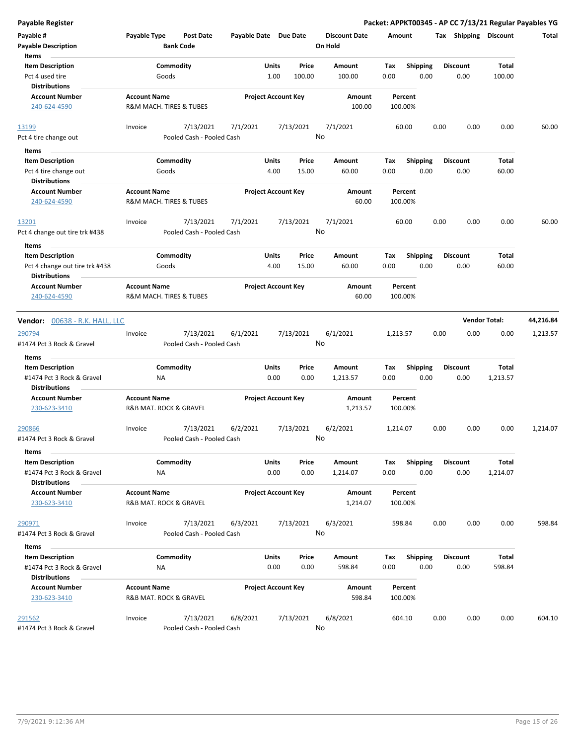## Payable Register

**Packet: APPKT00345 - AP CC 7/13/21 Regular Payables YG**

| Payable # | Payable Type | Post Date | Payable Date | Due Date | Discount Date | Amount | Tax | Shipping | Discount | Total |
|---|---|---|---|---|---|---|---|---|---|---|
| Payable Description | | Bank Code | | | On Hold | | | | | |

**Items**

| Item Description | Commodity | Units | Price | Amount | Tax | Shipping | Discount | Total |
|---|---|---|---|---|---|---|---|---|
| Pct 4 used tire | Goods | 1.00 | 100.00 | 100.00 | 0.00 | 0.00 | 0.00 | 100.00 |

**Distributions**

| Account Number | Account Name | Project Account Key | Amount | Percent |
|---|---|---|---|---|
| 240-624-4590 | R&M MACH. TIRES & TUBES | | 100.00 | 100.00% |

| Payable # | Payable Type | Post Date | Payable Date | Due Date | Discount Date | Amount | Tax | Shipping | Discount | Total |
|---|---|---|---|---|---|---|---|---|---|---|
| 13199 | Invoice | 7/13/2021 | 7/1/2021 | 7/13/2021 | 7/1/2021 | 60.00 | 0.00 | 0.00 | 0.00 | 60.00 |
| Pct 4 tire change out | | Pooled Cash - Pooled Cash | | | No | | | | | |

**Items**

| Item Description | Commodity | Units | Price | Amount | Tax | Shipping | Discount | Total |
|---|---|---|---|---|---|---|---|---|
| Pct 4 tire change out | Goods | 4.00 | 15.00 | 60.00 | 0.00 | 0.00 | 0.00 | 60.00 |

**Distributions**

| Account Number | Account Name | Project Account Key | Amount | Percent |
|---|---|---|---|---|
| 240-624-4590 | R&M MACH. TIRES & TUBES | | 60.00 | 100.00% |

| Payable # | Payable Type | Post Date | Payable Date | Due Date | Discount Date | Amount | Tax | Shipping | Discount | Total |
|---|---|---|---|---|---|---|---|---|---|---|
| 13201 | Invoice | 7/13/2021 | 7/1/2021 | 7/13/2021 | 7/1/2021 | 60.00 | 0.00 | 0.00 | 0.00 | 60.00 |
| Pct 4 change out tire trk #438 | | Pooled Cash - Pooled Cash | | | No | | | | | |

**Items**

| Item Description | Commodity | Units | Price | Amount | Tax | Shipping | Discount | Total |
|---|---|---|---|---|---|---|---|---|
| Pct 4 change out tire trk #438 | Goods | 4.00 | 15.00 | 60.00 | 0.00 | 0.00 | 0.00 | 60.00 |

**Distributions**

| Account Number | Account Name | Project Account Key | Amount | Percent |
|---|---|---|---|---|
| 240-624-4590 | R&M MACH. TIRES & TUBES | | 60.00 | 100.00% |

---

**Vendor:** 00638 - R.K. HALL, LLC — **Vendor Total: 44,216.84**

| Payable # | Payable Type | Post Date | Payable Date | Due Date | Discount Date | Amount | Tax | Shipping | Discount | Total |
|---|---|---|---|---|---|---|---|---|---|---|
| 290794 | Invoice | 7/13/2021 | 6/1/2021 | 7/13/2021 | 6/1/2021 | 1,213.57 | 0.00 | 0.00 | 0.00 | 1,213.57 |
| #1474 Pct 3 Rock & Gravel | | Pooled Cash - Pooled Cash | | | No | | | | | |

**Items**

| Item Description | Commodity | Units | Price | Amount | Tax | Shipping | Discount | Total |
|---|---|---|---|---|---|---|---|---|
| #1474 Pct 3 Rock & Gravel | NA | 0.00 | 0.00 | 1,213.57 | 0.00 | 0.00 | 0.00 | 1,213.57 |

**Distributions**

| Account Number | Account Name | Project Account Key | Amount | Percent |
|---|---|---|---|---|
| 230-623-3410 | R&B MAT. ROCK & GRAVEL | | 1,213.57 | 100.00% |

| Payable # | Payable Type | Post Date | Payable Date | Due Date | Discount Date | Amount | Tax | Shipping | Discount | Total |
|---|---|---|---|---|---|---|---|---|---|---|
| 290866 | Invoice | 7/13/2021 | 6/2/2021 | 7/13/2021 | 6/2/2021 | 1,214.07 | 0.00 | 0.00 | 0.00 | 1,214.07 |
| #1474 Pct 3 Rock & Gravel | | Pooled Cash - Pooled Cash | | | No | | | | | |

**Items**

| Item Description | Commodity | Units | Price | Amount | Tax | Shipping | Discount | Total |
|---|---|---|---|---|---|---|---|---|
| #1474 Pct 3 Rock & Gravel | NA | 0.00 | 0.00 | 1,214.07 | 0.00 | 0.00 | 0.00 | 1,214.07 |

**Distributions**

| Account Number | Account Name | Project Account Key | Amount | Percent |
|---|---|---|---|---|
| 230-623-3410 | R&B MAT. ROCK & GRAVEL | | 1,214.07 | 100.00% |

| Payable # | Payable Type | Post Date | Payable Date | Due Date | Discount Date | Amount | Tax | Shipping | Discount | Total |
|---|---|---|---|---|---|---|---|---|---|---|
| 290971 | Invoice | 7/13/2021 | 6/3/2021 | 7/13/2021 | 6/3/2021 | 598.84 | 0.00 | 0.00 | 0.00 | 598.84 |
| #1474 Pct 3 Rock & Gravel | | Pooled Cash - Pooled Cash | | | No | | | | | |

**Items**

| Item Description | Commodity | Units | Price | Amount | Tax | Shipping | Discount | Total |
|---|---|---|---|---|---|---|---|---|
| #1474 Pct 3 Rock & Gravel | NA | 0.00 | 0.00 | 598.84 | 0.00 | 0.00 | 0.00 | 598.84 |

**Distributions**

| Account Number | Account Name | Project Account Key | Amount | Percent |
|---|---|---|---|---|
| 230-623-3410 | R&B MAT. ROCK & GRAVEL | | 598.84 | 100.00% |

| Payable # | Payable Type | Post Date | Payable Date | Due Date | Discount Date | Amount | Tax | Shipping | Discount | Total |
|---|---|---|---|---|---|---|---|---|---|---|
| 291562 | Invoice | 7/13/2021 | 6/8/2021 | 7/13/2021 | 6/8/2021 | 604.10 | 0.00 | 0.00 | 0.00 | 604.10 |
| #1474 Pct 3 Rock & Gravel | | Pooled Cash - Pooled Cash | | | No | | | | | |

7/9/2021 9:12:36 AM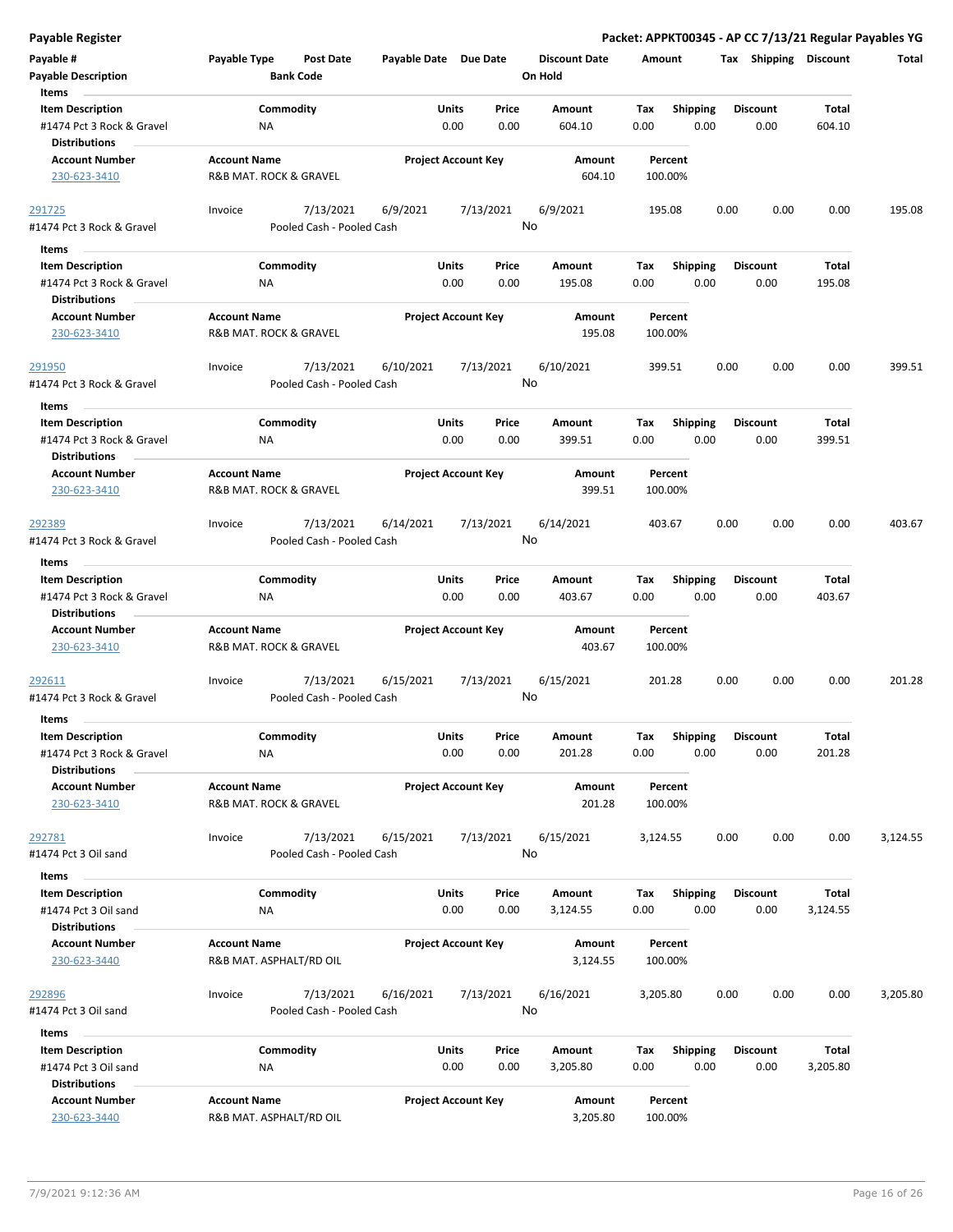## Payable Register

**Packet: APPKT00345 - AP CC 7/13/21 Regular Payables YG**

| Payable # | Payable Type | Post Date | Payable Date | Due Date | Discount Date | Amount | Tax | Shipping | Discount | Total |
|---|---|---|---|---|---|---|---|---|---|---|
| **Payable Description** | | **Bank Code** | | | **On Hold** | | | | | |

**Items**

| Item Description | Commodity | Units | Price | Amount | Tax | Shipping | Discount | Total |
|---|---|---|---|---|---|---|---|---|
| #1474 Pct 3 Rock & Gravel | NA | 0.00 | 0.00 | 604.10 | 0.00 | 0.00 | 0.00 | 604.10 |

**Distributions**

| Account Number | Account Name | Project Account Key | Amount | Percent |
|---|---|---|---|---|
| 230-623-3410 | R&B MAT. ROCK & GRAVEL | | 604.10 | 100.00% |

---

| Payable # | Payable Type | Post Date | Payable Date | Due Date | Discount Date | Amount | Tax | Shipping | Discount | Total |
|---|---|---|---|---|---|---|---|---|---|---|
| 291725 | Invoice | 7/13/2021 | 6/9/2021 | 7/13/2021 | 6/9/2021 | 195.08 | 0.00 | 0.00 | 0.00 | 195.08 |
| #1474 Pct 3 Rock & Gravel | | Pooled Cash - Pooled Cash | | | No | | | | | |

**Items**

| Item Description | Commodity | Units | Price | Amount | Tax | Shipping | Discount | Total |
|---|---|---|---|---|---|---|---|---|
| #1474 Pct 3 Rock & Gravel | NA | 0.00 | 0.00 | 195.08 | 0.00 | 0.00 | 0.00 | 195.08 |

**Distributions**

| Account Number | Account Name | Project Account Key | Amount | Percent |
|---|---|---|---|---|
| 230-623-3410 | R&B MAT. ROCK & GRAVEL | | 195.08 | 100.00% |

---

| Payable # | Payable Type | Post Date | Payable Date | Due Date | Discount Date | Amount | Tax | Shipping | Discount | Total |
|---|---|---|---|---|---|---|---|---|---|---|
| 291950 | Invoice | 7/13/2021 | 6/10/2021 | 7/13/2021 | 6/10/2021 | 399.51 | 0.00 | 0.00 | 0.00 | 399.51 |
| #1474 Pct 3 Rock & Gravel | | Pooled Cash - Pooled Cash | | | No | | | | | |

**Items**

| Item Description | Commodity | Units | Price | Amount | Tax | Shipping | Discount | Total |
|---|---|---|---|---|---|---|---|---|
| #1474 Pct 3 Rock & Gravel | NA | 0.00 | 0.00 | 399.51 | 0.00 | 0.00 | 0.00 | 399.51 |

**Distributions**

| Account Number | Account Name | Project Account Key | Amount | Percent |
|---|---|---|---|---|
| 230-623-3410 | R&B MAT. ROCK & GRAVEL | | 399.51 | 100.00% |

---

| Payable # | Payable Type | Post Date | Payable Date | Due Date | Discount Date | Amount | Tax | Shipping | Discount | Total |
|---|---|---|---|---|---|---|---|---|---|---|
| 292389 | Invoice | 7/13/2021 | 6/14/2021 | 7/13/2021 | 6/14/2021 | 403.67 | 0.00 | 0.00 | 0.00 | 403.67 |
| #1474 Pct 3 Rock & Gravel | | Pooled Cash - Pooled Cash | | | No | | | | | |

**Items**

| Item Description | Commodity | Units | Price | Amount | Tax | Shipping | Discount | Total |
|---|---|---|---|---|---|---|---|---|
| #1474 Pct 3 Rock & Gravel | NA | 0.00 | 0.00 | 403.67 | 0.00 | 0.00 | 0.00 | 403.67 |

**Distributions**

| Account Number | Account Name | Project Account Key | Amount | Percent |
|---|---|---|---|---|
| 230-623-3410 | R&B MAT. ROCK & GRAVEL | | 403.67 | 100.00% |

---

| Payable # | Payable Type | Post Date | Payable Date | Due Date | Discount Date | Amount | Tax | Shipping | Discount | Total |
|---|---|---|---|---|---|---|---|---|---|---|
| 292611 | Invoice | 7/13/2021 | 6/15/2021 | 7/13/2021 | 6/15/2021 | 201.28 | 0.00 | 0.00 | 0.00 | 201.28 |
| #1474 Pct 3 Rock & Gravel | | Pooled Cash - Pooled Cash | | | No | | | | | |

**Items**

| Item Description | Commodity | Units | Price | Amount | Tax | Shipping | Discount | Total |
|---|---|---|---|---|---|---|---|---|
| #1474 Pct 3 Rock & Gravel | NA | 0.00 | 0.00 | 201.28 | 0.00 | 0.00 | 0.00 | 201.28 |

**Distributions**

| Account Number | Account Name | Project Account Key | Amount | Percent |
|---|---|---|---|---|
| 230-623-3410 | R&B MAT. ROCK & GRAVEL | | 201.28 | 100.00% |

---

| Payable # | Payable Type | Post Date | Payable Date | Due Date | Discount Date | Amount | Tax | Shipping | Discount | Total |
|---|---|---|---|---|---|---|---|---|---|---|
| 292781 | Invoice | 7/13/2021 | 6/15/2021 | 7/13/2021 | 6/15/2021 | 3,124.55 | 0.00 | 0.00 | 0.00 | 3,124.55 |
| #1474 Pct 3 Oil sand | | Pooled Cash - Pooled Cash | | | No | | | | | |

**Items**

| Item Description | Commodity | Units | Price | Amount | Tax | Shipping | Discount | Total |
|---|---|---|---|---|---|---|---|---|
| #1474 Pct 3 Oil sand | NA | 0.00 | 0.00 | 3,124.55 | 0.00 | 0.00 | 0.00 | 3,124.55 |

**Distributions**

| Account Number | Account Name | Project Account Key | Amount | Percent |
|---|---|---|---|---|
| 230-623-3440 | R&B MAT. ASPHALT/RD OIL | | 3,124.55 | 100.00% |

---

| Payable # | Payable Type | Post Date | Payable Date | Due Date | Discount Date | Amount | Tax | Shipping | Discount | Total |
|---|---|---|---|---|---|---|---|---|---|---|
| 292896 | Invoice | 7/13/2021 | 6/16/2021 | 7/13/2021 | 6/16/2021 | 3,205.80 | 0.00 | 0.00 | 0.00 | 3,205.80 |
| #1474 Pct 3 Oil sand | | Pooled Cash - Pooled Cash | | | No | | | | | |

**Items**

| Item Description | Commodity | Units | Price | Amount | Tax | Shipping | Discount | Total |
|---|---|---|---|---|---|---|---|---|
| #1474 Pct 3 Oil sand | NA | 0.00 | 0.00 | 3,205.80 | 0.00 | 0.00 | 0.00 | 3,205.80 |

**Distributions**

| Account Number | Account Name | Project Account Key | Amount | Percent |
|---|---|---|---|---|
| 230-623-3440 | R&B MAT. ASPHALT/RD OIL | | 3,205.80 | 100.00% |

7/9/2021 9:12:36 AM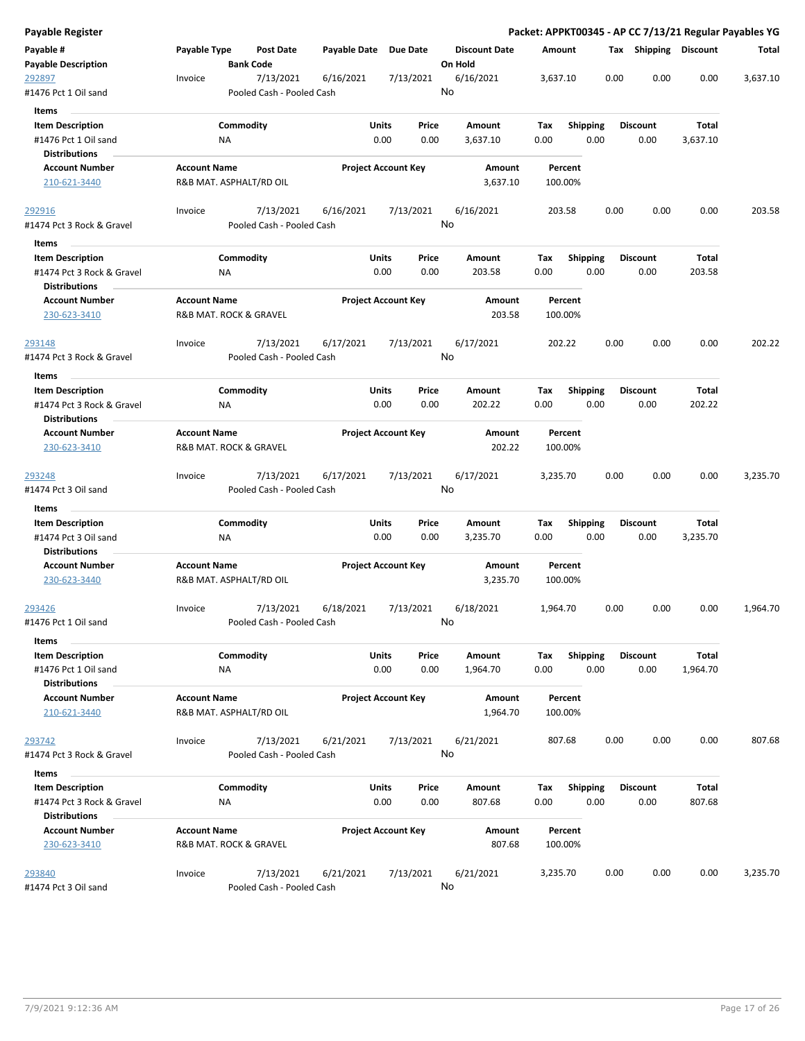**Payable Register** — **Packet: APPKT00345 - AP CC 7/13/21 Regular Payables YG**

| Payable # / Payable Description | Payable Type | Post Date / Bank Code | Payable Date | Due Date | Discount Date / On Hold | Amount | Tax | Shipping | Discount | Total |
|---|---|---|---|---|---|---|---|---|---|---|
| 292897 / #1476 Pct 1 Oil sand | Invoice | 7/13/2021 / Pooled Cash - Pooled Cash | 6/16/2021 | 7/13/2021 | 6/16/2021 / No | 3,637.10 | 0.00 | 0.00 | 0.00 | 3,637.10 |

Items

| Item Description | Commodity | Units | Price | Amount | Tax | Shipping | Discount | Total |
|---|---|---|---|---|---|---|---|---|
| #1476 Pct 1 Oil sand | NA | 0.00 | 0.00 | 3,637.10 | 0.00 | 0.00 | 0.00 | 3,637.10 |

Distributions

| Account Number | Account Name | Project Account Key | Amount | Percent |
|---|---|---|---|---|
| 210-621-3440 | R&B MAT. ASPHALT/RD OIL | | 3,637.10 | 100.00% |

| Payable # / Payable Description | Payable Type | Post Date / Bank Code | Payable Date | Due Date | Discount Date / On Hold | Amount | Tax | Shipping | Discount | Total |
|---|---|---|---|---|---|---|---|---|---|---|
| 292916 / #1474 Pct 3 Rock & Gravel | Invoice | 7/13/2021 / Pooled Cash - Pooled Cash | 6/16/2021 | 7/13/2021 | 6/16/2021 / No | 203.58 | 0.00 | 0.00 | 0.00 | 203.58 |

Items

| Item Description | Commodity | Units | Price | Amount | Tax | Shipping | Discount | Total |
|---|---|---|---|---|---|---|---|---|
| #1474 Pct 3 Rock & Gravel | NA | 0.00 | 0.00 | 203.58 | 0.00 | 0.00 | 0.00 | 203.58 |

Distributions

| Account Number | Account Name | Project Account Key | Amount | Percent |
|---|---|---|---|---|
| 230-623-3410 | R&B MAT. ROCK & GRAVEL | | 203.58 | 100.00% |

| Payable # / Payable Description | Payable Type | Post Date / Bank Code | Payable Date | Due Date | Discount Date / On Hold | Amount | Tax | Shipping | Discount | Total |
|---|---|---|---|---|---|---|---|---|---|---|
| 293148 / #1474 Pct 3 Rock & Gravel | Invoice | 7/13/2021 / Pooled Cash - Pooled Cash | 6/17/2021 | 7/13/2021 | 6/17/2021 / No | 202.22 | 0.00 | 0.00 | 0.00 | 202.22 |

Items

| Item Description | Commodity | Units | Price | Amount | Tax | Shipping | Discount | Total |
|---|---|---|---|---|---|---|---|---|
| #1474 Pct 3 Rock & Gravel | NA | 0.00 | 0.00 | 202.22 | 0.00 | 0.00 | 0.00 | 202.22 |

Distributions

| Account Number | Account Name | Project Account Key | Amount | Percent |
|---|---|---|---|---|
| 230-623-3410 | R&B MAT. ROCK & GRAVEL | | 202.22 | 100.00% |

| Payable # / Payable Description | Payable Type | Post Date / Bank Code | Payable Date | Due Date | Discount Date / On Hold | Amount | Tax | Shipping | Discount | Total |
|---|---|---|---|---|---|---|---|---|---|---|
| 293248 / #1474 Pct 3 Oil sand | Invoice | 7/13/2021 / Pooled Cash - Pooled Cash | 6/17/2021 | 7/13/2021 | 6/17/2021 / No | 3,235.70 | 0.00 | 0.00 | 0.00 | 3,235.70 |

Items

| Item Description | Commodity | Units | Price | Amount | Tax | Shipping | Discount | Total |
|---|---|---|---|---|---|---|---|---|
| #1474 Pct 3 Oil sand | NA | 0.00 | 0.00 | 3,235.70 | 0.00 | 0.00 | 0.00 | 3,235.70 |

Distributions

| Account Number | Account Name | Project Account Key | Amount | Percent |
|---|---|---|---|---|
| 230-623-3440 | R&B MAT. ASPHALT/RD OIL | | 3,235.70 | 100.00% |

| Payable # / Payable Description | Payable Type | Post Date / Bank Code | Payable Date | Due Date | Discount Date / On Hold | Amount | Tax | Shipping | Discount | Total |
|---|---|---|---|---|---|---|---|---|---|---|
| 293426 / #1476 Pct 1 Oil sand | Invoice | 7/13/2021 / Pooled Cash - Pooled Cash | 6/18/2021 | 7/13/2021 | 6/18/2021 / No | 1,964.70 | 0.00 | 0.00 | 0.00 | 1,964.70 |

Items

| Item Description | Commodity | Units | Price | Amount | Tax | Shipping | Discount | Total |
|---|---|---|---|---|---|---|---|---|
| #1476 Pct 1 Oil sand | NA | 0.00 | 0.00 | 1,964.70 | 0.00 | 0.00 | 0.00 | 1,964.70 |

Distributions

| Account Number | Account Name | Project Account Key | Amount | Percent |
|---|---|---|---|---|
| 210-621-3440 | R&B MAT. ASPHALT/RD OIL | | 1,964.70 | 100.00% |

| Payable # / Payable Description | Payable Type | Post Date / Bank Code | Payable Date | Due Date | Discount Date / On Hold | Amount | Tax | Shipping | Discount | Total |
|---|---|---|---|---|---|---|---|---|---|---|
| 293742 / #1474 Pct 3 Rock & Gravel | Invoice | 7/13/2021 / Pooled Cash - Pooled Cash | 6/21/2021 | 7/13/2021 | 6/21/2021 / No | 807.68 | 0.00 | 0.00 | 0.00 | 807.68 |

Items

| Item Description | Commodity | Units | Price | Amount | Tax | Shipping | Discount | Total |
|---|---|---|---|---|---|---|---|---|
| #1474 Pct 3 Rock & Gravel | NA | 0.00 | 0.00 | 807.68 | 0.00 | 0.00 | 0.00 | 807.68 |

Distributions

| Account Number | Account Name | Project Account Key | Amount | Percent |
|---|---|---|---|---|
| 230-623-3410 | R&B MAT. ROCK & GRAVEL | | 807.68 | 100.00% |

| Payable # / Payable Description | Payable Type | Post Date / Bank Code | Payable Date | Due Date | Discount Date / On Hold | Amount | Tax | Shipping | Discount | Total |
|---|---|---|---|---|---|---|---|---|---|---|
| 293840 / #1474 Pct 3 Oil sand | Invoice | 7/13/2021 / Pooled Cash - Pooled Cash | 6/21/2021 | 7/13/2021 | 6/21/2021 / No | 3,235.70 | 0.00 | 0.00 | 0.00 | 3,235.70 |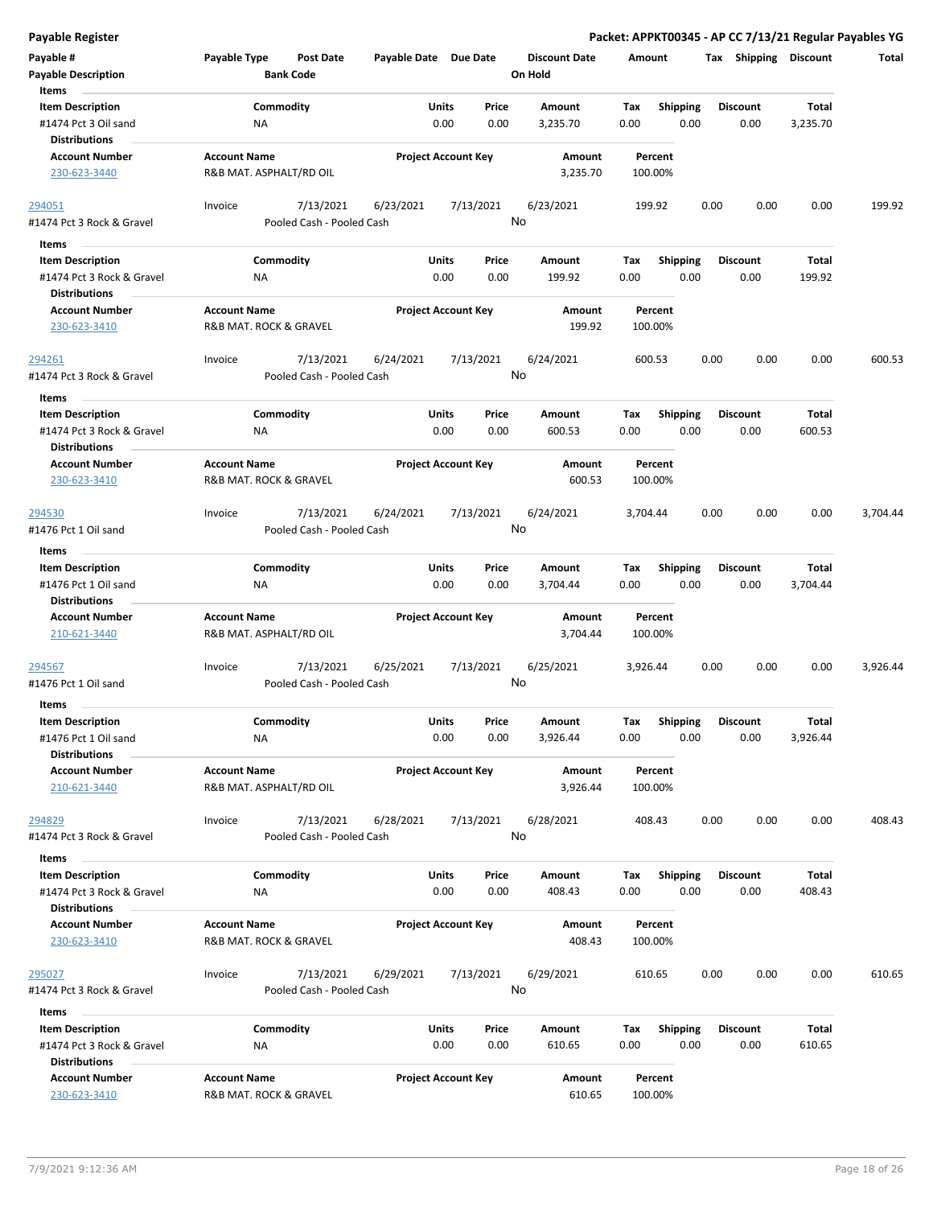## Payable Register

**Packet: APPKT00345 - AP CC 7/13/21 Regular Payables YG**

| Payable # | Payable Type | Post Date | Payable Date | Due Date | Discount Date | Amount | Tax | Shipping | Discount | Total |
|---|---|---|---|---|---|---|---|---|---|---|
| Payable Description | | Bank Code | | | On Hold | | | | | |

**Items**

| Item Description | Commodity | Units | Price | Amount | Tax | Shipping | Discount | Total |
|---|---|---|---|---|---|---|---|---|
| #1474 Pct 3 Oil sand | NA | 0.00 | 0.00 | 3,235.70 | 0.00 | 0.00 | 0.00 | 3,235.70 |

**Distributions**

| Account Number | Account Name | Project Account Key | Amount | Percent |
|---|---|---|---|---|
| 230-623-3440 | R&B MAT. ASPHALT/RD OIL | | 3,235.70 | 100.00% |

| Payable # | Payable Type | Post Date | Payable Date | Due Date | Discount Date | Amount | Tax | Shipping | Discount | Total |
|---|---|---|---|---|---|---|---|---|---|---|
| 294051 | Invoice | 7/13/2021 | 6/23/2021 | 7/13/2021 | 6/23/2021 | 199.92 | 0.00 | 0.00 | 0.00 | 199.92 |
| #1474 Pct 3 Rock & Gravel | | Pooled Cash - Pooled Cash | | | No | | | | | |

**Items**

| Item Description | Commodity | Units | Price | Amount | Tax | Shipping | Discount | Total |
|---|---|---|---|---|---|---|---|---|
| #1474 Pct 3 Rock & Gravel | NA | 0.00 | 0.00 | 199.92 | 0.00 | 0.00 | 0.00 | 199.92 |

**Distributions**

| Account Number | Account Name | Project Account Key | Amount | Percent |
|---|---|---|---|---|
| 230-623-3410 | R&B MAT. ROCK & GRAVEL | | 199.92 | 100.00% |

| Payable # | Payable Type | Post Date | Payable Date | Due Date | Discount Date | Amount | Tax | Shipping | Discount | Total |
|---|---|---|---|---|---|---|---|---|---|---|
| 294261 | Invoice | 7/13/2021 | 6/24/2021 | 7/13/2021 | 6/24/2021 | 600.53 | 0.00 | 0.00 | 0.00 | 600.53 |
| #1474 Pct 3 Rock & Gravel | | Pooled Cash - Pooled Cash | | | No | | | | | |

**Items**

| Item Description | Commodity | Units | Price | Amount | Tax | Shipping | Discount | Total |
|---|---|---|---|---|---|---|---|---|
| #1474 Pct 3 Rock & Gravel | NA | 0.00 | 0.00 | 600.53 | 0.00 | 0.00 | 0.00 | 600.53 |

**Distributions**

| Account Number | Account Name | Project Account Key | Amount | Percent |
|---|---|---|---|---|
| 230-623-3410 | R&B MAT. ROCK & GRAVEL | | 600.53 | 100.00% |

| Payable # | Payable Type | Post Date | Payable Date | Due Date | Discount Date | Amount | Tax | Shipping | Discount | Total |
|---|---|---|---|---|---|---|---|---|---|---|
| 294530 | Invoice | 7/13/2021 | 6/24/2021 | 7/13/2021 | 6/24/2021 | 3,704.44 | 0.00 | 0.00 | 0.00 | 3,704.44 |
| #1476 Pct 1 Oil sand | | Pooled Cash - Pooled Cash | | | No | | | | | |

**Items**

| Item Description | Commodity | Units | Price | Amount | Tax | Shipping | Discount | Total |
|---|---|---|---|---|---|---|---|---|
| #1476 Pct 1 Oil sand | NA | 0.00 | 0.00 | 3,704.44 | 0.00 | 0.00 | 0.00 | 3,704.44 |

**Distributions**

| Account Number | Account Name | Project Account Key | Amount | Percent |
|---|---|---|---|---|
| 210-621-3440 | R&B MAT. ASPHALT/RD OIL | | 3,704.44 | 100.00% |

| Payable # | Payable Type | Post Date | Payable Date | Due Date | Discount Date | Amount | Tax | Shipping | Discount | Total |
|---|---|---|---|---|---|---|---|---|---|---|
| 294567 | Invoice | 7/13/2021 | 6/25/2021 | 7/13/2021 | 6/25/2021 | 3,926.44 | 0.00 | 0.00 | 0.00 | 3,926.44 |
| #1476 Pct 1 Oil sand | | Pooled Cash - Pooled Cash | | | No | | | | | |

**Items**

| Item Description | Commodity | Units | Price | Amount | Tax | Shipping | Discount | Total |
|---|---|---|---|---|---|---|---|---|
| #1476 Pct 1 Oil sand | NA | 0.00 | 0.00 | 3,926.44 | 0.00 | 0.00 | 0.00 | 3,926.44 |

**Distributions**

| Account Number | Account Name | Project Account Key | Amount | Percent |
|---|---|---|---|---|
| 210-621-3440 | R&B MAT. ASPHALT/RD OIL | | 3,926.44 | 100.00% |

| Payable # | Payable Type | Post Date | Payable Date | Due Date | Discount Date | Amount | Tax | Shipping | Discount | Total |
|---|---|---|---|---|---|---|---|---|---|---|
| 294829 | Invoice | 7/13/2021 | 6/28/2021 | 7/13/2021 | 6/28/2021 | 408.43 | 0.00 | 0.00 | 0.00 | 408.43 |
| #1474 Pct 3 Rock & Gravel | | Pooled Cash - Pooled Cash | | | No | | | | | |

**Items**

| Item Description | Commodity | Units | Price | Amount | Tax | Shipping | Discount | Total |
|---|---|---|---|---|---|---|---|---|
| #1474 Pct 3 Rock & Gravel | NA | 0.00 | 0.00 | 408.43 | 0.00 | 0.00 | 0.00 | 408.43 |

**Distributions**

| Account Number | Account Name | Project Account Key | Amount | Percent |
|---|---|---|---|---|
| 230-623-3410 | R&B MAT. ROCK & GRAVEL | | 408.43 | 100.00% |

| Payable # | Payable Type | Post Date | Payable Date | Due Date | Discount Date | Amount | Tax | Shipping | Discount | Total |
|---|---|---|---|---|---|---|---|---|---|---|
| 295027 | Invoice | 7/13/2021 | 6/29/2021 | 7/13/2021 | 6/29/2021 | 610.65 | 0.00 | 0.00 | 0.00 | 610.65 |
| #1474 Pct 3 Rock & Gravel | | Pooled Cash - Pooled Cash | | | No | | | | | |

**Items**

| Item Description | Commodity | Units | Price | Amount | Tax | Shipping | Discount | Total |
|---|---|---|---|---|---|---|---|---|
| #1474 Pct 3 Rock & Gravel | NA | 0.00 | 0.00 | 610.65 | 0.00 | 0.00 | 0.00 | 610.65 |

**Distributions**

| Account Number | Account Name | Project Account Key | Amount | Percent |
|---|---|---|---|---|
| 230-623-3410 | R&B MAT. ROCK & GRAVEL | | 610.65 | 100.00% |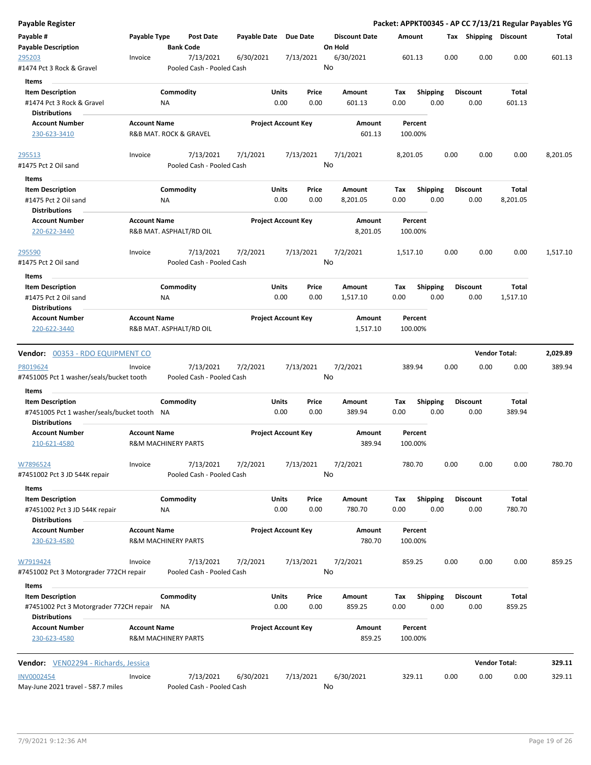**Payable Register** — **Packet: APPKT00345 - AP CC 7/13/21 Regular Payables YG**

| Payable # / Payable Description | Payable Type | Post Date / Bank Code | Payable Date | Due Date | Discount Date / On Hold | Amount | Tax | Shipping | Discount | Total |
|---|---|---|---|---|---|---|---|---|---|---|
| 295203 | Invoice | 7/13/2021 | 6/30/2021 | 7/13/2021 | 6/30/2021 | 601.13 | 0.00 | 0.00 | 0.00 | 601.13 |
| #1474 Pct 3 Rock & Gravel | | Pooled Cash - Pooled Cash | | | No | | | | | |

**Items**

| Item Description | Commodity | Units | Price | Amount | Tax | Shipping | Discount | Total |
|---|---|---|---|---|---|---|---|---|
| #1474 Pct 3 Rock & Gravel | NA | 0.00 | 0.00 | 601.13 | 0.00 | 0.00 | 0.00 | 601.13 |

**Distributions**

| Account Number | Account Name | Project Account Key | Amount | Percent |
|---|---|---|---|---|
| 230-623-3410 | R&B MAT. ROCK & GRAVEL | | 601.13 | 100.00% |

| Payable # / Payable Description | Payable Type | Post Date / Bank Code | Payable Date | Due Date | Discount Date / On Hold | Amount | Tax | Shipping | Discount | Total |
|---|---|---|---|---|---|---|---|---|---|---|
| 295513 | Invoice | 7/13/2021 | 7/1/2021 | 7/13/2021 | 7/1/2021 | 8,201.05 | 0.00 | 0.00 | 0.00 | 8,201.05 |
| #1475 Pct 2 Oil sand | | Pooled Cash - Pooled Cash | | | No | | | | | |

**Items**

| Item Description | Commodity | Units | Price | Amount | Tax | Shipping | Discount | Total |
|---|---|---|---|---|---|---|---|---|
| #1475 Pct 2 Oil sand | NA | 0.00 | 0.00 | 8,201.05 | 0.00 | 0.00 | 0.00 | 8,201.05 |

**Distributions**

| Account Number | Account Name | Project Account Key | Amount | Percent |
|---|---|---|---|---|
| 220-622-3440 | R&B MAT. ASPHALT/RD OIL | | 8,201.05 | 100.00% |

| Payable # / Payable Description | Payable Type | Post Date / Bank Code | Payable Date | Due Date | Discount Date / On Hold | Amount | Tax | Shipping | Discount | Total |
|---|---|---|---|---|---|---|---|---|---|---|
| 295590 | Invoice | 7/13/2021 | 7/2/2021 | 7/13/2021 | 7/2/2021 | 1,517.10 | 0.00 | 0.00 | 0.00 | 1,517.10 |
| #1475 Pct 2 Oil sand | | Pooled Cash - Pooled Cash | | | No | | | | | |

**Items**

| Item Description | Commodity | Units | Price | Amount | Tax | Shipping | Discount | Total |
|---|---|---|---|---|---|---|---|---|
| #1475 Pct 2 Oil sand | NA | 0.00 | 0.00 | 1,517.10 | 0.00 | 0.00 | 0.00 | 1,517.10 |

**Distributions**

| Account Number | Account Name | Project Account Key | Amount | Percent |
|---|---|---|---|---|
| 220-622-3440 | R&B MAT. ASPHALT/RD OIL | | 1,517.10 | 100.00% |

**Vendor:** 00353 - RDO EQUIPMENT CO — **Vendor Total: 2,029.89**

| Payable # / Payable Description | Payable Type | Post Date / Bank Code | Payable Date | Due Date | Discount Date / On Hold | Amount | Tax | Shipping | Discount | Total |
|---|---|---|---|---|---|---|---|---|---|---|
| P8019624 | Invoice | 7/13/2021 | 7/2/2021 | 7/13/2021 | 7/2/2021 | 389.94 | 0.00 | 0.00 | 0.00 | 389.94 |
| #7451005 Pct 1 washer/seals/bucket tooth | | Pooled Cash - Pooled Cash | | | No | | | | | |

**Items**

| Item Description | Commodity | Units | Price | Amount | Tax | Shipping | Discount | Total |
|---|---|---|---|---|---|---|---|---|
| #7451005 Pct 1 washer/seals/bucket tooth | NA | 0.00 | 0.00 | 389.94 | 0.00 | 0.00 | 0.00 | 389.94 |

**Distributions**

| Account Number | Account Name | Project Account Key | Amount | Percent |
|---|---|---|---|---|
| 210-621-4580 | R&M MACHINERY PARTS | | 389.94 | 100.00% |

| Payable # / Payable Description | Payable Type | Post Date / Bank Code | Payable Date | Due Date | Discount Date / On Hold | Amount | Tax | Shipping | Discount | Total |
|---|---|---|---|---|---|---|---|---|---|---|
| W7896524 | Invoice | 7/13/2021 | 7/2/2021 | 7/13/2021 | 7/2/2021 | 780.70 | 0.00 | 0.00 | 0.00 | 780.70 |
| #7451002 Pct 3 JD 544K repair | | Pooled Cash - Pooled Cash | | | No | | | | | |

**Items**

| Item Description | Commodity | Units | Price | Amount | Tax | Shipping | Discount | Total |
|---|---|---|---|---|---|---|---|---|
| #7451002 Pct 3 JD 544K repair | NA | 0.00 | 0.00 | 780.70 | 0.00 | 0.00 | 0.00 | 780.70 |

**Distributions**

| Account Number | Account Name | Project Account Key | Amount | Percent |
|---|---|---|---|---|
| 230-623-4580 | R&M MACHINERY PARTS | | 780.70 | 100.00% |

| Payable # / Payable Description | Payable Type | Post Date / Bank Code | Payable Date | Due Date | Discount Date / On Hold | Amount | Tax | Shipping | Discount | Total |
|---|---|---|---|---|---|---|---|---|---|---|
| W7919424 | Invoice | 7/13/2021 | 7/2/2021 | 7/13/2021 | 7/2/2021 | 859.25 | 0.00 | 0.00 | 0.00 | 859.25 |
| #7451002 Pct 3 Motorgrader 772CH repair | | Pooled Cash - Pooled Cash | | | No | | | | | |

**Items**

| Item Description | Commodity | Units | Price | Amount | Tax | Shipping | Discount | Total |
|---|---|---|---|---|---|---|---|---|
| #7451002 Pct 3 Motorgrader 772CH repair | NA | 0.00 | 0.00 | 859.25 | 0.00 | 0.00 | 0.00 | 859.25 |

**Distributions**

| Account Number | Account Name | Project Account Key | Amount | Percent |
|---|---|---|---|---|
| 230-623-4580 | R&M MACHINERY PARTS | | 859.25 | 100.00% |

**Vendor:** VEN02294 - Richards, Jessica — **Vendor Total: 329.11**

| Payable # / Payable Description | Payable Type | Post Date / Bank Code | Payable Date | Due Date | Discount Date / On Hold | Amount | Tax | Shipping | Discount | Total |
|---|---|---|---|---|---|---|---|---|---|---|
| INV0002454 | Invoice | 7/13/2021 | 6/30/2021 | 7/13/2021 | 6/30/2021 | 329.11 | 0.00 | 0.00 | 0.00 | 329.11 |
| May-June 2021 travel - 587.7 miles | | Pooled Cash - Pooled Cash | | | No | | | | | |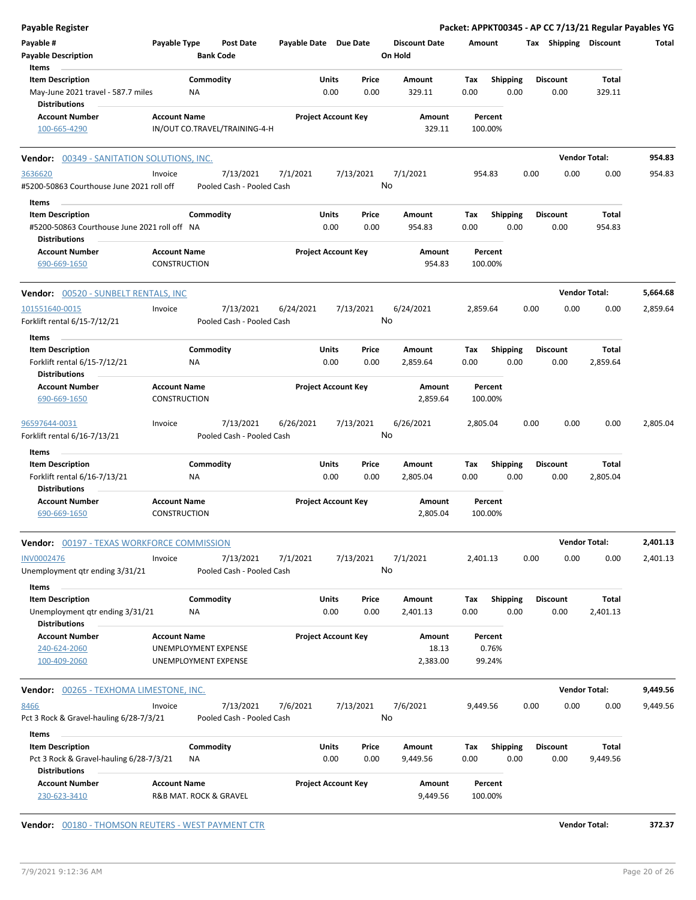**Payable Register** — **Packet: APPKT00345 - AP CC 7/13/21 Regular Payables YG**

| Payable # | Payable Type | Post Date | Payable Date | Due Date | Discount Date | Amount | Tax | Shipping | Discount | Total |
|---|---|---|---|---|---|---|---|---|---|---|
| **Payable Description** | | **Bank Code** | | | **On Hold** | | | | | |

**Items**

| Item Description | Commodity | Units | Price | Amount | Tax | Shipping | Discount | Total |
|---|---|---|---|---|---|---|---|---|
| May-June 2021 travel - 587.7 miles | NA | 0.00 | 0.00 | 329.11 | 0.00 | 0.00 | 0.00 | 329.11 |

**Distributions**

| Account Number | Account Name | Project Account Key | Amount | Percent |
|---|---|---|---|---|
| 100-665-4290 | IN/OUT CO.TRAVEL/TRAINING-4-H | | 329.11 | 100.00% |

---

**Vendor: 00349 - SANITATION SOLUTIONS, INC.** — **Vendor Total: 954.83**

| Payable # | Payable Type | Post Date | Payable Date | Due Date | Discount Date | Amount | Tax | Shipping | Discount | Total |
|---|---|---|---|---|---|---|---|---|---|---|
| 3636620 | Invoice | 7/13/2021 | 7/1/2021 | 7/13/2021 | 7/1/2021 | 954.83 | 0.00 | 0.00 | 0.00 | 954.83 |
| #5200-50863 Courthouse June 2021 roll off | | Pooled Cash - Pooled Cash | | | No | | | | | |

**Items**

| Item Description | Commodity | Units | Price | Amount | Tax | Shipping | Discount | Total |
|---|---|---|---|---|---|---|---|---|
| #5200-50863 Courthouse June 2021 roll off | NA | 0.00 | 0.00 | 954.83 | 0.00 | 0.00 | 0.00 | 954.83 |

**Distributions**

| Account Number | Account Name | Project Account Key | Amount | Percent |
|---|---|---|---|---|
| 690-669-1650 | CONSTRUCTION | | 954.83 | 100.00% |

---

**Vendor: 00520 - SUNBELT RENTALS, INC** — **Vendor Total: 5,664.68**

| Payable # | Payable Type | Post Date | Payable Date | Due Date | Discount Date | Amount | Tax | Shipping | Discount | Total |
|---|---|---|---|---|---|---|---|---|---|---|
| 101551640-0015 | Invoice | 7/13/2021 | 6/24/2021 | 7/13/2021 | 6/24/2021 | 2,859.64 | 0.00 | 0.00 | 0.00 | 2,859.64 |
| Forklift rental 6/15-7/12/21 | | Pooled Cash - Pooled Cash | | | No | | | | | |

**Items**

| Item Description | Commodity | Units | Price | Amount | Tax | Shipping | Discount | Total |
|---|---|---|---|---|---|---|---|---|
| Forklift rental 6/15-7/12/21 | NA | 0.00 | 0.00 | 2,859.64 | 0.00 | 0.00 | 0.00 | 2,859.64 |

**Distributions**

| Account Number | Account Name | Project Account Key | Amount | Percent |
|---|---|---|---|---|
| 690-669-1650 | CONSTRUCTION | | 2,859.64 | 100.00% |

| Payable # | Payable Type | Post Date | Payable Date | Due Date | Discount Date | Amount | Tax | Shipping | Discount | Total |
|---|---|---|---|---|---|---|---|---|---|---|
| 96597644-0031 | Invoice | 7/13/2021 | 6/26/2021 | 7/13/2021 | 6/26/2021 | 2,805.04 | 0.00 | 0.00 | 0.00 | 2,805.04 |
| Forklift rental 6/16-7/13/21 | | Pooled Cash - Pooled Cash | | | No | | | | | |

**Items**

| Item Description | Commodity | Units | Price | Amount | Tax | Shipping | Discount | Total |
|---|---|---|---|---|---|---|---|---|
| Forklift rental 6/16-7/13/21 | NA | 0.00 | 0.00 | 2,805.04 | 0.00 | 0.00 | 0.00 | 2,805.04 |

**Distributions**

| Account Number | Account Name | Project Account Key | Amount | Percent |
|---|---|---|---|---|
| 690-669-1650 | CONSTRUCTION | | 2,805.04 | 100.00% |

---

**Vendor: 00197 - TEXAS WORKFORCE COMMISSION** — **Vendor Total: 2,401.13**

| Payable # | Payable Type | Post Date | Payable Date | Due Date | Discount Date | Amount | Tax | Shipping | Discount | Total |
|---|---|---|---|---|---|---|---|---|---|---|
| INV0002476 | Invoice | 7/13/2021 | 7/1/2021 | 7/13/2021 | 7/1/2021 | 2,401.13 | 0.00 | 0.00 | 0.00 | 2,401.13 |
| Unemployment qtr ending 3/31/21 | | Pooled Cash - Pooled Cash | | | No | | | | | |

**Items**

| Item Description | Commodity | Units | Price | Amount | Tax | Shipping | Discount | Total |
|---|---|---|---|---|---|---|---|---|
| Unemployment qtr ending 3/31/21 | NA | 0.00 | 0.00 | 2,401.13 | 0.00 | 0.00 | 0.00 | 2,401.13 |

**Distributions**

| Account Number | Account Name | Project Account Key | Amount | Percent |
|---|---|---|---|---|
| 240-624-2060 | UNEMPLOYMENT EXPENSE | | 18.13 | 0.76% |
| 100-409-2060 | UNEMPLOYMENT EXPENSE | | 2,383.00 | 99.24% |

---

**Vendor: 00265 - TEXHOMA LIMESTONE, INC.** — **Vendor Total: 9,449.56**

| Payable # | Payable Type | Post Date | Payable Date | Due Date | Discount Date | Amount | Tax | Shipping | Discount | Total |
|---|---|---|---|---|---|---|---|---|---|---|
| 8466 | Invoice | 7/13/2021 | 7/6/2021 | 7/13/2021 | 7/6/2021 | 9,449.56 | 0.00 | 0.00 | 0.00 | 9,449.56 |
| Pct 3 Rock & Gravel-hauling 6/28-7/3/21 | | Pooled Cash - Pooled Cash | | | No | | | | | |

**Items**

| Item Description | Commodity | Units | Price | Amount | Tax | Shipping | Discount | Total |
|---|---|---|---|---|---|---|---|---|
| Pct 3 Rock & Gravel-hauling 6/28-7/3/21 | NA | 0.00 | 0.00 | 9,449.56 | 0.00 | 0.00 | 0.00 | 9,449.56 |

**Distributions**

| Account Number | Account Name | Project Account Key | Amount | Percent |
|---|---|---|---|---|
| 230-623-3410 | R&B MAT. ROCK & GRAVEL | | 9,449.56 | 100.00% |

---

**Vendor: 00180 - THOMSON REUTERS - WEST PAYMENT CTR** — **Vendor Total: 372.37**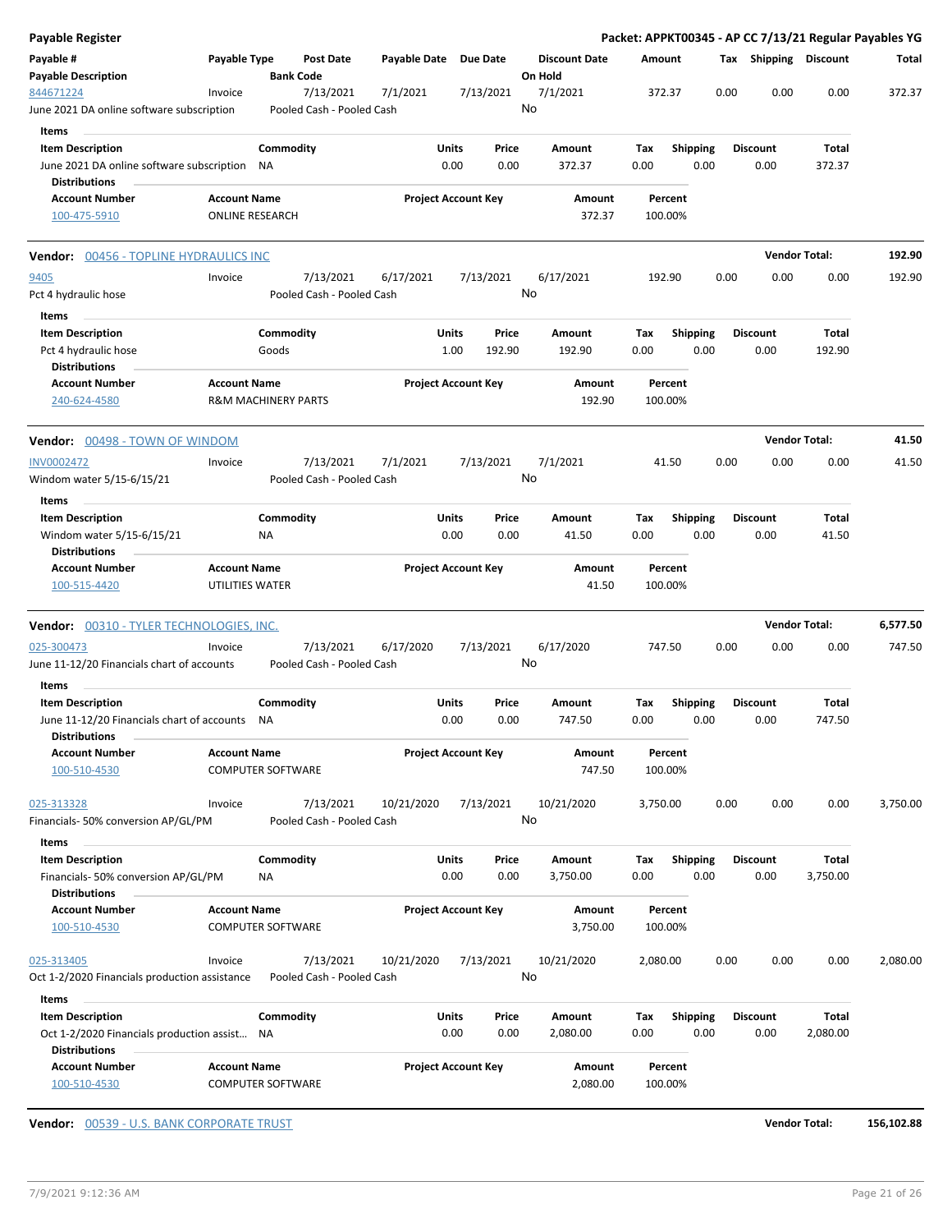# Payable Register

**Packet: APPKT00345 - AP CC 7/13/21 Regular Payables YG**

| Payable # | Payable Type | Post Date | Payable Date | Due Date | Discount Date | Amount | Tax | Shipping | Discount | Total |
|---|---|---|---|---|---|---|---|---|---|---|
| **Payable Description** | | **Bank Code** | | | **On Hold** | | | | | |
| 844671224 | Invoice | 7/13/2021 | 7/1/2021 | 7/13/2021 | 7/1/2021 | 372.37 | 0.00 | 0.00 | 0.00 | 372.37 |
| June 2021 DA online software subscription | | Pooled Cash - Pooled Cash | | | No | | | | | |

**Items**

| Item Description | Commodity | Units | Price | Amount | Tax | Shipping | Discount | Total |
|---|---|---|---|---|---|---|---|---|
| June 2021 DA online software subscription | NA | 0.00 | 0.00 | 372.37 | 0.00 | 0.00 | 0.00 | 372.37 |

**Distributions**

| Account Number | Account Name | Project Account Key | Amount | Percent |
|---|---|---|---|---|
| 100-475-5910 | ONLINE RESEARCH | | 372.37 | 100.00% |

---

**Vendor:** 00456 - TOPLINE HYDRAULICS INC — **Vendor Total:** **192.90**

| Payable # | Payable Type | Post Date | Payable Date | Due Date | Discount Date | Amount | Tax | Shipping | Discount | Total |
|---|---|---|---|---|---|---|---|---|---|---|
| 9405 | Invoice | 7/13/2021 | 6/17/2021 | 7/13/2021 | 6/17/2021 | 192.90 | 0.00 | 0.00 | 0.00 | 192.90 |
| Pct 4 hydraulic hose | | Pooled Cash - Pooled Cash | | | No | | | | | |

**Items**

| Item Description | Commodity | Units | Price | Amount | Tax | Shipping | Discount | Total |
|---|---|---|---|---|---|---|---|---|
| Pct 4 hydraulic hose | Goods | 1.00 | 192.90 | 192.90 | 0.00 | 0.00 | 0.00 | 192.90 |

**Distributions**

| Account Number | Account Name | Project Account Key | Amount | Percent |
|---|---|---|---|---|
| 240-624-4580 | R&M MACHINERY PARTS | | 192.90 | 100.00% |

---

**Vendor:** 00498 - TOWN OF WINDOM — **Vendor Total:** **41.50**

| Payable # | Payable Type | Post Date | Payable Date | Due Date | Discount Date | Amount | Tax | Shipping | Discount | Total |
|---|---|---|---|---|---|---|---|---|---|---|
| INV0002472 | Invoice | 7/13/2021 | 7/1/2021 | 7/13/2021 | 7/1/2021 | 41.50 | 0.00 | 0.00 | 0.00 | 41.50 |
| Windom water 5/15-6/15/21 | | Pooled Cash - Pooled Cash | | | No | | | | | |

**Items**

| Item Description | Commodity | Units | Price | Amount | Tax | Shipping | Discount | Total |
|---|---|---|---|---|---|---|---|---|
| Windom water 5/15-6/15/21 | NA | 0.00 | 0.00 | 41.50 | 0.00 | 0.00 | 0.00 | 41.50 |

**Distributions**

| Account Number | Account Name | Project Account Key | Amount | Percent |
|---|---|---|---|---|
| 100-515-4420 | UTILITIES WATER | | 41.50 | 100.00% |

---

**Vendor:** 00310 - TYLER TECHNOLOGIES, INC. — **Vendor Total:** **6,577.50**

| Payable # | Payable Type | Post Date | Payable Date | Due Date | Discount Date | Amount | Tax | Shipping | Discount | Total |
|---|---|---|---|---|---|---|---|---|---|---|
| 025-300473 | Invoice | 7/13/2021 | 6/17/2020 | 7/13/2021 | 6/17/2020 | 747.50 | 0.00 | 0.00 | 0.00 | 747.50 |
| June 11-12/20 Financials chart of accounts | | Pooled Cash - Pooled Cash | | | No | | | | | |

**Items**

| Item Description | Commodity | Units | Price | Amount | Tax | Shipping | Discount | Total |
|---|---|---|---|---|---|---|---|---|
| June 11-12/20 Financials chart of accounts | NA | 0.00 | 0.00 | 747.50 | 0.00 | 0.00 | 0.00 | 747.50 |

**Distributions**

| Account Number | Account Name | Project Account Key | Amount | Percent |
|---|---|---|---|---|
| 100-510-4530 | COMPUTER SOFTWARE | | 747.50 | 100.00% |

| Payable # | Payable Type | Post Date | Payable Date | Due Date | Discount Date | Amount | Tax | Shipping | Discount | Total |
|---|---|---|---|---|---|---|---|---|---|---|
| 025-313328 | Invoice | 7/13/2021 | 10/21/2020 | 7/13/2021 | 10/21/2020 | 3,750.00 | 0.00 | 0.00 | 0.00 | 3,750.00 |
| Financials- 50% conversion AP/GL/PM | | Pooled Cash - Pooled Cash | | | No | | | | | |

**Items**

| Item Description | Commodity | Units | Price | Amount | Tax | Shipping | Discount | Total |
|---|---|---|---|---|---|---|---|---|
| Financials- 50% conversion AP/GL/PM | NA | 0.00 | 0.00 | 3,750.00 | 0.00 | 0.00 | 0.00 | 3,750.00 |

**Distributions**

| Account Number | Account Name | Project Account Key | Amount | Percent |
|---|---|---|---|---|
| 100-510-4530 | COMPUTER SOFTWARE | | 3,750.00 | 100.00% |

| Payable # | Payable Type | Post Date | Payable Date | Due Date | Discount Date | Amount | Tax | Shipping | Discount | Total |
|---|---|---|---|---|---|---|---|---|---|---|
| 025-313405 | Invoice | 7/13/2021 | 10/21/2020 | 7/13/2021 | 10/21/2020 | 2,080.00 | 0.00 | 0.00 | 0.00 | 2,080.00 |
| Oct 1-2/2020 Financials production assistance | | Pooled Cash - Pooled Cash | | | No | | | | | |

**Items**

| Item Description | Commodity | Units | Price | Amount | Tax | Shipping | Discount | Total |
|---|---|---|---|---|---|---|---|---|
| Oct 1-2/2020 Financials production assist... | NA | 0.00 | 0.00 | 2,080.00 | 0.00 | 0.00 | 0.00 | 2,080.00 |

**Distributions**

| Account Number | Account Name | Project Account Key | Amount | Percent |
|---|---|---|---|---|
| 100-510-4530 | COMPUTER SOFTWARE | | 2,080.00 | 100.00% |

---

**Vendor:** 00539 - U.S. BANK CORPORATE TRUST — **Vendor Total:** **156,102.88**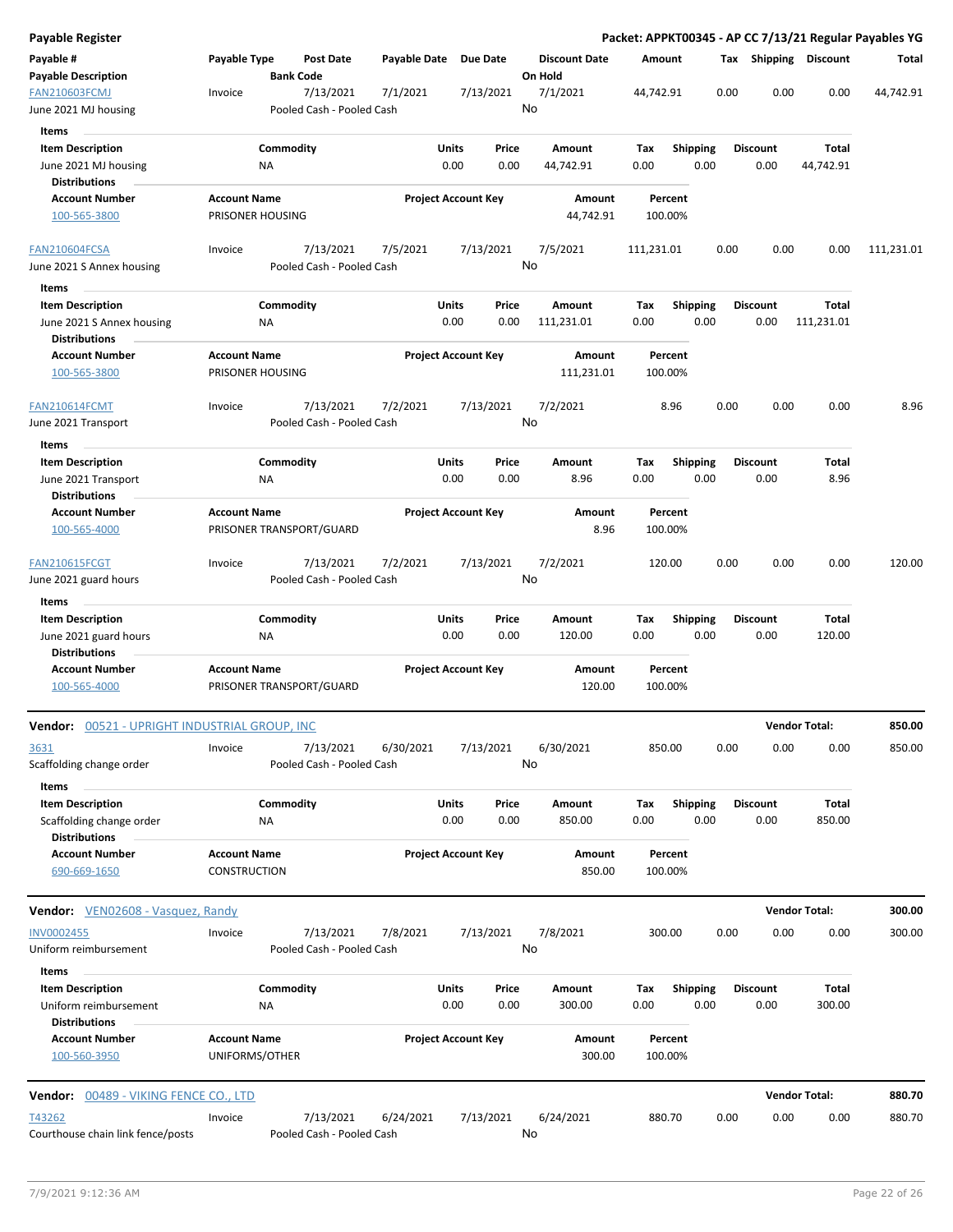# Payable Register

**Packet: APPKT00345 - AP CC 7/13/21 Regular Payables YG**

| Payable # / Payable Description | Payable Type | Post Date / Bank Code | Payable Date | Due Date | Discount Date / On Hold | Amount | Tax | Shipping | Discount | Total |
|---|---|---|---|---|---|---|---|---|---|---|
| FAN210603FCMJ<br>June 2021 MJ housing | Invoice | 7/13/2021<br>Pooled Cash - Pooled Cash | 7/1/2021 | 7/13/2021 | 7/1/2021<br>No | 44,742.91 | 0.00 | 0.00 | 0.00 | 44,742.91 |

**Items**

| Item Description | Commodity | Units | Price | Amount | Tax | Shipping | Discount | Total |
|---|---|---|---|---|---|---|---|---|
| June 2021 MJ housing | NA | 0.00 | 0.00 | 44,742.91 | 0.00 | 0.00 | 0.00 | 44,742.91 |

**Distributions**

| Account Number | Account Name | Project Account Key | Amount | Percent |
|---|---|---|---|---|
| 100-565-3800 | PRISONER HOUSING | | 44,742.91 | 100.00% |

| Payable # / Payable Description | Payable Type | Post Date / Bank Code | Payable Date | Due Date | Discount Date / On Hold | Amount | Tax | Shipping | Discount | Total |
|---|---|---|---|---|---|---|---|---|---|---|
| FAN210604FCSA<br>June 2021 S Annex housing | Invoice | 7/13/2021<br>Pooled Cash - Pooled Cash | 7/5/2021 | 7/13/2021 | 7/5/2021<br>No | 111,231.01 | 0.00 | 0.00 | 0.00 | 111,231.01 |

**Items**

| Item Description | Commodity | Units | Price | Amount | Tax | Shipping | Discount | Total |
|---|---|---|---|---|---|---|---|---|
| June 2021 S Annex housing | NA | 0.00 | 0.00 | 111,231.01 | 0.00 | 0.00 | 0.00 | 111,231.01 |

**Distributions**

| Account Number | Account Name | Project Account Key | Amount | Percent |
|---|---|---|---|---|
| 100-565-3800 | PRISONER HOUSING | | 111,231.01 | 100.00% |

| Payable # / Payable Description | Payable Type | Post Date / Bank Code | Payable Date | Due Date | Discount Date / On Hold | Amount | Tax | Shipping | Discount | Total |
|---|---|---|---|---|---|---|---|---|---|---|
| FAN210614FCMT<br>June 2021 Transport | Invoice | 7/13/2021<br>Pooled Cash - Pooled Cash | 7/2/2021 | 7/13/2021 | 7/2/2021<br>No | 8.96 | 0.00 | 0.00 | 0.00 | 8.96 |

**Items**

| Item Description | Commodity | Units | Price | Amount | Tax | Shipping | Discount | Total |
|---|---|---|---|---|---|---|---|---|
| June 2021 Transport | NA | 0.00 | 0.00 | 8.96 | 0.00 | 0.00 | 0.00 | 8.96 |

**Distributions**

| Account Number | Account Name | Project Account Key | Amount | Percent |
|---|---|---|---|---|
| 100-565-4000 | PRISONER TRANSPORT/GUARD | | 8.96 | 100.00% |

| Payable # / Payable Description | Payable Type | Post Date / Bank Code | Payable Date | Due Date | Discount Date / On Hold | Amount | Tax | Shipping | Discount | Total |
|---|---|---|---|---|---|---|---|---|---|---|
| FAN210615FCGT<br>June 2021 guard hours | Invoice | 7/13/2021<br>Pooled Cash - Pooled Cash | 7/2/2021 | 7/13/2021 | 7/2/2021<br>No | 120.00 | 0.00 | 0.00 | 0.00 | 120.00 |

**Items**

| Item Description | Commodity | Units | Price | Amount | Tax | Shipping | Discount | Total |
|---|---|---|---|---|---|---|---|---|
| June 2021 guard hours | NA | 0.00 | 0.00 | 120.00 | 0.00 | 0.00 | 0.00 | 120.00 |

**Distributions**

| Account Number | Account Name | Project Account Key | Amount | Percent |
|---|---|---|---|---|
| 100-565-4000 | PRISONER TRANSPORT/GUARD | | 120.00 | 100.00% |

**Vendor: 00521 - UPRIGHT INDUSTRIAL GROUP, INC** — **Vendor Total: 850.00**

| Payable # / Payable Description | Payable Type | Post Date / Bank Code | Payable Date | Due Date | Discount Date / On Hold | Amount | Tax | Shipping | Discount | Total |
|---|---|---|---|---|---|---|---|---|---|---|
| 3631<br>Scaffolding change order | Invoice | 7/13/2021<br>Pooled Cash - Pooled Cash | 6/30/2021 | 7/13/2021 | 6/30/2021<br>No | 850.00 | 0.00 | 0.00 | 0.00 | 850.00 |

**Items**

| Item Description | Commodity | Units | Price | Amount | Tax | Shipping | Discount | Total |
|---|---|---|---|---|---|---|---|---|
| Scaffolding change order | NA | 0.00 | 0.00 | 850.00 | 0.00 | 0.00 | 0.00 | 850.00 |

**Distributions**

| Account Number | Account Name | Project Account Key | Amount | Percent |
|---|---|---|---|---|
| 690-669-1650 | CONSTRUCTION | | 850.00 | 100.00% |

**Vendor: VEN02608 - Vasquez, Randy** — **Vendor Total: 300.00**

| Payable # / Payable Description | Payable Type | Post Date / Bank Code | Payable Date | Due Date | Discount Date / On Hold | Amount | Tax | Shipping | Discount | Total |
|---|---|---|---|---|---|---|---|---|---|---|
| INV0002455<br>Uniform reimbursement | Invoice | 7/13/2021<br>Pooled Cash - Pooled Cash | 7/8/2021 | 7/13/2021 | 7/8/2021<br>No | 300.00 | 0.00 | 0.00 | 0.00 | 300.00 |

**Items**

| Item Description | Commodity | Units | Price | Amount | Tax | Shipping | Discount | Total |
|---|---|---|---|---|---|---|---|---|
| Uniform reimbursement | NA | 0.00 | 0.00 | 300.00 | 0.00 | 0.00 | 0.00 | 300.00 |

**Distributions**

| Account Number | Account Name | Project Account Key | Amount | Percent |
|---|---|---|---|---|
| 100-560-3950 | UNIFORMS/OTHER | | 300.00 | 100.00% |

**Vendor: 00489 - VIKING FENCE CO., LTD** — **Vendor Total: 880.70**

| Payable # / Payable Description | Payable Type | Post Date / Bank Code | Payable Date | Due Date | Discount Date / On Hold | Amount | Tax | Shipping | Discount | Total |
|---|---|---|---|---|---|---|---|---|---|---|
| T43262<br>Courthouse chain link fence/posts | Invoice | 7/13/2021<br>Pooled Cash - Pooled Cash | 6/24/2021 | 7/13/2021 | 6/24/2021<br>No | 880.70 | 0.00 | 0.00 | 0.00 | 880.70 |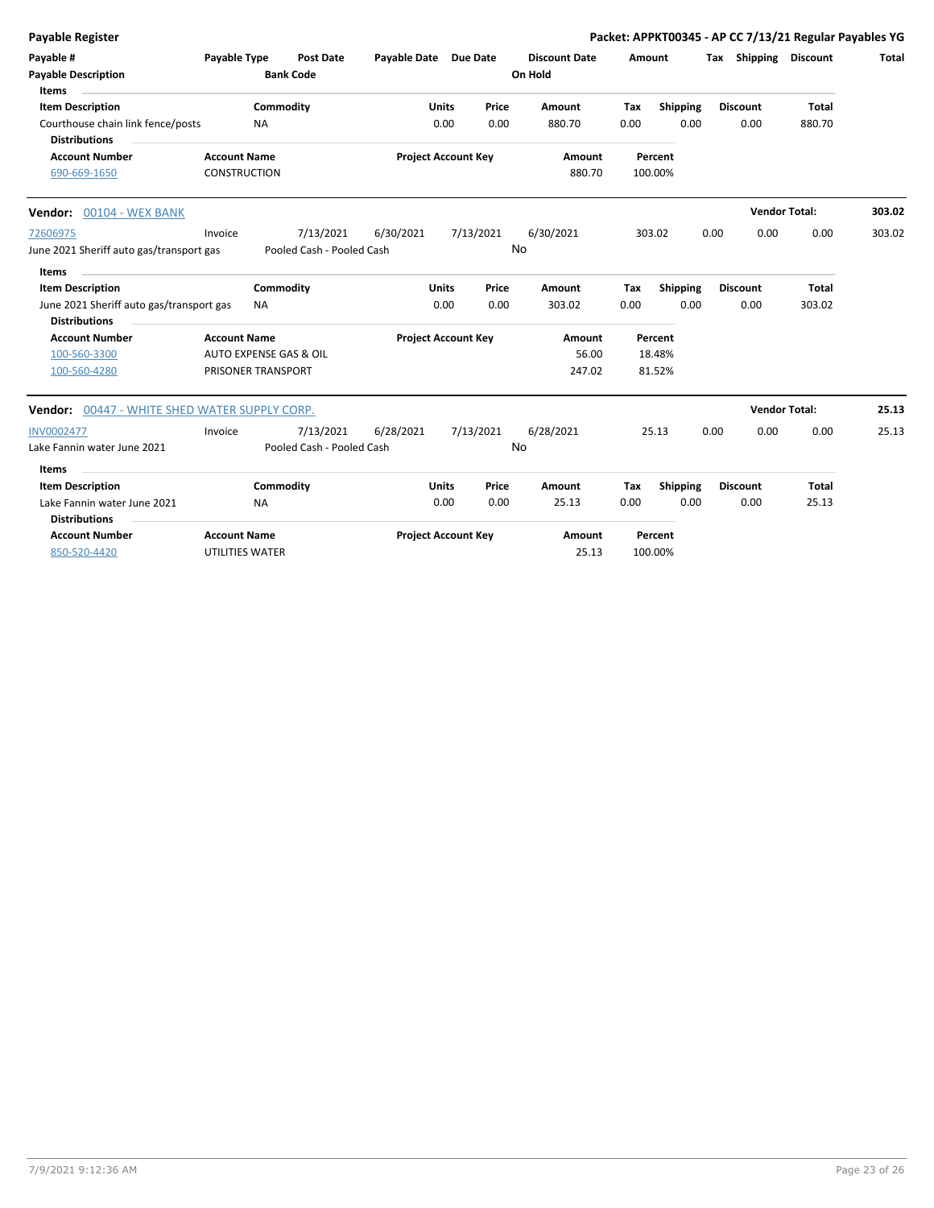| Payable # | Payable Type | Post Date | Payable Date | Due Date | Discount Date | Amount | Tax | Shipping | Discount | Total |
|---|---|---|---|---|---|---|---|---|---|---|
| Payable Description | | Bank Code | | | On Hold | | | | | |

**Items**

| Item Description | Commodity | Units | Price | Amount | Tax | Shipping | Discount | Total |
|---|---|---|---|---|---|---|---|---|
| Courthouse chain link fence/posts | NA | 0.00 | 0.00 | 880.70 | 0.00 | 0.00 | 0.00 | 880.70 |

**Distributions**

| Account Number | Account Name | Project Account Key | Amount | Percent |
|---|---|---|---|---|
| 690-669-1650 | CONSTRUCTION | | 880.70 | 100.00% |

**Vendor:** 00104 - WEX BANK — **Vendor Total:** 303.02

| Payable # | Payable Type | Post Date | Payable Date | Due Date | Discount Date | Amount | Tax | Shipping | Discount | Total |
|---|---|---|---|---|---|---|---|---|---|---|
| 72606975 | Invoice | 7/13/2021 | 6/30/2021 | 7/13/2021 | 6/30/2021 | 303.02 | 0.00 | 0.00 | 0.00 | 303.02 |
| June 2021 Sheriff auto gas/transport gas | | Pooled Cash - Pooled Cash | | | No | | | | | |

**Items**

| Item Description | Commodity | Units | Price | Amount | Tax | Shipping | Discount | Total |
|---|---|---|---|---|---|---|---|---|
| June 2021 Sheriff auto gas/transport gas | NA | 0.00 | 0.00 | 303.02 | 0.00 | 0.00 | 0.00 | 303.02 |

**Distributions**

| Account Number | Account Name | Project Account Key | Amount | Percent |
|---|---|---|---|---|
| 100-560-3300 | AUTO EXPENSE GAS & OIL | | 56.00 | 18.48% |
| 100-560-4280 | PRISONER TRANSPORT | | 247.02 | 81.52% |

**Vendor:** 00447 - WHITE SHED WATER SUPPLY CORP. — **Vendor Total:** 25.13

| Payable # | Payable Type | Post Date | Payable Date | Due Date | Discount Date | Amount | Tax | Shipping | Discount | Total |
|---|---|---|---|---|---|---|---|---|---|---|
| INV0002477 | Invoice | 7/13/2021 | 6/28/2021 | 7/13/2021 | 6/28/2021 | 25.13 | 0.00 | 0.00 | 0.00 | 25.13 |
| Lake Fannin water June 2021 | | Pooled Cash - Pooled Cash | | | No | | | | | |

**Items**

| Item Description | Commodity | Units | Price | Amount | Tax | Shipping | Discount | Total |
|---|---|---|---|---|---|---|---|---|
| Lake Fannin water June 2021 | NA | 0.00 | 0.00 | 25.13 | 0.00 | 0.00 | 0.00 | 25.13 |

**Distributions**

| Account Number | Account Name | Project Account Key | Amount | Percent |
|---|---|---|---|---|
| 850-520-4420 | UTILITIES WATER | | 25.13 | 100.00% |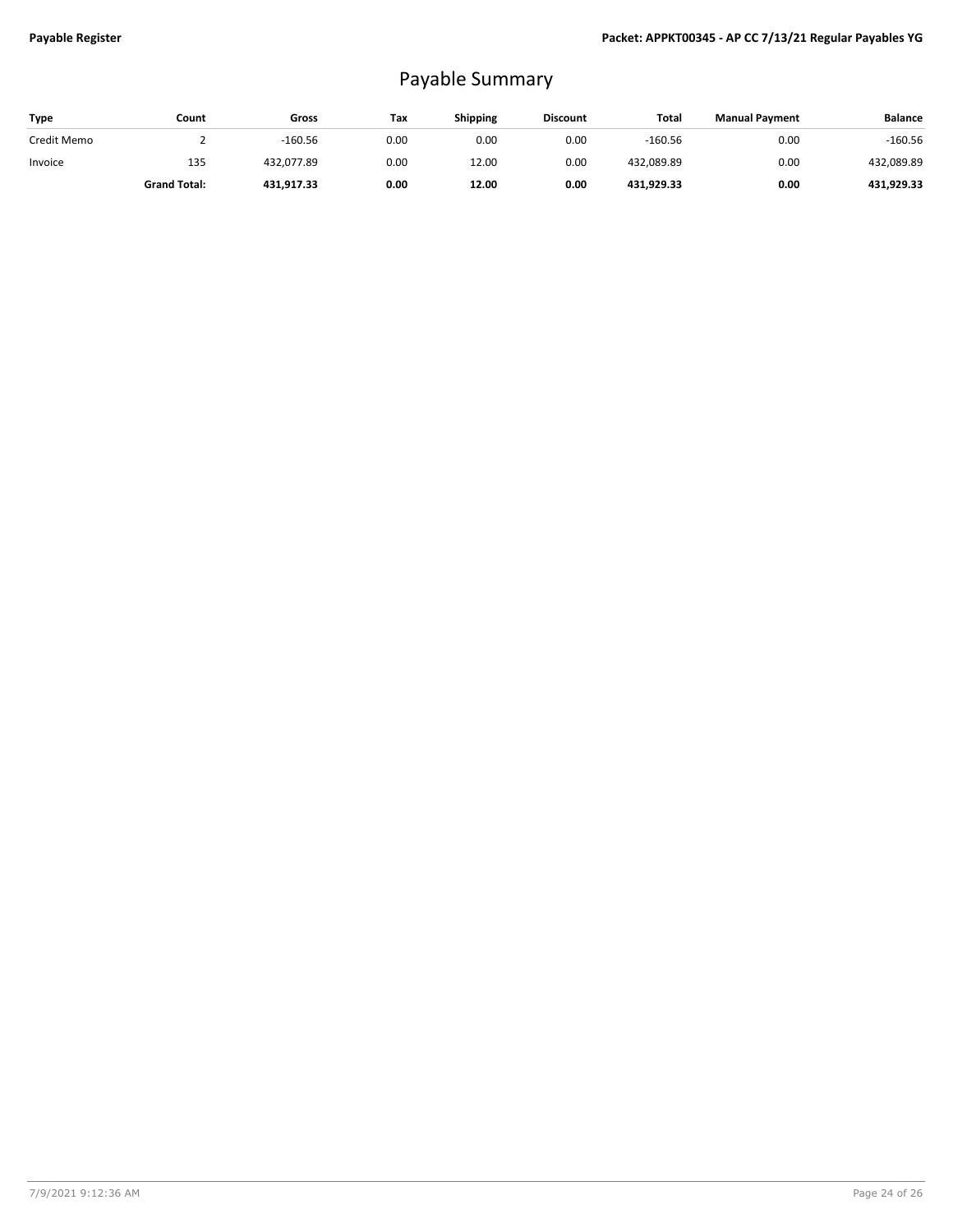# Payable Summary

| Type | Count | Gross | Tax | Shipping | Discount | Total | Manual Payment | Balance |
|---|---|---|---|---|---|---|---|---|
| Credit Memo | 2 | -160.56 | 0.00 | 0.00 | 0.00 | -160.56 | 0.00 | -160.56 |
| Invoice | 135 | 432,077.89 | 0.00 | 12.00 | 0.00 | 432,089.89 | 0.00 | 432,089.89 |
| | **Grand Total:** | **431,917.33** | **0.00** | **12.00** | **0.00** | **431,929.33** | **0.00** | **431,929.33** |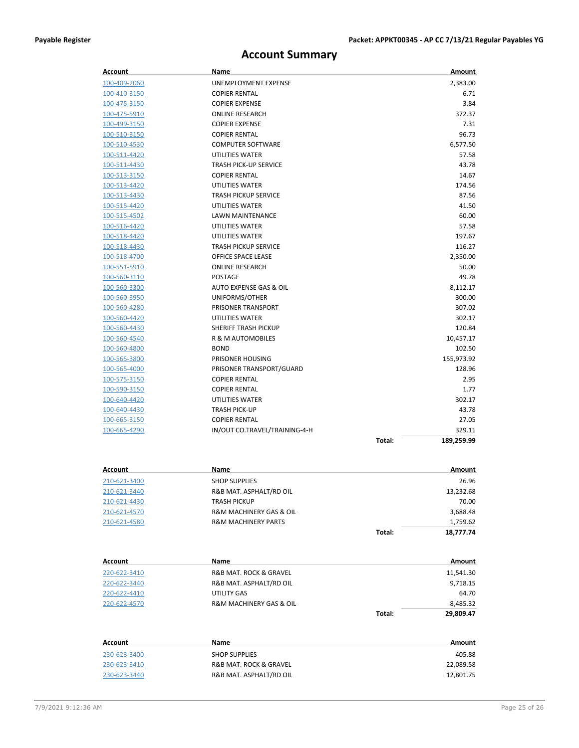# Account Summary

| Account | Name | | Amount |
| --- | --- | --- | --- |
| 100-409-2060 | UNEMPLOYMENT EXPENSE | | 2,383.00 |
| 100-410-3150 | COPIER RENTAL | | 6.71 |
| 100-475-3150 | COPIER EXPENSE | | 3.84 |
| 100-475-5910 | ONLINE RESEARCH | | 372.37 |
| 100-499-3150 | COPIER EXPENSE | | 7.31 |
| 100-510-3150 | COPIER RENTAL | | 96.73 |
| 100-510-4530 | COMPUTER SOFTWARE | | 6,577.50 |
| 100-511-4420 | UTILITIES WATER | | 57.58 |
| 100-511-4430 | TRASH PICK-UP SERVICE | | 43.78 |
| 100-513-3150 | COPIER RENTAL | | 14.67 |
| 100-513-4420 | UTILITIES WATER | | 174.56 |
| 100-513-4430 | TRASH PICKUP SERVICE | | 87.56 |
| 100-515-4420 | UTILITIES WATER | | 41.50 |
| 100-515-4502 | LAWN MAINTENANCE | | 60.00 |
| 100-516-4420 | UTILITIES WATER | | 57.58 |
| 100-518-4420 | UTILITIES WATER | | 197.67 |
| 100-518-4430 | TRASH PICKUP SERVICE | | 116.27 |
| 100-518-4700 | OFFICE SPACE LEASE | | 2,350.00 |
| 100-551-5910 | ONLINE RESEARCH | | 50.00 |
| 100-560-3110 | POSTAGE | | 49.78 |
| 100-560-3300 | AUTO EXPENSE GAS & OIL | | 8,112.17 |
| 100-560-3950 | UNIFORMS/OTHER | | 300.00 |
| 100-560-4280 | PRISONER TRANSPORT | | 307.02 |
| 100-560-4420 | UTILITIES WATER | | 302.17 |
| 100-560-4430 | SHERIFF TRASH PICKUP | | 120.84 |
| 100-560-4540 | R & M AUTOMOBILES | | 10,457.17 |
| 100-560-4800 | BOND | | 102.50 |
| 100-565-3800 | PRISONER HOUSING | | 155,973.92 |
| 100-565-4000 | PRISONER TRANSPORT/GUARD | | 128.96 |
| 100-575-3150 | COPIER RENTAL | | 2.95 |
| 100-590-3150 | COPIER RENTAL | | 1.77 |
| 100-640-4420 | UTILITIES WATER | | 302.17 |
| 100-640-4430 | TRASH PICK-UP | | 43.78 |
| 100-665-3150 | COPIER RENTAL | | 27.05 |
| 100-665-4290 | IN/OUT CO.TRAVEL/TRAINING-4-H | | 329.11 |
| | | **Total:** | **189,259.99** |

| Account | Name | | Amount |
| --- | --- | --- | --- |
| 210-621-3400 | SHOP SUPPLIES | | 26.96 |
| 210-621-3440 | R&B MAT. ASPHALT/RD OIL | | 13,232.68 |
| 210-621-4430 | TRASH PICKUP | | 70.00 |
| 210-621-4570 | R&M MACHINERY GAS & OIL | | 3,688.48 |
| 210-621-4580 | R&M MACHINERY PARTS | | 1,759.62 |
| | | **Total:** | **18,777.74** |

| Account | Name | | Amount |
| --- | --- | --- | --- |
| 220-622-3410 | R&B MAT. ROCK & GRAVEL | | 11,541.30 |
| 220-622-3440 | R&B MAT. ASPHALT/RD OIL | | 9,718.15 |
| 220-622-4410 | UTILITY GAS | | 64.70 |
| 220-622-4570 | R&M MACHINERY GAS & OIL | | 8,485.32 |
| | | **Total:** | **29,809.47** |

| Account | Name | Amount |
| --- | --- | --- |
| 230-623-3400 | SHOP SUPPLIES | 405.88 |
| 230-623-3410 | R&B MAT. ROCK & GRAVEL | 22,089.58 |
| 230-623-3440 | R&B MAT. ASPHALT/RD OIL | 12,801.75 |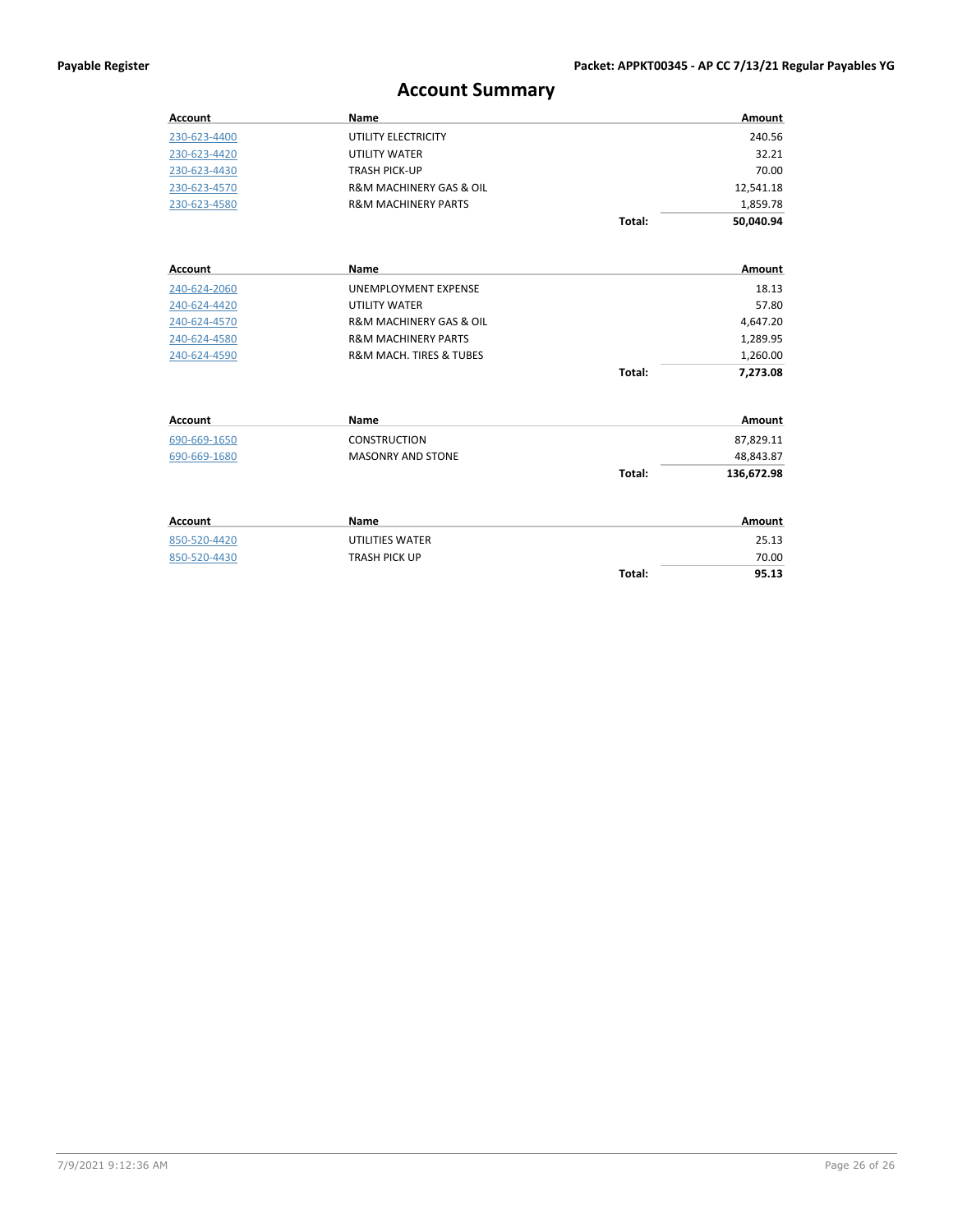# Account Summary

| Account | Name | | Amount |
|---|---|---|---|
| 230-623-4400 | UTILITY ELECTRICITY | | 240.56 |
| 230-623-4420 | UTILITY WATER | | 32.21 |
| 230-623-4430 | TRASH PICK-UP | | 70.00 |
| 230-623-4570 | R&M MACHINERY GAS & OIL | | 12,541.18 |
| 230-623-4580 | R&M MACHINERY PARTS | | 1,859.78 |
| | | **Total:** | **50,040.94** |

| Account | Name | | Amount |
|---|---|---|---|
| 240-624-2060 | UNEMPLOYMENT EXPENSE | | 18.13 |
| 240-624-4420 | UTILITY WATER | | 57.80 |
| 240-624-4570 | R&M MACHINERY GAS & OIL | | 4,647.20 |
| 240-624-4580 | R&M MACHINERY PARTS | | 1,289.95 |
| 240-624-4590 | R&M MACH. TIRES & TUBES | | 1,260.00 |
| | | **Total:** | **7,273.08** |

| Account | Name | | Amount |
|---|---|---|---|
| 690-669-1650 | CONSTRUCTION | | 87,829.11 |
| 690-669-1680 | MASONRY AND STONE | | 48,843.87 |
| | | **Total:** | **136,672.98** |

| Account | Name | | Amount |
|---|---|---|---|
| 850-520-4420 | UTILITIES WATER | | 25.13 |
| 850-520-4430 | TRASH PICK UP | | 70.00 |
| | | **Total:** | **95.13** |